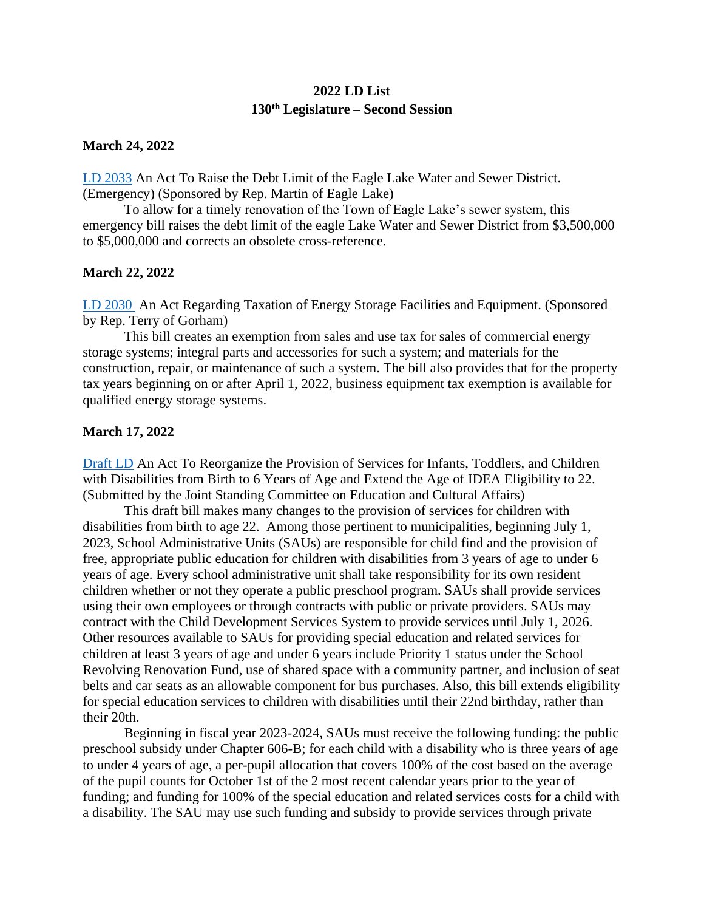# 2022 LD List
## 130th Legislature – Second Session

**March 24, 2022**

LD 2033 An Act To Raise the Debt Limit of the Eagle Lake Water and Sewer District. (Emergency) (Sponsored by Rep. Martin of Eagle Lake)

To allow for a timely renovation of the Town of Eagle Lake's sewer system, this emergency bill raises the debt limit of the eagle Lake Water and Sewer District from $3,500,000 to $5,000,000 and corrects an obsolete cross-reference.

**March 22, 2022**

LD 2030 An Act Regarding Taxation of Energy Storage Facilities and Equipment. (Sponsored by Rep. Terry of Gorham)

This bill creates an exemption from sales and use tax for sales of commercial energy storage systems; integral parts and accessories for such a system; and materials for the construction, repair, or maintenance of such a system. The bill also provides that for the property tax years beginning on or after April 1, 2022, business equipment tax exemption is available for qualified energy storage systems.

**March 17, 2022**

Draft LD An Act To Reorganize the Provision of Services for Infants, Toddlers, and Children with Disabilities from Birth to 6 Years of Age and Extend the Age of IDEA Eligibility to 22. (Submitted by the Joint Standing Committee on Education and Cultural Affairs)

This draft bill makes many changes to the provision of services for children with disabilities from birth to age 22. Among those pertinent to municipalities, beginning July 1, 2023, School Administrative Units (SAUs) are responsible for child find and the provision of free, appropriate public education for children with disabilities from 3 years of age to under 6 years of age. Every school administrative unit shall take responsibility for its own resident children whether or not they operate a public preschool program. SAUs shall provide services using their own employees or through contracts with public or private providers. SAUs may contract with the Child Development Services System to provide services until July 1, 2026. Other resources available to SAUs for providing special education and related services for children at least 3 years of age and under 6 years include Priority 1 status under the School Revolving Renovation Fund, use of shared space with a community partner, and inclusion of seat belts and car seats as an allowable component for bus purchases. Also, this bill extends eligibility for special education services to children with disabilities until their 22nd birthday, rather than their 20th.

Beginning in fiscal year 2023-2024, SAUs must receive the following funding: the public preschool subsidy under Chapter 606-B; for each child with a disability who is three years of age to under 4 years of age, a per-pupil allocation that covers 100% of the cost based on the average of the pupil counts for October 1st of the 2 most recent calendar years prior to the year of funding; and funding for 100% of the special education and related services costs for a child with a disability. The SAU may use such funding and subsidy to provide services through private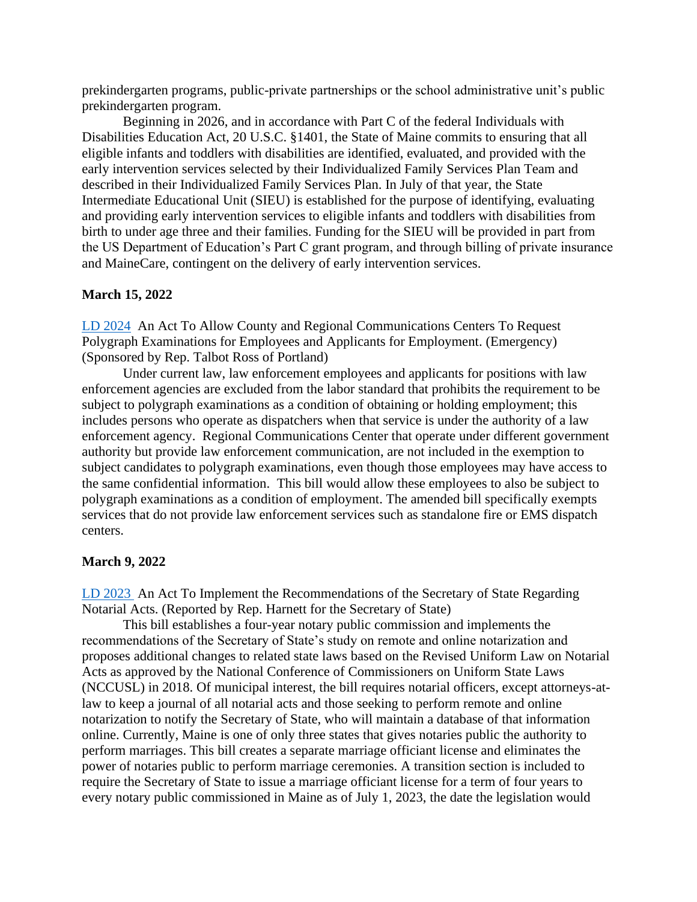prekindergarten programs, public-private partnerships or the school administrative unit's public prekindergarten program.

Beginning in 2026, and in accordance with Part C of the federal Individuals with Disabilities Education Act, 20 U.S.C. §1401, the State of Maine commits to ensuring that all eligible infants and toddlers with disabilities are identified, evaluated, and provided with the early intervention services selected by their Individualized Family Services Plan Team and described in their Individualized Family Services Plan. In July of that year, the State Intermediate Educational Unit (SIEU) is established for the purpose of identifying, evaluating and providing early intervention services to eligible infants and toddlers with disabilities from birth to under age three and their families. Funding for the SIEU will be provided in part from the US Department of Education's Part C grant program, and through billing of private insurance and MaineCare, contingent on the delivery of early intervention services.

**March 15, 2022**

LD 2024 An Act To Allow County and Regional Communications Centers To Request Polygraph Examinations for Employees and Applicants for Employment. (Emergency) (Sponsored by Rep. Talbot Ross of Portland)

Under current law, law enforcement employees and applicants for positions with law enforcement agencies are excluded from the labor standard that prohibits the requirement to be subject to polygraph examinations as a condition of obtaining or holding employment; this includes persons who operate as dispatchers when that service is under the authority of a law enforcement agency. Regional Communications Center that operate under different government authority but provide law enforcement communication, are not included in the exemption to subject candidates to polygraph examinations, even though those employees may have access to the same confidential information. This bill would allow these employees to also be subject to polygraph examinations as a condition of employment. The amended bill specifically exempts services that do not provide law enforcement services such as standalone fire or EMS dispatch centers.

**March 9, 2022**

LD 2023 An Act To Implement the Recommendations of the Secretary of State Regarding Notarial Acts. (Reported by Rep. Harnett for the Secretary of State)

This bill establishes a four-year notary public commission and implements the recommendations of the Secretary of State's study on remote and online notarization and proposes additional changes to related state laws based on the Revised Uniform Law on Notarial Acts as approved by the National Conference of Commissioners on Uniform State Laws (NCCUSL) in 2018. Of municipal interest, the bill requires notarial officers, except attorneys-at-law to keep a journal of all notarial acts and those seeking to perform remote and online notarization to notify the Secretary of State, who will maintain a database of that information online. Currently, Maine is one of only three states that gives notaries public the authority to perform marriages. This bill creates a separate marriage officiant license and eliminates the power of notaries public to perform marriage ceremonies. A transition section is included to require the Secretary of State to issue a marriage officiant license for a term of four years to every notary public commissioned in Maine as of July 1, 2023, the date the legislation would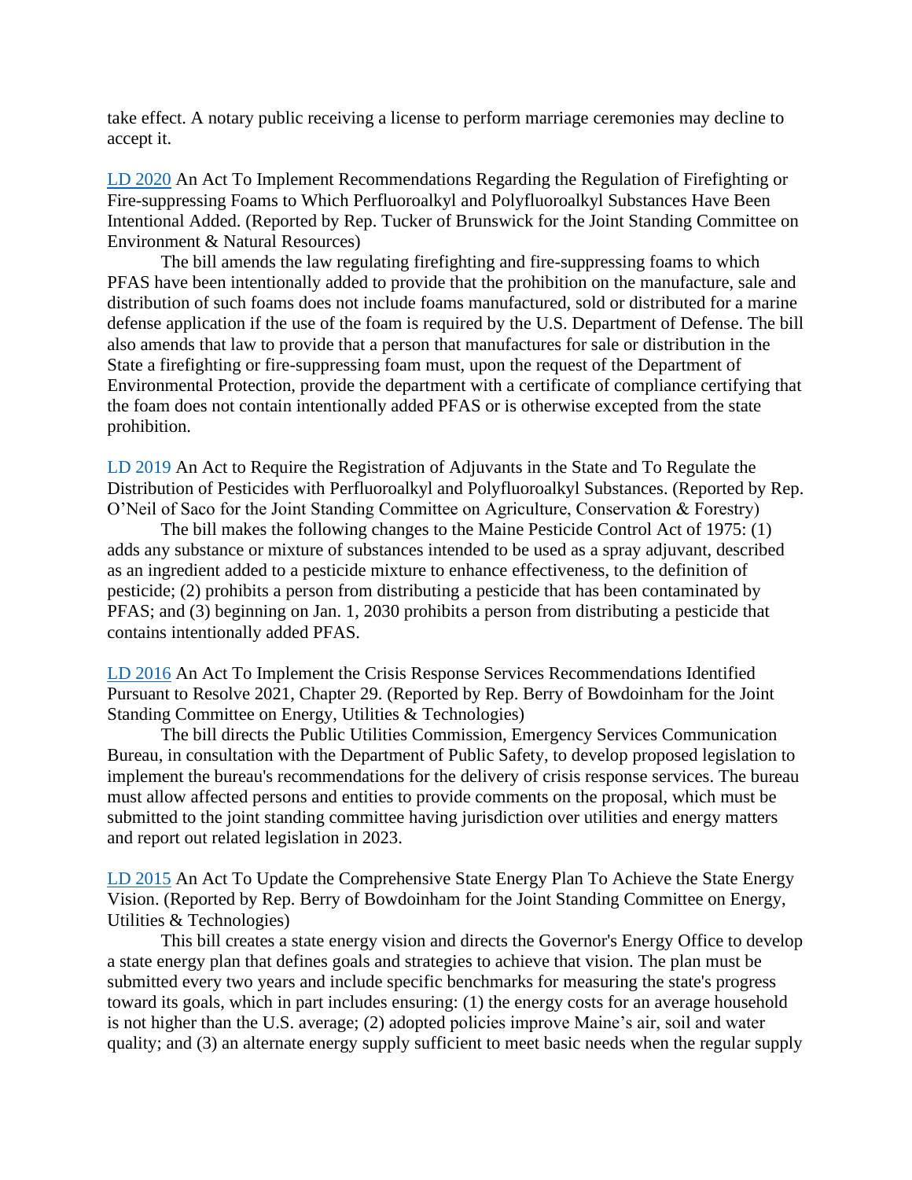take effect. A notary public receiving a license to perform marriage ceremonies may decline to accept it.

LD 2020 An Act To Implement Recommendations Regarding the Regulation of Firefighting or Fire-suppressing Foams to Which Perfluoroalkyl and Polyfluoroalkyl Substances Have Been Intentional Added. (Reported by Rep. Tucker of Brunswick for the Joint Standing Committee on Environment & Natural Resources)

The bill amends the law regulating firefighting and fire-suppressing foams to which PFAS have been intentionally added to provide that the prohibition on the manufacture, sale and distribution of such foams does not include foams manufactured, sold or distributed for a marine defense application if the use of the foam is required by the U.S. Department of Defense. The bill also amends that law to provide that a person that manufactures for sale or distribution in the State a firefighting or fire-suppressing foam must, upon the request of the Department of Environmental Protection, provide the department with a certificate of compliance certifying that the foam does not contain intentionally added PFAS or is otherwise excepted from the state prohibition.

LD 2019 An Act to Require the Registration of Adjuvants in the State and To Regulate the Distribution of Pesticides with Perfluoroalkyl and Polyfluoroalkyl Substances. (Reported by Rep. O'Neil of Saco for the Joint Standing Committee on Agriculture, Conservation & Forestry)

The bill makes the following changes to the Maine Pesticide Control Act of 1975: (1) adds any substance or mixture of substances intended to be used as a spray adjuvant, described as an ingredient added to a pesticide mixture to enhance effectiveness, to the definition of pesticide; (2) prohibits a person from distributing a pesticide that has been contaminated by PFAS; and (3) beginning on Jan. 1, 2030 prohibits a person from distributing a pesticide that contains intentionally added PFAS.

LD 2016 An Act To Implement the Crisis Response Services Recommendations Identified Pursuant to Resolve 2021, Chapter 29. (Reported by Rep. Berry of Bowdoinham for the Joint Standing Committee on Energy, Utilities & Technologies)

The bill directs the Public Utilities Commission, Emergency Services Communication Bureau, in consultation with the Department of Public Safety, to develop proposed legislation to implement the bureau's recommendations for the delivery of crisis response services. The bureau must allow affected persons and entities to provide comments on the proposal, which must be submitted to the joint standing committee having jurisdiction over utilities and energy matters and report out related legislation in 2023.

LD 2015 An Act To Update the Comprehensive State Energy Plan To Achieve the State Energy Vision. (Reported by Rep. Berry of Bowdoinham for the Joint Standing Committee on Energy, Utilities & Technologies)

This bill creates a state energy vision and directs the Governor's Energy Office to develop a state energy plan that defines goals and strategies to achieve that vision. The plan must be submitted every two years and include specific benchmarks for measuring the state's progress toward its goals, which in part includes ensuring: (1) the energy costs for an average household is not higher than the U.S. average; (2) adopted policies improve Maine's air, soil and water quality; and (3) an alternate energy supply sufficient to meet basic needs when the regular supply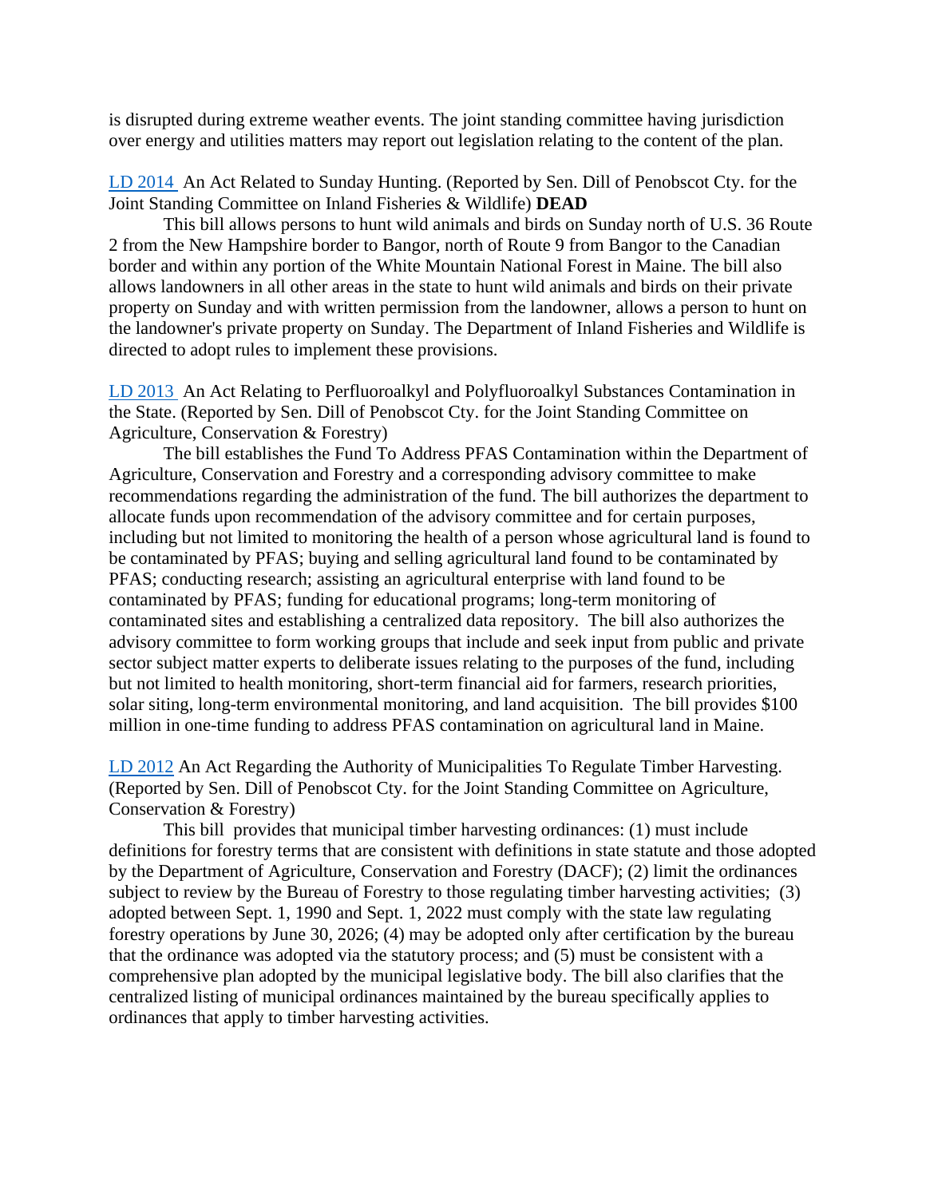is disrupted during extreme weather events. The joint standing committee having jurisdiction over energy and utilities matters may report out legislation relating to the content of the plan.

LD 2014 An Act Related to Sunday Hunting. (Reported by Sen. Dill of Penobscot Cty. for the Joint Standing Committee on Inland Fisheries & Wildlife) **DEAD**

This bill allows persons to hunt wild animals and birds on Sunday north of U.S. 36 Route 2 from the New Hampshire border to Bangor, north of Route 9 from Bangor to the Canadian border and within any portion of the White Mountain National Forest in Maine. The bill also allows landowners in all other areas in the state to hunt wild animals and birds on their private property on Sunday and with written permission from the landowner, allows a person to hunt on the landowner's private property on Sunday. The Department of Inland Fisheries and Wildlife is directed to adopt rules to implement these provisions.

LD 2013 An Act Relating to Perfluoroalkyl and Polyfluoroalkyl Substances Contamination in the State. (Reported by Sen. Dill of Penobscot Cty. for the Joint Standing Committee on Agriculture, Conservation & Forestry)

The bill establishes the Fund To Address PFAS Contamination within the Department of Agriculture, Conservation and Forestry and a corresponding advisory committee to make recommendations regarding the administration of the fund. The bill authorizes the department to allocate funds upon recommendation of the advisory committee and for certain purposes, including but not limited to monitoring the health of a person whose agricultural land is found to be contaminated by PFAS; buying and selling agricultural land found to be contaminated by PFAS; conducting research; assisting an agricultural enterprise with land found to be contaminated by PFAS; funding for educational programs; long-term monitoring of contaminated sites and establishing a centralized data repository. The bill also authorizes the advisory committee to form working groups that include and seek input from public and private sector subject matter experts to deliberate issues relating to the purposes of the fund, including but not limited to health monitoring, short-term financial aid for farmers, research priorities, solar siting, long-term environmental monitoring, and land acquisition. The bill provides $100 million in one-time funding to address PFAS contamination on agricultural land in Maine.

LD 2012 An Act Regarding the Authority of Municipalities To Regulate Timber Harvesting. (Reported by Sen. Dill of Penobscot Cty. for the Joint Standing Committee on Agriculture, Conservation & Forestry)

This bill provides that municipal timber harvesting ordinances: (1) must include definitions for forestry terms that are consistent with definitions in state statute and those adopted by the Department of Agriculture, Conservation and Forestry (DACF); (2) limit the ordinances subject to review by the Bureau of Forestry to those regulating timber harvesting activities; (3) adopted between Sept. 1, 1990 and Sept. 1, 2022 must comply with the state law regulating forestry operations by June 30, 2026; (4) may be adopted only after certification by the bureau that the ordinance was adopted via the statutory process; and (5) must be consistent with a comprehensive plan adopted by the municipal legislative body. The bill also clarifies that the centralized listing of municipal ordinances maintained by the bureau specifically applies to ordinances that apply to timber harvesting activities.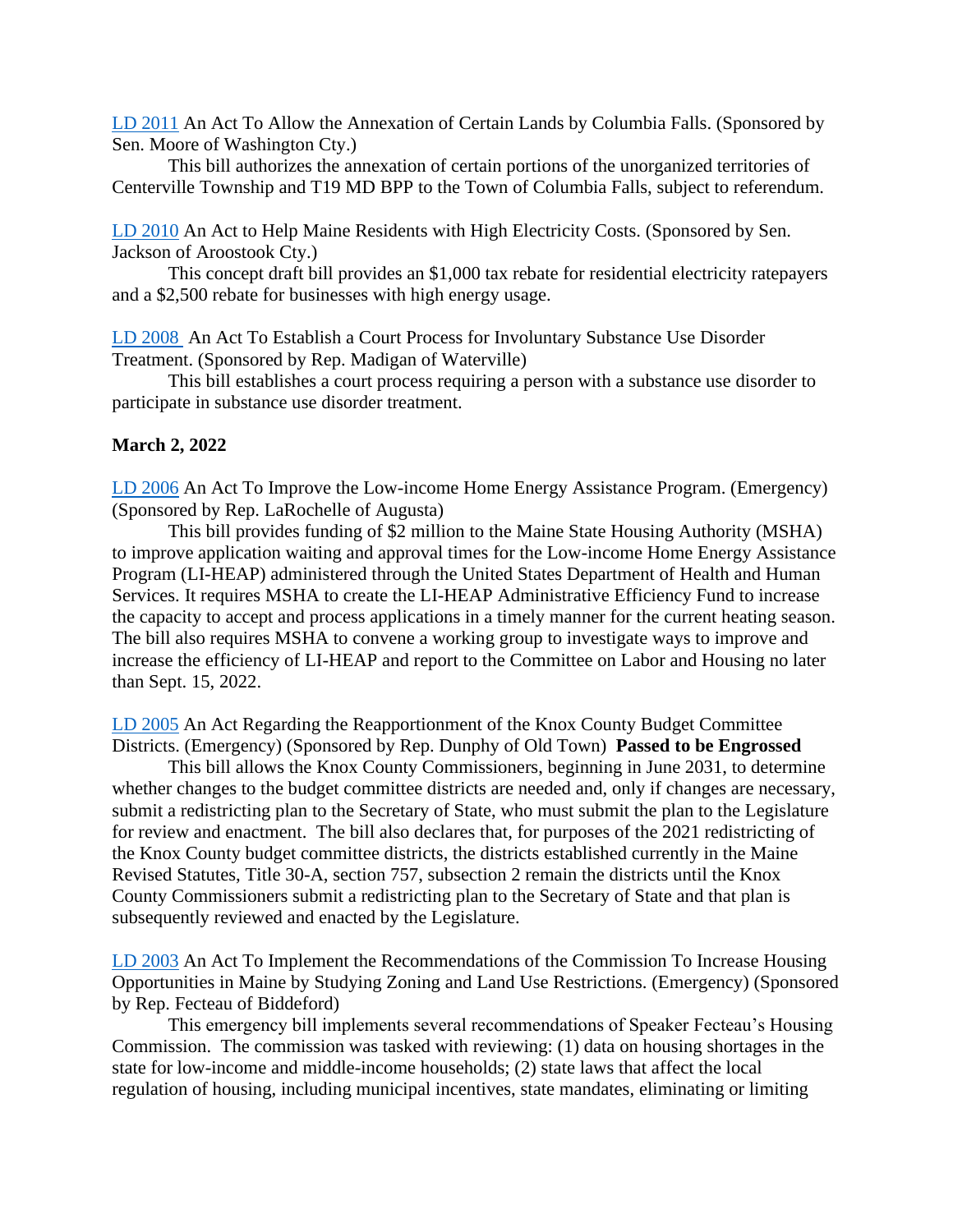LD 2011 An Act To Allow the Annexation of Certain Lands by Columbia Falls. (Sponsored by Sen. Moore of Washington Cty.)

This bill authorizes the annexation of certain portions of the unorganized territories of Centerville Township and T19 MD BPP to the Town of Columbia Falls, subject to referendum.

LD 2010 An Act to Help Maine Residents with High Electricity Costs. (Sponsored by Sen. Jackson of Aroostook Cty.)

This concept draft bill provides an $1,000 tax rebate for residential electricity ratepayers and a $2,500 rebate for businesses with high energy usage.

LD 2008 An Act To Establish a Court Process for Involuntary Substance Use Disorder Treatment. (Sponsored by Rep. Madigan of Waterville)

This bill establishes a court process requiring a person with a substance use disorder to participate in substance use disorder treatment.

**March 2, 2022**

LD 2006 An Act To Improve the Low-income Home Energy Assistance Program. (Emergency) (Sponsored by Rep. LaRochelle of Augusta)

This bill provides funding of $2 million to the Maine State Housing Authority (MSHA) to improve application waiting and approval times for the Low-income Home Energy Assistance Program (LI-HEAP) administered through the United States Department of Health and Human Services. It requires MSHA to create the LI-HEAP Administrative Efficiency Fund to increase the capacity to accept and process applications in a timely manner for the current heating season. The bill also requires MSHA to convene a working group to investigate ways to improve and increase the efficiency of LI-HEAP and report to the Committee on Labor and Housing no later than Sept. 15, 2022.

LD 2005 An Act Regarding the Reapportionment of the Knox County Budget Committee Districts. (Emergency) (Sponsored by Rep. Dunphy of Old Town) **Passed to be Engrossed**

This bill allows the Knox County Commissioners, beginning in June 2031, to determine whether changes to the budget committee districts are needed and, only if changes are necessary, submit a redistricting plan to the Secretary of State, who must submit the plan to the Legislature for review and enactment. The bill also declares that, for purposes of the 2021 redistricting of the Knox County budget committee districts, the districts established currently in the Maine Revised Statutes, Title 30-A, section 757, subsection 2 remain the districts until the Knox County Commissioners submit a redistricting plan to the Secretary of State and that plan is subsequently reviewed and enacted by the Legislature.

LD 2003 An Act To Implement the Recommendations of the Commission To Increase Housing Opportunities in Maine by Studying Zoning and Land Use Restrictions. (Emergency) (Sponsored by Rep. Fecteau of Biddeford)

This emergency bill implements several recommendations of Speaker Fecteau's Housing Commission. The commission was tasked with reviewing: (1) data on housing shortages in the state for low-income and middle-income households; (2) state laws that affect the local regulation of housing, including municipal incentives, state mandates, eliminating or limiting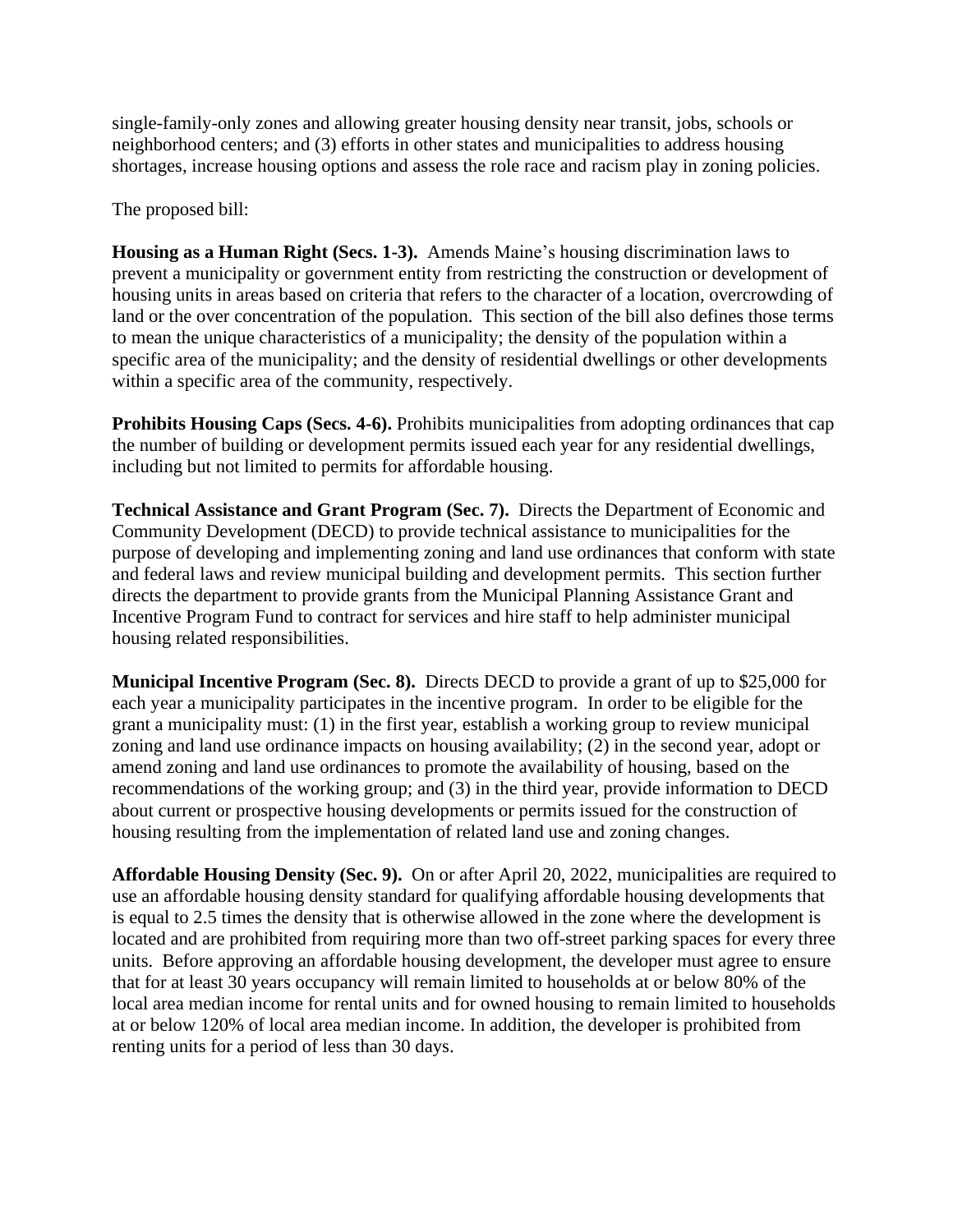single-family-only zones and allowing greater housing density near transit, jobs, schools or neighborhood centers; and (3) efforts in other states and municipalities to address housing shortages, increase housing options and assess the role race and racism play in zoning policies.

The proposed bill:

**Housing as a Human Right (Secs. 1-3).** Amends Maine's housing discrimination laws to prevent a municipality or government entity from restricting the construction or development of housing units in areas based on criteria that refers to the character of a location, overcrowding of land or the over concentration of the population. This section of the bill also defines those terms to mean the unique characteristics of a municipality; the density of the population within a specific area of the municipality; and the density of residential dwellings or other developments within a specific area of the community, respectively.

**Prohibits Housing Caps (Secs. 4-6).** Prohibits municipalities from adopting ordinances that cap the number of building or development permits issued each year for any residential dwellings, including but not limited to permits for affordable housing.

**Technical Assistance and Grant Program (Sec. 7).** Directs the Department of Economic and Community Development (DECD) to provide technical assistance to municipalities for the purpose of developing and implementing zoning and land use ordinances that conform with state and federal laws and review municipal building and development permits. This section further directs the department to provide grants from the Municipal Planning Assistance Grant and Incentive Program Fund to contract for services and hire staff to help administer municipal housing related responsibilities.

**Municipal Incentive Program (Sec. 8).** Directs DECD to provide a grant of up to $25,000 for each year a municipality participates in the incentive program. In order to be eligible for the grant a municipality must: (1) in the first year, establish a working group to review municipal zoning and land use ordinance impacts on housing availability; (2) in the second year, adopt or amend zoning and land use ordinances to promote the availability of housing, based on the recommendations of the working group; and (3) in the third year, provide information to DECD about current or prospective housing developments or permits issued for the construction of housing resulting from the implementation of related land use and zoning changes.

**Affordable Housing Density (Sec. 9).** On or after April 20, 2022, municipalities are required to use an affordable housing density standard for qualifying affordable housing developments that is equal to 2.5 times the density that is otherwise allowed in the zone where the development is located and are prohibited from requiring more than two off-street parking spaces for every three units. Before approving an affordable housing development, the developer must agree to ensure that for at least 30 years occupancy will remain limited to households at or below 80% of the local area median income for rental units and for owned housing to remain limited to households at or below 120% of local area median income. In addition, the developer is prohibited from renting units for a period of less than 30 days.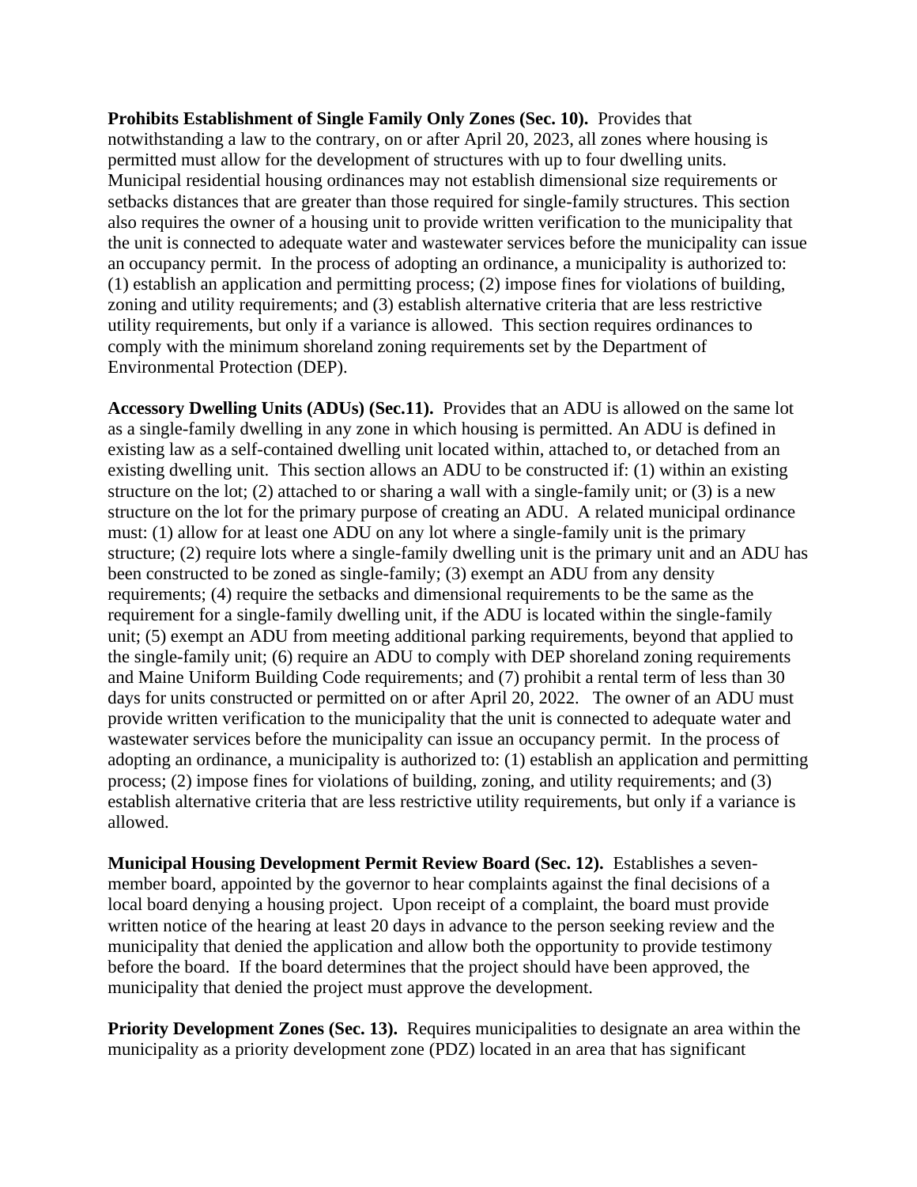**Prohibits Establishment of Single Family Only Zones (Sec. 10).** Provides that notwithstanding a law to the contrary, on or after April 20, 2023, all zones where housing is permitted must allow for the development of structures with up to four dwelling units. Municipal residential housing ordinances may not establish dimensional size requirements or setbacks distances that are greater than those required for single-family structures. This section also requires the owner of a housing unit to provide written verification to the municipality that the unit is connected to adequate water and wastewater services before the municipality can issue an occupancy permit. In the process of adopting an ordinance, a municipality is authorized to: (1) establish an application and permitting process; (2) impose fines for violations of building, zoning and utility requirements; and (3) establish alternative criteria that are less restrictive utility requirements, but only if a variance is allowed. This section requires ordinances to comply with the minimum shoreland zoning requirements set by the Department of Environmental Protection (DEP).

**Accessory Dwelling Units (ADUs) (Sec.11).** Provides that an ADU is allowed on the same lot as a single-family dwelling in any zone in which housing is permitted. An ADU is defined in existing law as a self-contained dwelling unit located within, attached to, or detached from an existing dwelling unit. This section allows an ADU to be constructed if: (1) within an existing structure on the lot; (2) attached to or sharing a wall with a single-family unit; or (3) is a new structure on the lot for the primary purpose of creating an ADU. A related municipal ordinance must: (1) allow for at least one ADU on any lot where a single-family unit is the primary structure; (2) require lots where a single-family dwelling unit is the primary unit and an ADU has been constructed to be zoned as single-family; (3) exempt an ADU from any density requirements; (4) require the setbacks and dimensional requirements to be the same as the requirement for a single-family dwelling unit, if the ADU is located within the single-family unit; (5) exempt an ADU from meeting additional parking requirements, beyond that applied to the single-family unit; (6) require an ADU to comply with DEP shoreland zoning requirements and Maine Uniform Building Code requirements; and (7) prohibit a rental term of less than 30 days for units constructed or permitted on or after April 20, 2022. The owner of an ADU must provide written verification to the municipality that the unit is connected to adequate water and wastewater services before the municipality can issue an occupancy permit. In the process of adopting an ordinance, a municipality is authorized to: (1) establish an application and permitting process; (2) impose fines for violations of building, zoning, and utility requirements; and (3) establish alternative criteria that are less restrictive utility requirements, but only if a variance is allowed.

**Municipal Housing Development Permit Review Board (Sec. 12).** Establishes a seven-member board, appointed by the governor to hear complaints against the final decisions of a local board denying a housing project. Upon receipt of a complaint, the board must provide written notice of the hearing at least 20 days in advance to the person seeking review and the municipality that denied the application and allow both the opportunity to provide testimony before the board. If the board determines that the project should have been approved, the municipality that denied the project must approve the development.

**Priority Development Zones (Sec. 13).** Requires municipalities to designate an area within the municipality as a priority development zone (PDZ) located in an area that has significant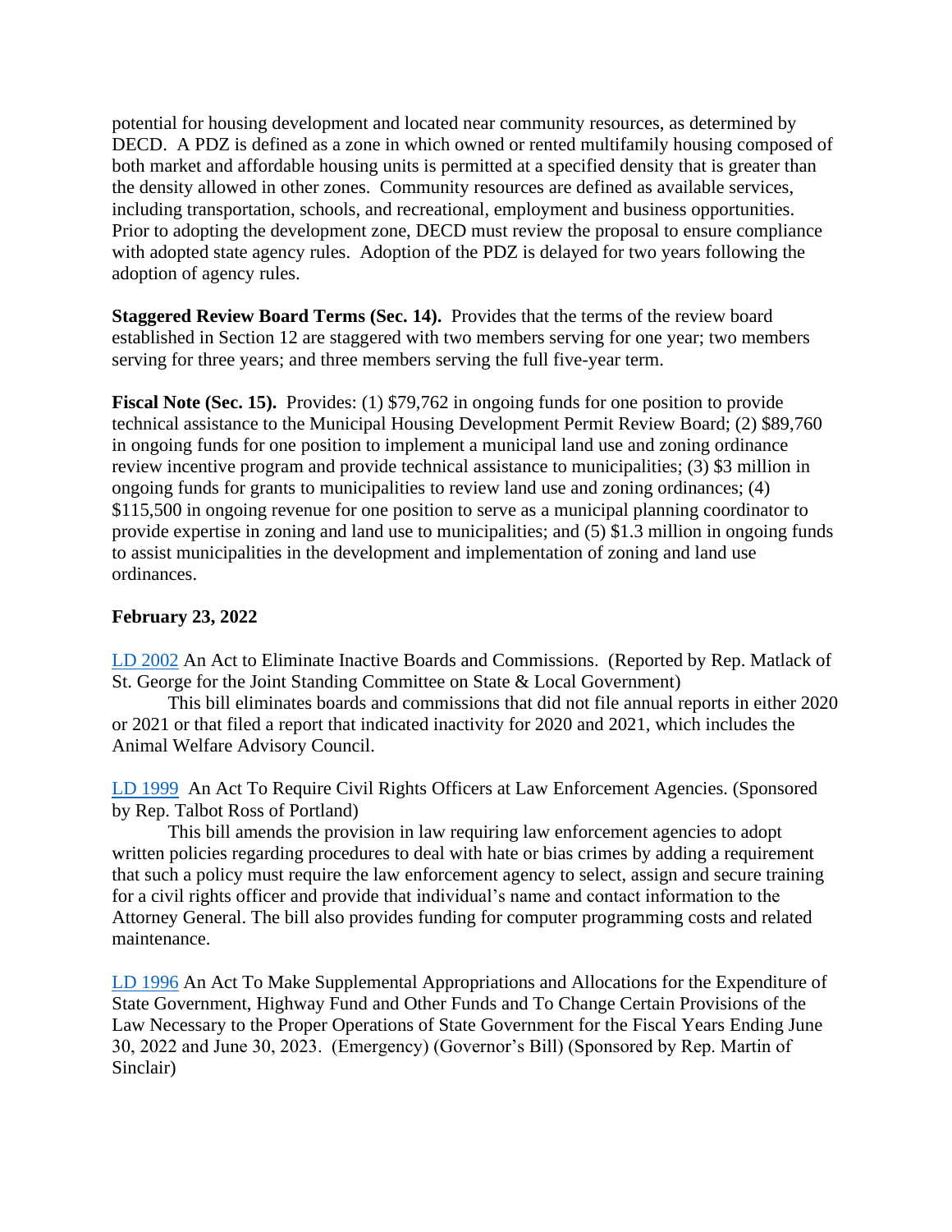potential for housing development and located near community resources, as determined by DECD. A PDZ is defined as a zone in which owned or rented multifamily housing composed of both market and affordable housing units is permitted at a specified density that is greater than the density allowed in other zones. Community resources are defined as available services, including transportation, schools, and recreational, employment and business opportunities. Prior to adopting the development zone, DECD must review the proposal to ensure compliance with adopted state agency rules. Adoption of the PDZ is delayed for two years following the adoption of agency rules.

**Staggered Review Board Terms (Sec. 14).** Provides that the terms of the review board established in Section 12 are staggered with two members serving for one year; two members serving for three years; and three members serving the full five-year term.

**Fiscal Note (Sec. 15).** Provides: (1) $79,762 in ongoing funds for one position to provide technical assistance to the Municipal Housing Development Permit Review Board; (2) $89,760 in ongoing funds for one position to implement a municipal land use and zoning ordinance review incentive program and provide technical assistance to municipalities; (3) $3 million in ongoing funds for grants to municipalities to review land use and zoning ordinances; (4) $115,500 in ongoing revenue for one position to serve as a municipal planning coordinator to provide expertise in zoning and land use to municipalities; and (5) $1.3 million in ongoing funds to assist municipalities in the development and implementation of zoning and land use ordinances.

**February 23, 2022**

LD 2002 An Act to Eliminate Inactive Boards and Commissions. (Reported by Rep. Matlack of St. George for the Joint Standing Committee on State & Local Government)

This bill eliminates boards and commissions that did not file annual reports in either 2020 or 2021 or that filed a report that indicated inactivity for 2020 and 2021, which includes the Animal Welfare Advisory Council.

LD 1999 An Act To Require Civil Rights Officers at Law Enforcement Agencies. (Sponsored by Rep. Talbot Ross of Portland)

This bill amends the provision in law requiring law enforcement agencies to adopt written policies regarding procedures to deal with hate or bias crimes by adding a requirement that such a policy must require the law enforcement agency to select, assign and secure training for a civil rights officer and provide that individual's name and contact information to the Attorney General. The bill also provides funding for computer programming costs and related maintenance.

LD 1996 An Act To Make Supplemental Appropriations and Allocations for the Expenditure of State Government, Highway Fund and Other Funds and To Change Certain Provisions of the Law Necessary to the Proper Operations of State Government for the Fiscal Years Ending June 30, 2022 and June 30, 2023. (Emergency) (Governor's Bill) (Sponsored by Rep. Martin of Sinclair)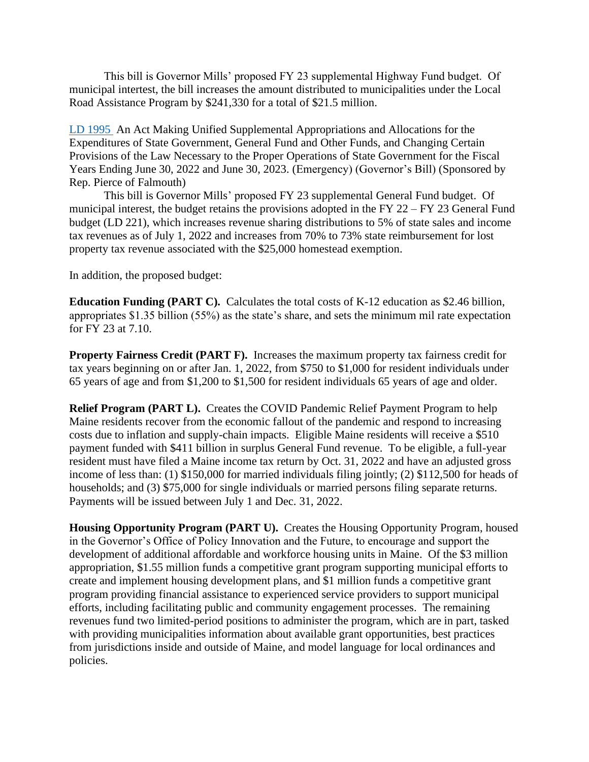This bill is Governor Mills' proposed FY 23 supplemental Highway Fund budget. Of municipal intertest, the bill increases the amount distributed to municipalities under the Local Road Assistance Program by $241,330 for a total of $21.5 million.

LD 1995 An Act Making Unified Supplemental Appropriations and Allocations for the Expenditures of State Government, General Fund and Other Funds, and Changing Certain Provisions of the Law Necessary to the Proper Operations of State Government for the Fiscal Years Ending June 30, 2022 and June 30, 2023. (Emergency) (Governor's Bill) (Sponsored by Rep. Pierce of Falmouth)

This bill is Governor Mills' proposed FY 23 supplemental General Fund budget. Of municipal interest, the budget retains the provisions adopted in the FY 22 – FY 23 General Fund budget (LD 221), which increases revenue sharing distributions to 5% of state sales and income tax revenues as of July 1, 2022 and increases from 70% to 73% state reimbursement for lost property tax revenue associated with the $25,000 homestead exemption.

In addition, the proposed budget:

**Education Funding (PART C).** Calculates the total costs of K-12 education as $2.46 billion, appropriates $1.35 billion (55%) as the state's share, and sets the minimum mil rate expectation for FY 23 at 7.10.

**Property Fairness Credit (PART F).** Increases the maximum property tax fairness credit for tax years beginning on or after Jan. 1, 2022, from $750 to $1,000 for resident individuals under 65 years of age and from $1,200 to $1,500 for resident individuals 65 years of age and older.

**Relief Program (PART L).** Creates the COVID Pandemic Relief Payment Program to help Maine residents recover from the economic fallout of the pandemic and respond to increasing costs due to inflation and supply-chain impacts. Eligible Maine residents will receive a $510 payment funded with $411 billion in surplus General Fund revenue. To be eligible, a full-year resident must have filed a Maine income tax return by Oct. 31, 2022 and have an adjusted gross income of less than: (1) $150,000 for married individuals filing jointly; (2) $112,500 for heads of households; and (3) $75,000 for single individuals or married persons filing separate returns. Payments will be issued between July 1 and Dec. 31, 2022.

**Housing Opportunity Program (PART U).** Creates the Housing Opportunity Program, housed in the Governor's Office of Policy Innovation and the Future, to encourage and support the development of additional affordable and workforce housing units in Maine. Of the $3 million appropriation, $1.55 million funds a competitive grant program supporting municipal efforts to create and implement housing development plans, and $1 million funds a competitive grant program providing financial assistance to experienced service providers to support municipal efforts, including facilitating public and community engagement processes. The remaining revenues fund two limited-period positions to administer the program, which are in part, tasked with providing municipalities information about available grant opportunities, best practices from jurisdictions inside and outside of Maine, and model language for local ordinances and policies.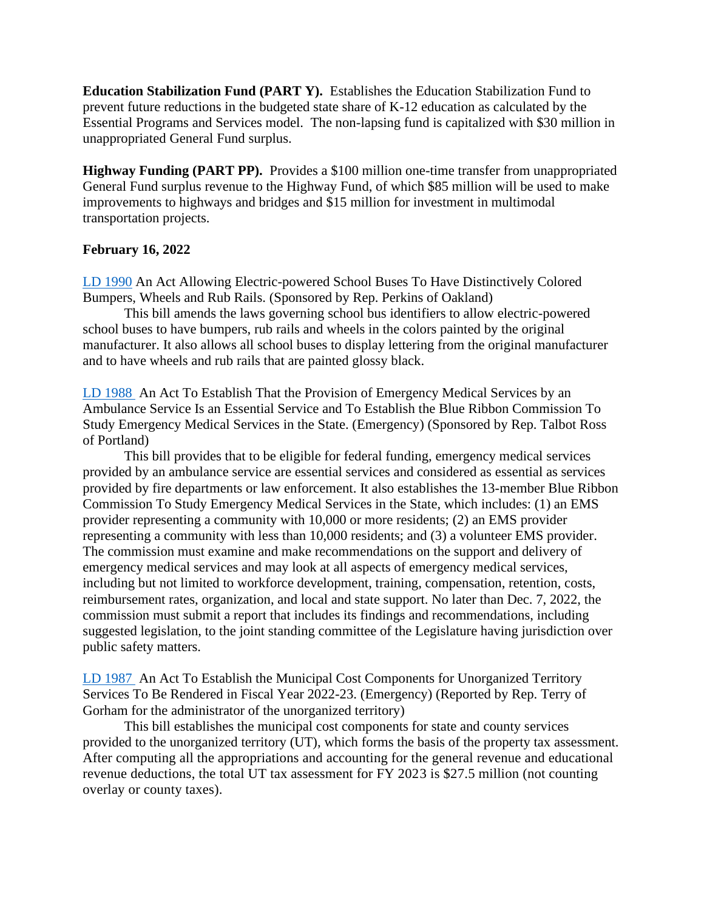**Education Stabilization Fund (PART Y).** Establishes the Education Stabilization Fund to prevent future reductions in the budgeted state share of K-12 education as calculated by the Essential Programs and Services model. The non-lapsing fund is capitalized with $30 million in unappropriated General Fund surplus.

**Highway Funding (PART PP).** Provides a $100 million one-time transfer from unappropriated General Fund surplus revenue to the Highway Fund, of which $85 million will be used to make improvements to highways and bridges and $15 million for investment in multimodal transportation projects.

**February 16, 2022**

LD 1990 An Act Allowing Electric-powered School Buses To Have Distinctively Colored Bumpers, Wheels and Rub Rails. (Sponsored by Rep. Perkins of Oakland)

This bill amends the laws governing school bus identifiers to allow electric-powered school buses to have bumpers, rub rails and wheels in the colors painted by the original manufacturer. It also allows all school buses to display lettering from the original manufacturer and to have wheels and rub rails that are painted glossy black.

LD 1988 An Act To Establish That the Provision of Emergency Medical Services by an Ambulance Service Is an Essential Service and To Establish the Blue Ribbon Commission To Study Emergency Medical Services in the State. (Emergency) (Sponsored by Rep. Talbot Ross of Portland)

This bill provides that to be eligible for federal funding, emergency medical services provided by an ambulance service are essential services and considered as essential as services provided by fire departments or law enforcement. It also establishes the 13-member Blue Ribbon Commission To Study Emergency Medical Services in the State, which includes: (1) an EMS provider representing a community with 10,000 or more residents; (2) an EMS provider representing a community with less than 10,000 residents; and (3) a volunteer EMS provider. The commission must examine and make recommendations on the support and delivery of emergency medical services and may look at all aspects of emergency medical services, including but not limited to workforce development, training, compensation, retention, costs, reimbursement rates, organization, and local and state support. No later than Dec. 7, 2022, the commission must submit a report that includes its findings and recommendations, including suggested legislation, to the joint standing committee of the Legislature having jurisdiction over public safety matters.

LD 1987 An Act To Establish the Municipal Cost Components for Unorganized Territory Services To Be Rendered in Fiscal Year 2022-23. (Emergency) (Reported by Rep. Terry of Gorham for the administrator of the unorganized territory)

This bill establishes the municipal cost components for state and county services provided to the unorganized territory (UT), which forms the basis of the property tax assessment. After computing all the appropriations and accounting for the general revenue and educational revenue deductions, the total UT tax assessment for FY 2023 is $27.5 million (not counting overlay or county taxes).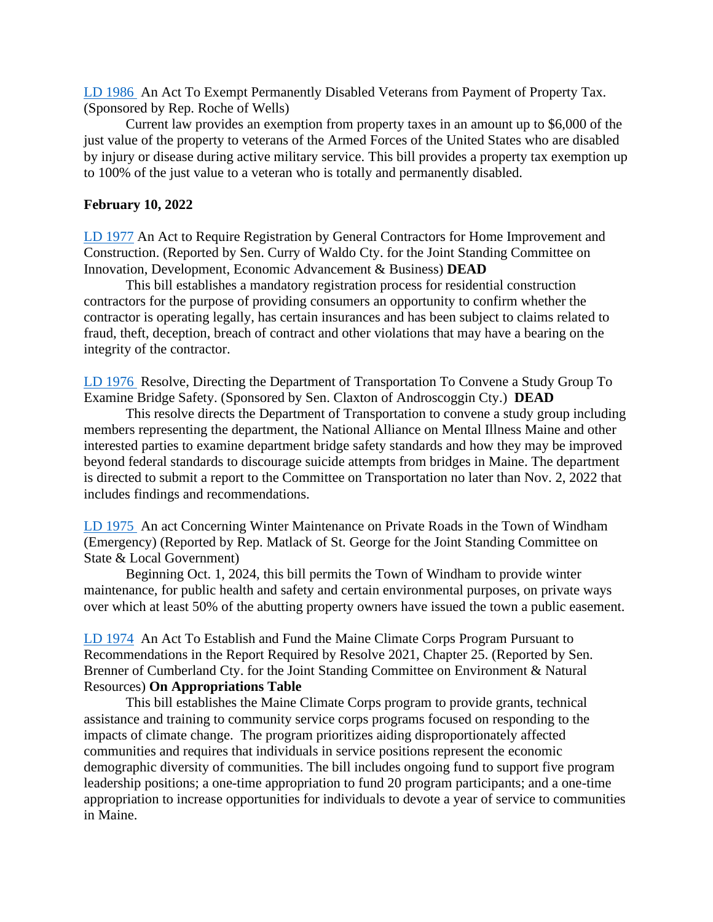LD 1986 An Act To Exempt Permanently Disabled Veterans from Payment of Property Tax. (Sponsored by Rep. Roche of Wells)

Current law provides an exemption from property taxes in an amount up to $6,000 of the just value of the property to veterans of the Armed Forces of the United States who are disabled by injury or disease during active military service. This bill provides a property tax exemption up to 100% of the just value to a veteran who is totally and permanently disabled.

**February 10, 2022**

LD 1977 An Act to Require Registration by General Contractors for Home Improvement and Construction. (Reported by Sen. Curry of Waldo Cty. for the Joint Standing Committee on Innovation, Development, Economic Advancement & Business) **DEAD**

This bill establishes a mandatory registration process for residential construction contractors for the purpose of providing consumers an opportunity to confirm whether the contractor is operating legally, has certain insurances and has been subject to claims related to fraud, theft, deception, breach of contract and other violations that may have a bearing on the integrity of the contractor.

LD 1976 Resolve, Directing the Department of Transportation To Convene a Study Group To Examine Bridge Safety. (Sponsored by Sen. Claxton of Androscoggin Cty.) **DEAD**

This resolve directs the Department of Transportation to convene a study group including members representing the department, the National Alliance on Mental Illness Maine and other interested parties to examine department bridge safety standards and how they may be improved beyond federal standards to discourage suicide attempts from bridges in Maine. The department is directed to submit a report to the Committee on Transportation no later than Nov. 2, 2022 that includes findings and recommendations.

LD 1975 An act Concerning Winter Maintenance on Private Roads in the Town of Windham (Emergency) (Reported by Rep. Matlack of St. George for the Joint Standing Committee on State & Local Government)

Beginning Oct. 1, 2024, this bill permits the Town of Windham to provide winter maintenance, for public health and safety and certain environmental purposes, on private ways over which at least 50% of the abutting property owners have issued the town a public easement.

LD 1974 An Act To Establish and Fund the Maine Climate Corps Program Pursuant to Recommendations in the Report Required by Resolve 2021, Chapter 25. (Reported by Sen. Brenner of Cumberland Cty. for the Joint Standing Committee on Environment & Natural Resources) **On Appropriations Table**

This bill establishes the Maine Climate Corps program to provide grants, technical assistance and training to community service corps programs focused on responding to the impacts of climate change. The program prioritizes aiding disproportionately affected communities and requires that individuals in service positions represent the economic demographic diversity of communities. The bill includes ongoing fund to support five program leadership positions; a one-time appropriation to fund 20 program participants; and a one-time appropriation to increase opportunities for individuals to devote a year of service to communities in Maine.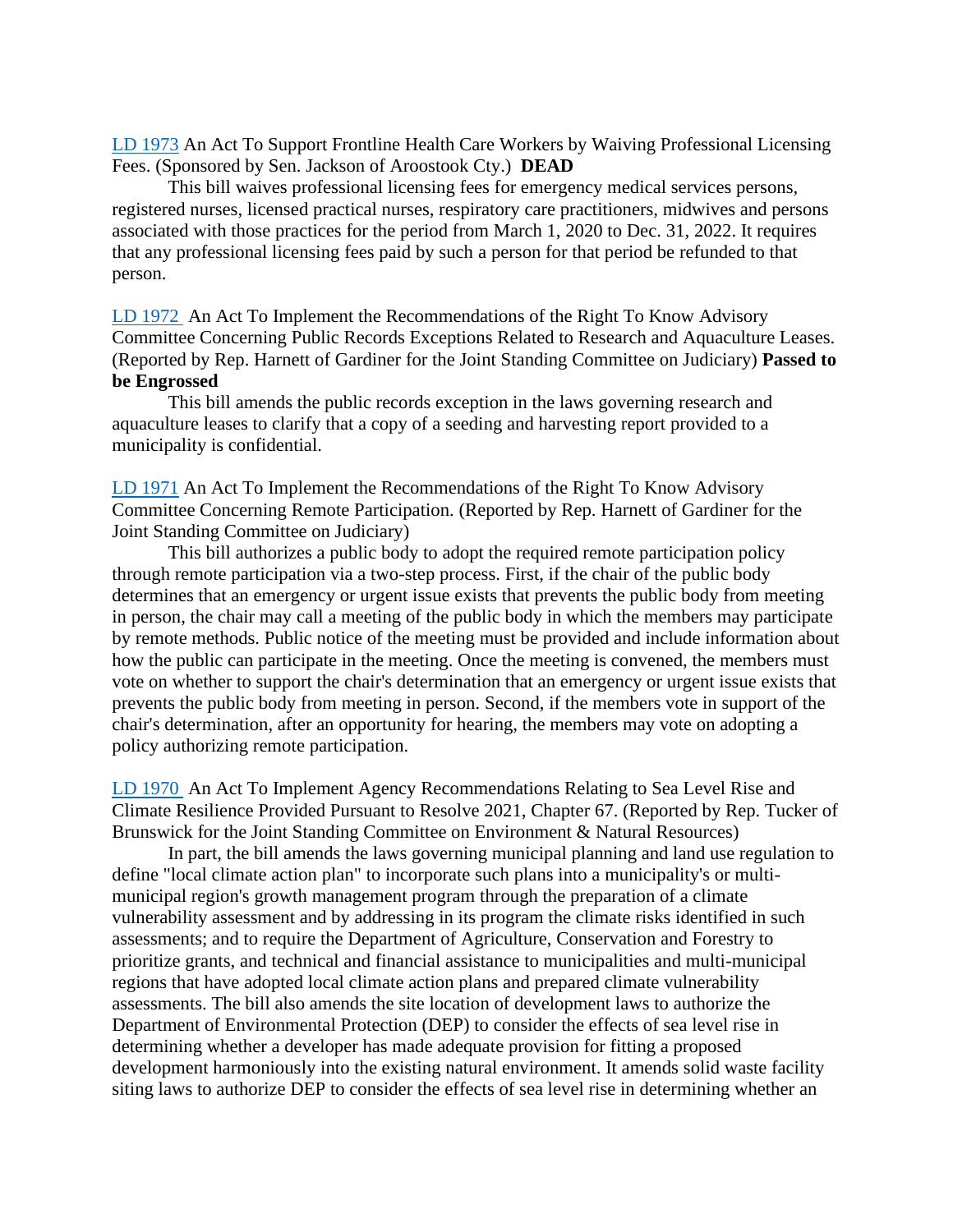LD 1973 An Act To Support Frontline Health Care Workers by Waiving Professional Licensing Fees. (Sponsored by Sen. Jackson of Aroostook Cty.) **DEAD**

This bill waives professional licensing fees for emergency medical services persons, registered nurses, licensed practical nurses, respiratory care practitioners, midwives and persons associated with those practices for the period from March 1, 2020 to Dec. 31, 2022. It requires that any professional licensing fees paid by such a person for that period be refunded to that person.

LD 1972 An Act To Implement the Recommendations of the Right To Know Advisory Committee Concerning Public Records Exceptions Related to Research and Aquaculture Leases. (Reported by Rep. Harnett of Gardiner for the Joint Standing Committee on Judiciary) **Passed to be Engrossed**

This bill amends the public records exception in the laws governing research and aquaculture leases to clarify that a copy of a seeding and harvesting report provided to a municipality is confidential.

LD 1971 An Act To Implement the Recommendations of the Right To Know Advisory Committee Concerning Remote Participation. (Reported by Rep. Harnett of Gardiner for the Joint Standing Committee on Judiciary)

This bill authorizes a public body to adopt the required remote participation policy through remote participation via a two-step process. First, if the chair of the public body determines that an emergency or urgent issue exists that prevents the public body from meeting in person, the chair may call a meeting of the public body in which the members may participate by remote methods. Public notice of the meeting must be provided and include information about how the public can participate in the meeting. Once the meeting is convened, the members must vote on whether to support the chair's determination that an emergency or urgent issue exists that prevents the public body from meeting in person. Second, if the members vote in support of the chair's determination, after an opportunity for hearing, the members may vote on adopting a policy authorizing remote participation.

LD 1970 An Act To Implement Agency Recommendations Relating to Sea Level Rise and Climate Resilience Provided Pursuant to Resolve 2021, Chapter 67. (Reported by Rep. Tucker of Brunswick for the Joint Standing Committee on Environment & Natural Resources)

In part, the bill amends the laws governing municipal planning and land use regulation to define "local climate action plan" to incorporate such plans into a municipality's or multi-municipal region's growth management program through the preparation of a climate vulnerability assessment and by addressing in its program the climate risks identified in such assessments; and to require the Department of Agriculture, Conservation and Forestry to prioritize grants, and technical and financial assistance to municipalities and multi-municipal regions that have adopted local climate action plans and prepared climate vulnerability assessments. The bill also amends the site location of development laws to authorize the Department of Environmental Protection (DEP) to consider the effects of sea level rise in determining whether a developer has made adequate provision for fitting a proposed development harmoniously into the existing natural environment. It amends solid waste facility siting laws to authorize DEP to consider the effects of sea level rise in determining whether an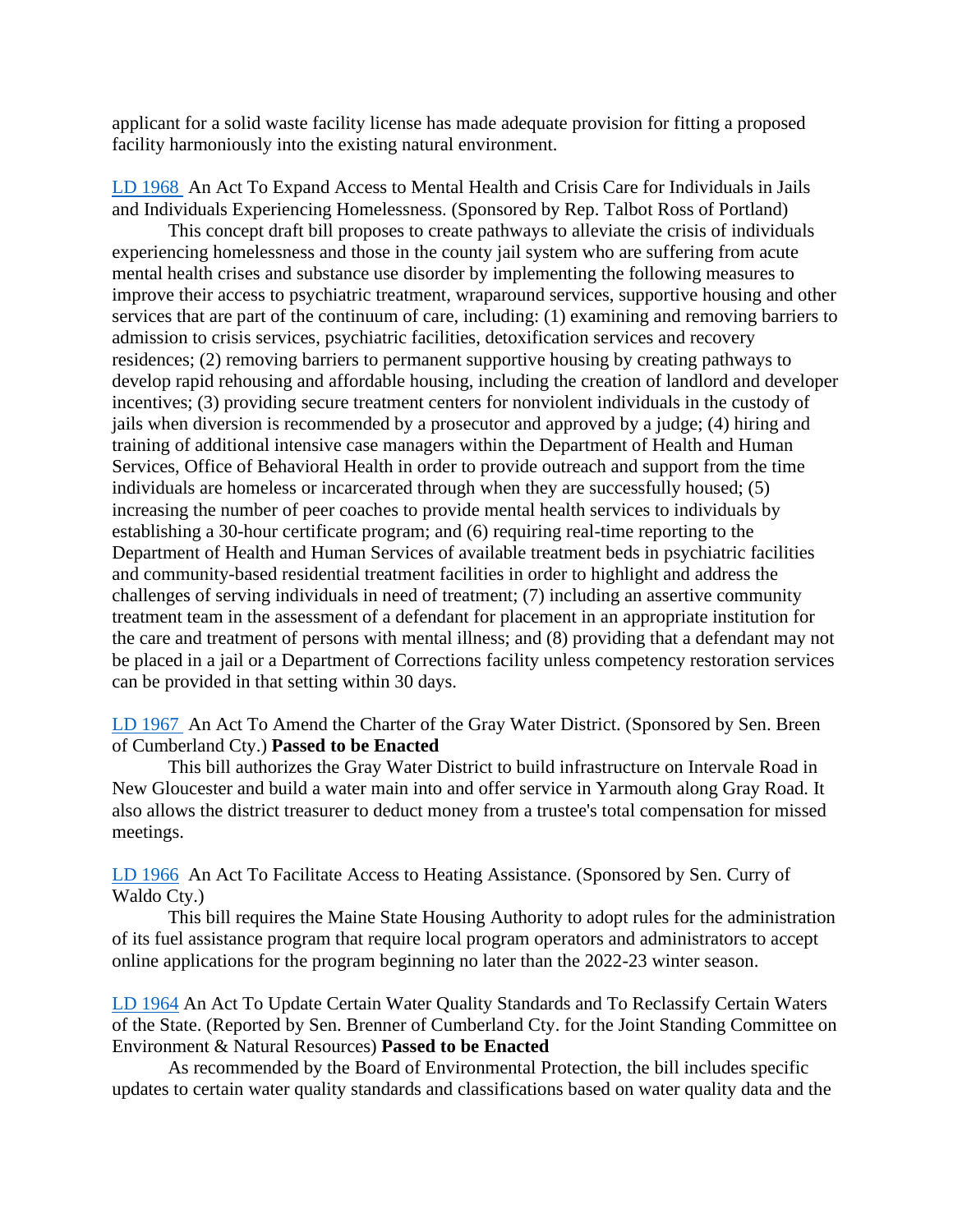applicant for a solid waste facility license has made adequate provision for fitting a proposed facility harmoniously into the existing natural environment.

LD 1968 An Act To Expand Access to Mental Health and Crisis Care for Individuals in Jails and Individuals Experiencing Homelessness. (Sponsored by Rep. Talbot Ross of Portland)

This concept draft bill proposes to create pathways to alleviate the crisis of individuals experiencing homelessness and those in the county jail system who are suffering from acute mental health crises and substance use disorder by implementing the following measures to improve their access to psychiatric treatment, wraparound services, supportive housing and other services that are part of the continuum of care, including: (1) examining and removing barriers to admission to crisis services, psychiatric facilities, detoxification services and recovery residences; (2) removing barriers to permanent supportive housing by creating pathways to develop rapid rehousing and affordable housing, including the creation of landlord and developer incentives; (3) providing secure treatment centers for nonviolent individuals in the custody of jails when diversion is recommended by a prosecutor and approved by a judge; (4) hiring and training of additional intensive case managers within the Department of Health and Human Services, Office of Behavioral Health in order to provide outreach and support from the time individuals are homeless or incarcerated through when they are successfully housed; (5) increasing the number of peer coaches to provide mental health services to individuals by establishing a 30-hour certificate program; and (6) requiring real-time reporting to the Department of Health and Human Services of available treatment beds in psychiatric facilities and community-based residential treatment facilities in order to highlight and address the challenges of serving individuals in need of treatment; (7) including an assertive community treatment team in the assessment of a defendant for placement in an appropriate institution for the care and treatment of persons with mental illness; and (8) providing that a defendant may not be placed in a jail or a Department of Corrections facility unless competency restoration services can be provided in that setting within 30 days.

LD 1967 An Act To Amend the Charter of the Gray Water District. (Sponsored by Sen. Breen of Cumberland Cty.) **Passed to be Enacted**

This bill authorizes the Gray Water District to build infrastructure on Intervale Road in New Gloucester and build a water main into and offer service in Yarmouth along Gray Road. It also allows the district treasurer to deduct money from a trustee's total compensation for missed meetings.

LD 1966 An Act To Facilitate Access to Heating Assistance. (Sponsored by Sen. Curry of Waldo Cty.)

This bill requires the Maine State Housing Authority to adopt rules for the administration of its fuel assistance program that require local program operators and administrators to accept online applications for the program beginning no later than the 2022-23 winter season.

LD 1964 An Act To Update Certain Water Quality Standards and To Reclassify Certain Waters of the State. (Reported by Sen. Brenner of Cumberland Cty. for the Joint Standing Committee on Environment & Natural Resources) **Passed to be Enacted**

As recommended by the Board of Environmental Protection, the bill includes specific updates to certain water quality standards and classifications based on water quality data and the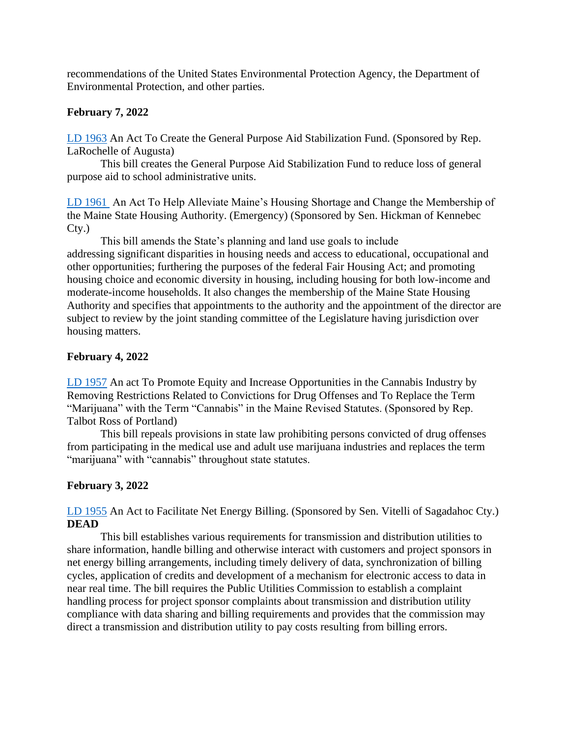recommendations of the United States Environmental Protection Agency, the Department of Environmental Protection, and other parties.

**February 7, 2022**

LD 1963 An Act To Create the General Purpose Aid Stabilization Fund. (Sponsored by Rep. LaRochelle of Augusta)

This bill creates the General Purpose Aid Stabilization Fund to reduce loss of general purpose aid to school administrative units.

LD 1961 An Act To Help Alleviate Maine's Housing Shortage and Change the Membership of the Maine State Housing Authority. (Emergency) (Sponsored by Sen. Hickman of Kennebec Cty.)

This bill amends the State's planning and land use goals to include addressing significant disparities in housing needs and access to educational, occupational and other opportunities; furthering the purposes of the federal Fair Housing Act; and promoting housing choice and economic diversity in housing, including housing for both low-income and moderate-income households. It also changes the membership of the Maine State Housing Authority and specifies that appointments to the authority and the appointment of the director are subject to review by the joint standing committee of the Legislature having jurisdiction over housing matters.

**February 4, 2022**

LD 1957 An act To Promote Equity and Increase Opportunities in the Cannabis Industry by Removing Restrictions Related to Convictions for Drug Offenses and To Replace the Term "Marijuana" with the Term "Cannabis" in the Maine Revised Statutes. (Sponsored by Rep. Talbot Ross of Portland)

This bill repeals provisions in state law prohibiting persons convicted of drug offenses from participating in the medical use and adult use marijuana industries and replaces the term "marijuana" with "cannabis" throughout state statutes.

**February 3, 2022**

LD 1955 An Act to Facilitate Net Energy Billing. (Sponsored by Sen. Vitelli of Sagadahoc Cty.) **DEAD**

This bill establishes various requirements for transmission and distribution utilities to share information, handle billing and otherwise interact with customers and project sponsors in net energy billing arrangements, including timely delivery of data, synchronization of billing cycles, application of credits and development of a mechanism for electronic access to data in near real time. The bill requires the Public Utilities Commission to establish a complaint handling process for project sponsor complaints about transmission and distribution utility compliance with data sharing and billing requirements and provides that the commission may direct a transmission and distribution utility to pay costs resulting from billing errors.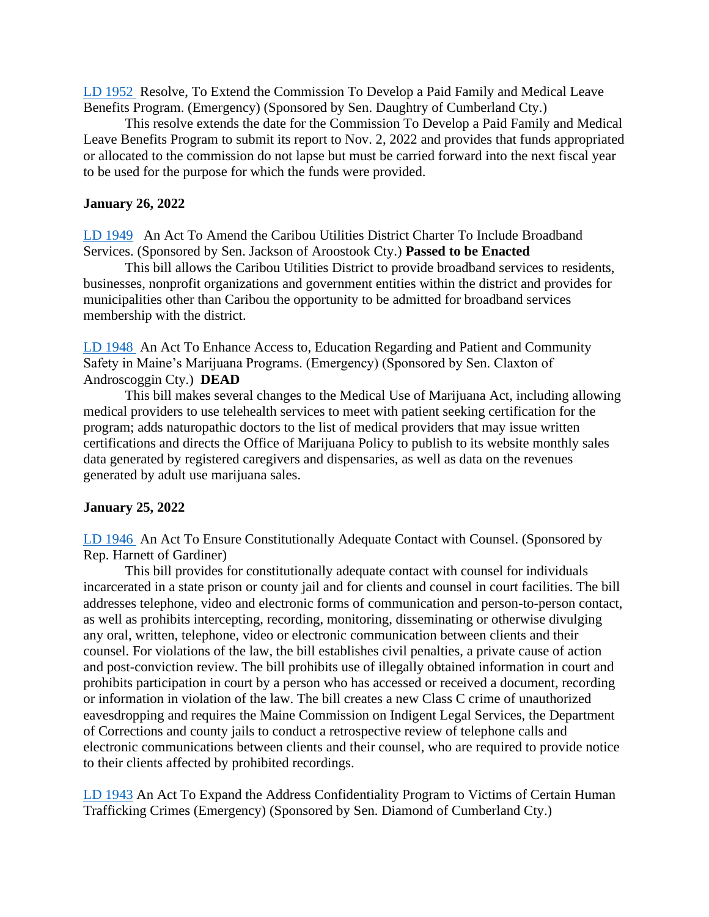LD 1952 Resolve, To Extend the Commission To Develop a Paid Family and Medical Leave Benefits Program. (Emergency) (Sponsored by Sen. Daughtry of Cumberland Cty.)

This resolve extends the date for the Commission To Develop a Paid Family and Medical Leave Benefits Program to submit its report to Nov. 2, 2022 and provides that funds appropriated or allocated to the commission do not lapse but must be carried forward into the next fiscal year to be used for the purpose for which the funds were provided.

**January 26, 2022**

LD 1949 An Act To Amend the Caribou Utilities District Charter To Include Broadband Services. (Sponsored by Sen. Jackson of Aroostook Cty.) **Passed to be Enacted**

This bill allows the Caribou Utilities District to provide broadband services to residents, businesses, nonprofit organizations and government entities within the district and provides for municipalities other than Caribou the opportunity to be admitted for broadband services membership with the district.

LD 1948 An Act To Enhance Access to, Education Regarding and Patient and Community Safety in Maine's Marijuana Programs. (Emergency) (Sponsored by Sen. Claxton of Androscoggin Cty.) **DEAD**

This bill makes several changes to the Medical Use of Marijuana Act, including allowing medical providers to use telehealth services to meet with patient seeking certification for the program; adds naturopathic doctors to the list of medical providers that may issue written certifications and directs the Office of Marijuana Policy to publish to its website monthly sales data generated by registered caregivers and dispensaries, as well as data on the revenues generated by adult use marijuana sales.

**January 25, 2022**

LD 1946 An Act To Ensure Constitutionally Adequate Contact with Counsel. (Sponsored by Rep. Harnett of Gardiner)

This bill provides for constitutionally adequate contact with counsel for individuals incarcerated in a state prison or county jail and for clients and counsel in court facilities. The bill addresses telephone, video and electronic forms of communication and person-to-person contact, as well as prohibits intercepting, recording, monitoring, disseminating or otherwise divulging any oral, written, telephone, video or electronic communication between clients and their counsel. For violations of the law, the bill establishes civil penalties, a private cause of action and post-conviction review. The bill prohibits use of illegally obtained information in court and prohibits participation in court by a person who has accessed or received a document, recording or information in violation of the law. The bill creates a new Class C crime of unauthorized eavesdropping and requires the Maine Commission on Indigent Legal Services, the Department of Corrections and county jails to conduct a retrospective review of telephone calls and electronic communications between clients and their counsel, who are required to provide notice to their clients affected by prohibited recordings.

LD 1943 An Act To Expand the Address Confidentiality Program to Victims of Certain Human Trafficking Crimes (Emergency) (Sponsored by Sen. Diamond of Cumberland Cty.)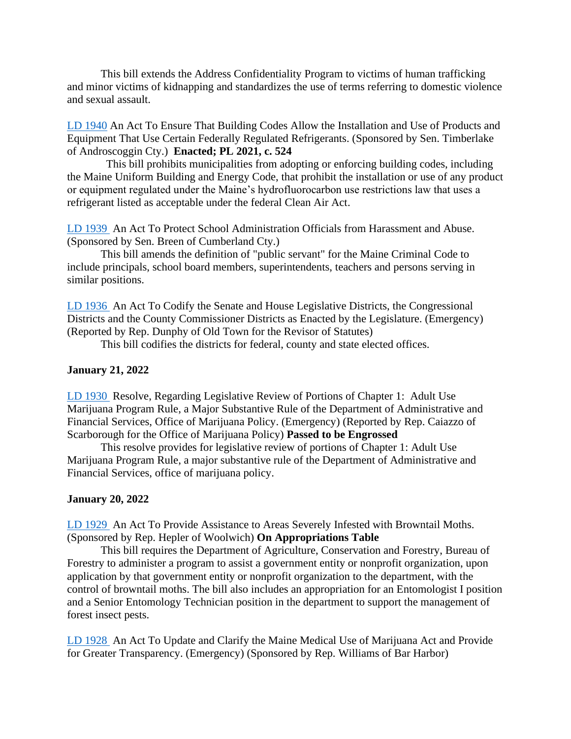This bill extends the Address Confidentiality Program to victims of human trafficking and minor victims of kidnapping and standardizes the use of terms referring to domestic violence and sexual assault.

LD 1940 An Act To Ensure That Building Codes Allow the Installation and Use of Products and Equipment That Use Certain Federally Regulated Refrigerants. (Sponsored by Sen. Timberlake of Androscoggin Cty.) **Enacted; PL 2021, c. 524**

This bill prohibits municipalities from adopting or enforcing building codes, including the Maine Uniform Building and Energy Code, that prohibit the installation or use of any product or equipment regulated under the Maine's hydrofluorocarbon use restrictions law that uses a refrigerant listed as acceptable under the federal Clean Air Act.

LD 1939 An Act To Protect School Administration Officials from Harassment and Abuse. (Sponsored by Sen. Breen of Cumberland Cty.)

This bill amends the definition of "public servant" for the Maine Criminal Code to include principals, school board members, superintendents, teachers and persons serving in similar positions.

LD 1936 An Act To Codify the Senate and House Legislative Districts, the Congressional Districts and the County Commissioner Districts as Enacted by the Legislature. (Emergency) (Reported by Rep. Dunphy of Old Town for the Revisor of Statutes)

This bill codifies the districts for federal, county and state elected offices.

**January 21, 2022**

LD 1930 Resolve, Regarding Legislative Review of Portions of Chapter 1: Adult Use Marijuana Program Rule, a Major Substantive Rule of the Department of Administrative and Financial Services, Office of Marijuana Policy. (Emergency) (Reported by Rep. Caiazzo of Scarborough for the Office of Marijuana Policy) **Passed to be Engrossed**

This resolve provides for legislative review of portions of Chapter 1: Adult Use Marijuana Program Rule, a major substantive rule of the Department of Administrative and Financial Services, office of marijuana policy.

**January 20, 2022**

LD 1929 An Act To Provide Assistance to Areas Severely Infested with Browntail Moths. (Sponsored by Rep. Hepler of Woolwich) **On Appropriations Table**

This bill requires the Department of Agriculture, Conservation and Forestry, Bureau of Forestry to administer a program to assist a government entity or nonprofit organization, upon application by that government entity or nonprofit organization to the department, with the control of browntail moths. The bill also includes an appropriation for an Entomologist I position and a Senior Entomology Technician position in the department to support the management of forest insect pests.

LD 1928 An Act To Update and Clarify the Maine Medical Use of Marijuana Act and Provide for Greater Transparency. (Emergency) (Sponsored by Rep. Williams of Bar Harbor)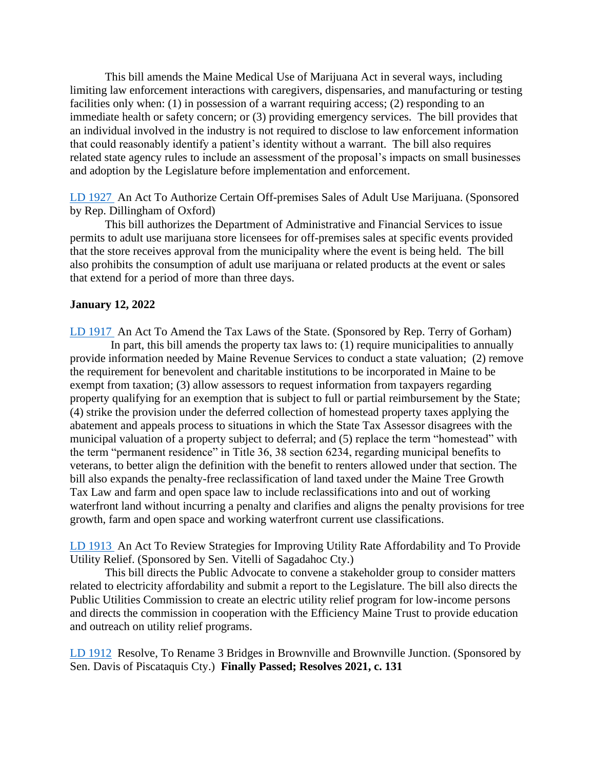This bill amends the Maine Medical Use of Marijuana Act in several ways, including limiting law enforcement interactions with caregivers, dispensaries, and manufacturing or testing facilities only when: (1) in possession of a warrant requiring access; (2) responding to an immediate health or safety concern; or (3) providing emergency services. The bill provides that an individual involved in the industry is not required to disclose to law enforcement information that could reasonably identify a patient's identity without a warrant. The bill also requires related state agency rules to include an assessment of the proposal's impacts on small businesses and adoption by the Legislature before implementation and enforcement.

LD 1927 An Act To Authorize Certain Off-premises Sales of Adult Use Marijuana. (Sponsored by Rep. Dillingham of Oxford)

This bill authorizes the Department of Administrative and Financial Services to issue permits to adult use marijuana store licensees for off-premises sales at specific events provided that the store receives approval from the municipality where the event is being held. The bill also prohibits the consumption of adult use marijuana or related products at the event or sales that extend for a period of more than three days.

**January 12, 2022**

LD 1917 An Act To Amend the Tax Laws of the State. (Sponsored by Rep. Terry of Gorham)

In part, this bill amends the property tax laws to: (1) require municipalities to annually provide information needed by Maine Revenue Services to conduct a state valuation; (2) remove the requirement for benevolent and charitable institutions to be incorporated in Maine to be exempt from taxation; (3) allow assessors to request information from taxpayers regarding property qualifying for an exemption that is subject to full or partial reimbursement by the State; (4) strike the provision under the deferred collection of homestead property taxes applying the abatement and appeals process to situations in which the State Tax Assessor disagrees with the municipal valuation of a property subject to deferral; and (5) replace the term "homestead" with the term "permanent residence" in Title 36, 38 section 6234, regarding municipal benefits to veterans, to better align the definition with the benefit to renters allowed under that section. The bill also expands the penalty-free reclassification of land taxed under the Maine Tree Growth Tax Law and farm and open space law to include reclassifications into and out of working waterfront land without incurring a penalty and clarifies and aligns the penalty provisions for tree growth, farm and open space and working waterfront current use classifications.

LD 1913 An Act To Review Strategies for Improving Utility Rate Affordability and To Provide Utility Relief. (Sponsored by Sen. Vitelli of Sagadahoc Cty.)

This bill directs the Public Advocate to convene a stakeholder group to consider matters related to electricity affordability and submit a report to the Legislature. The bill also directs the Public Utilities Commission to create an electric utility relief program for low-income persons and directs the commission in cooperation with the Efficiency Maine Trust to provide education and outreach on utility relief programs.

LD 1912 Resolve, To Rename 3 Bridges in Brownville and Brownville Junction. (Sponsored by Sen. Davis of Piscataquis Cty.) **Finally Passed; Resolves 2021, c. 131**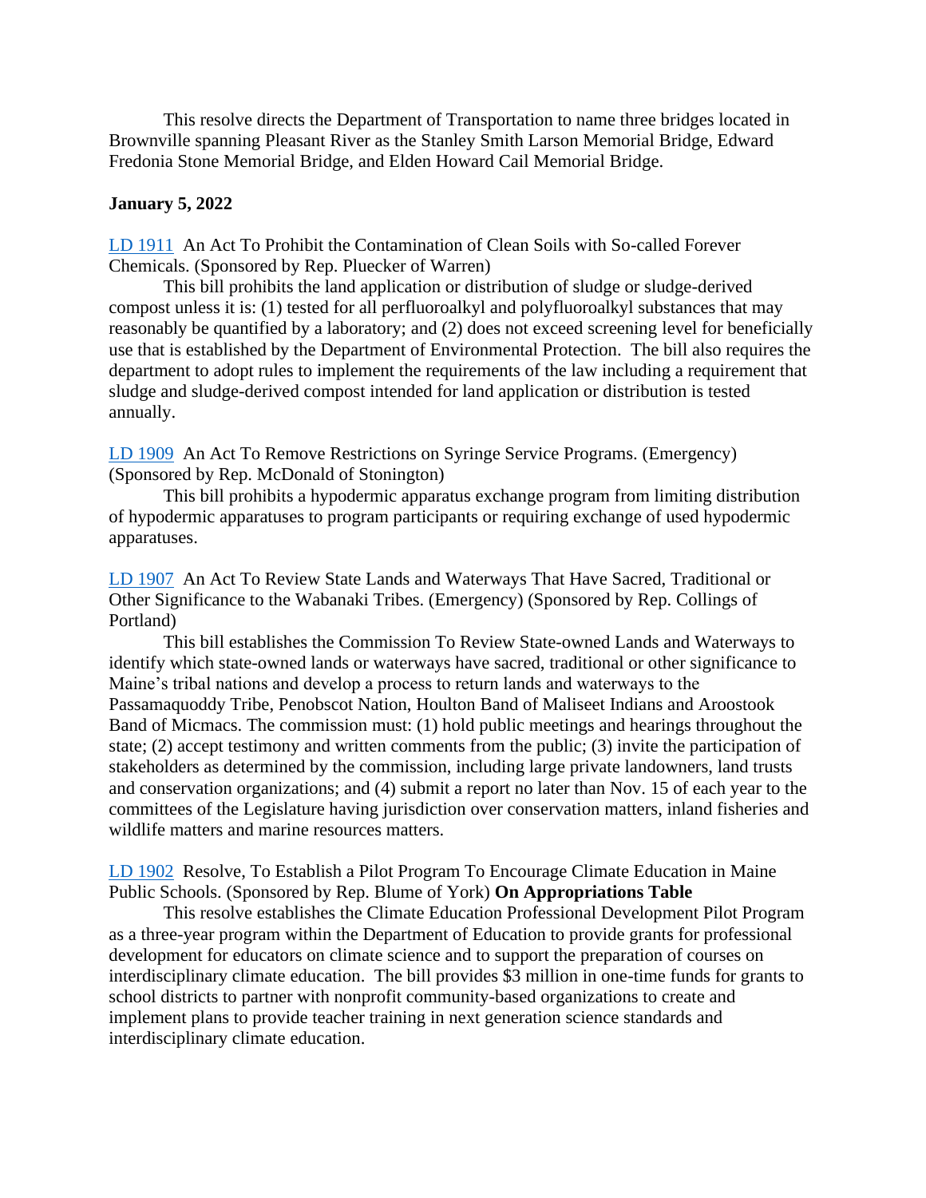This resolve directs the Department of Transportation to name three bridges located in Brownville spanning Pleasant River as the Stanley Smith Larson Memorial Bridge, Edward Fredonia Stone Memorial Bridge, and Elden Howard Cail Memorial Bridge.

**January 5, 2022**

LD 1911 An Act To Prohibit the Contamination of Clean Soils with So-called Forever Chemicals. (Sponsored by Rep. Pluecker of Warren)

This bill prohibits the land application or distribution of sludge or sludge-derived compost unless it is: (1) tested for all perfluoroalkyl and polyfluoroalkyl substances that may reasonably be quantified by a laboratory; and (2) does not exceed screening level for beneficially use that is established by the Department of Environmental Protection. The bill also requires the department to adopt rules to implement the requirements of the law including a requirement that sludge and sludge-derived compost intended for land application or distribution is tested annually.

LD 1909 An Act To Remove Restrictions on Syringe Service Programs. (Emergency) (Sponsored by Rep. McDonald of Stonington)

This bill prohibits a hypodermic apparatus exchange program from limiting distribution of hypodermic apparatuses to program participants or requiring exchange of used hypodermic apparatuses.

LD 1907 An Act To Review State Lands and Waterways That Have Sacred, Traditional or Other Significance to the Wabanaki Tribes. (Emergency) (Sponsored by Rep. Collings of Portland)

This bill establishes the Commission To Review State-owned Lands and Waterways to identify which state-owned lands or waterways have sacred, traditional or other significance to Maine's tribal nations and develop a process to return lands and waterways to the Passamaquoddy Tribe, Penobscot Nation, Houlton Band of Maliseet Indians and Aroostook Band of Micmacs. The commission must: (1) hold public meetings and hearings throughout the state; (2) accept testimony and written comments from the public; (3) invite the participation of stakeholders as determined by the commission, including large private landowners, land trusts and conservation organizations; and (4) submit a report no later than Nov. 15 of each year to the committees of the Legislature having jurisdiction over conservation matters, inland fisheries and wildlife matters and marine resources matters.

LD 1902 Resolve, To Establish a Pilot Program To Encourage Climate Education in Maine Public Schools. (Sponsored by Rep. Blume of York) **On Appropriations Table**

This resolve establishes the Climate Education Professional Development Pilot Program as a three-year program within the Department of Education to provide grants for professional development for educators on climate science and to support the preparation of courses on interdisciplinary climate education. The bill provides $3 million in one-time funds for grants to school districts to partner with nonprofit community-based organizations to create and implement plans to provide teacher training in next generation science standards and interdisciplinary climate education.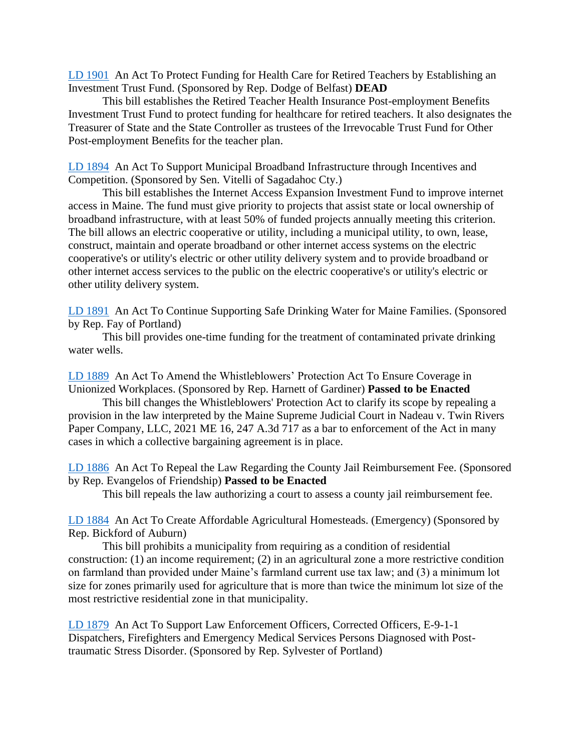LD 1901 An Act To Protect Funding for Health Care for Retired Teachers by Establishing an Investment Trust Fund. (Sponsored by Rep. Dodge of Belfast) **DEAD**

This bill establishes the Retired Teacher Health Insurance Post-employment Benefits Investment Trust Fund to protect funding for healthcare for retired teachers. It also designates the Treasurer of State and the State Controller as trustees of the Irrevocable Trust Fund for Other Post-employment Benefits for the teacher plan.

LD 1894 An Act To Support Municipal Broadband Infrastructure through Incentives and Competition. (Sponsored by Sen. Vitelli of Sagadahoc Cty.)

This bill establishes the Internet Access Expansion Investment Fund to improve internet access in Maine. The fund must give priority to projects that assist state or local ownership of broadband infrastructure, with at least 50% of funded projects annually meeting this criterion. The bill allows an electric cooperative or utility, including a municipal utility, to own, lease, construct, maintain and operate broadband or other internet access systems on the electric cooperative's or utility's electric or other utility delivery system and to provide broadband or other internet access services to the public on the electric cooperative's or utility's electric or other utility delivery system.

LD 1891 An Act To Continue Supporting Safe Drinking Water for Maine Families. (Sponsored by Rep. Fay of Portland)

This bill provides one-time funding for the treatment of contaminated private drinking water wells.

LD 1889 An Act To Amend the Whistleblowers' Protection Act To Ensure Coverage in Unionized Workplaces. (Sponsored by Rep. Harnett of Gardiner) **Passed to be Enacted**

This bill changes the Whistleblowers' Protection Act to clarify its scope by repealing a provision in the law interpreted by the Maine Supreme Judicial Court in Nadeau v. Twin Rivers Paper Company, LLC, 2021 ME 16, 247 A.3d 717 as a bar to enforcement of the Act in many cases in which a collective bargaining agreement is in place.

LD 1886 An Act To Repeal the Law Regarding the County Jail Reimbursement Fee. (Sponsored by Rep. Evangelos of Friendship) **Passed to be Enacted**

This bill repeals the law authorizing a court to assess a county jail reimbursement fee.

LD 1884 An Act To Create Affordable Agricultural Homesteads. (Emergency) (Sponsored by Rep. Bickford of Auburn)

This bill prohibits a municipality from requiring as a condition of residential construction: (1) an income requirement; (2) in an agricultural zone a more restrictive condition on farmland than provided under Maine's farmland current use tax law; and (3) a minimum lot size for zones primarily used for agriculture that is more than twice the minimum lot size of the most restrictive residential zone in that municipality.

LD 1879 An Act To Support Law Enforcement Officers, Corrected Officers, E-9-1-1 Dispatchers, Firefighters and Emergency Medical Services Persons Diagnosed with Post-traumatic Stress Disorder. (Sponsored by Rep. Sylvester of Portland)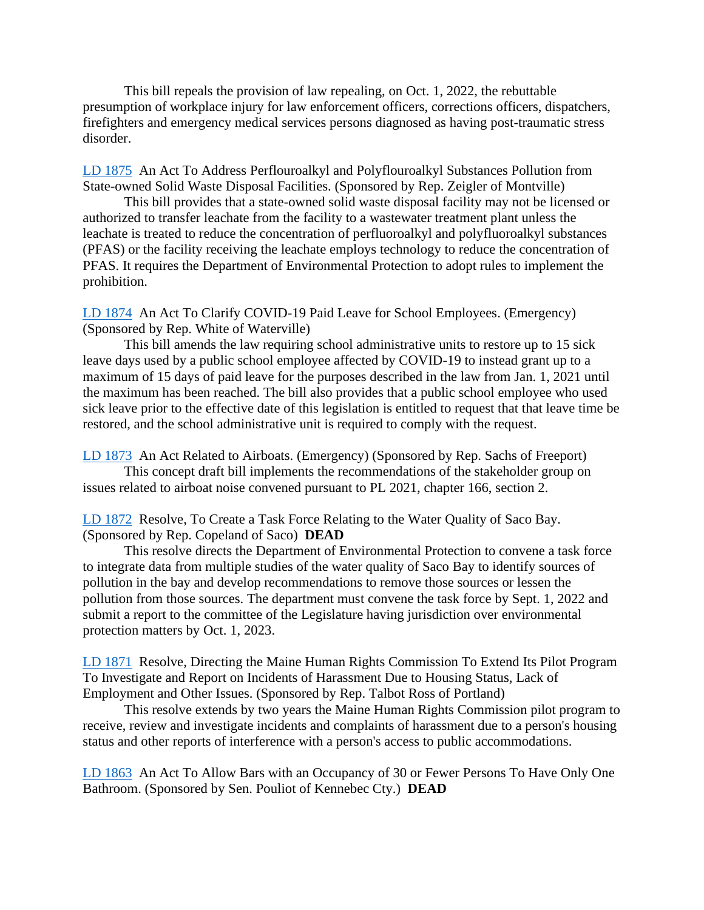This bill repeals the provision of law repealing, on Oct. 1, 2022, the rebuttable presumption of workplace injury for law enforcement officers, corrections officers, dispatchers, firefighters and emergency medical services persons diagnosed as having post-traumatic stress disorder.

LD 1875 An Act To Address Perflouroalkyl and Polyflouroalkyl Substances Pollution from State-owned Solid Waste Disposal Facilities. (Sponsored by Rep. Zeigler of Montville)

This bill provides that a state-owned solid waste disposal facility may not be licensed or authorized to transfer leachate from the facility to a wastewater treatment plant unless the leachate is treated to reduce the concentration of perfluoroalkyl and polyfluoroalkyl substances (PFAS) or the facility receiving the leachate employs technology to reduce the concentration of PFAS. It requires the Department of Environmental Protection to adopt rules to implement the prohibition.

LD 1874 An Act To Clarify COVID-19 Paid Leave for School Employees. (Emergency) (Sponsored by Rep. White of Waterville)

This bill amends the law requiring school administrative units to restore up to 15 sick leave days used by a public school employee affected by COVID-19 to instead grant up to a maximum of 15 days of paid leave for the purposes described in the law from Jan. 1, 2021 until the maximum has been reached. The bill also provides that a public school employee who used sick leave prior to the effective date of this legislation is entitled to request that that leave time be restored, and the school administrative unit is required to comply with the request.

LD 1873 An Act Related to Airboats. (Emergency) (Sponsored by Rep. Sachs of Freeport)

This concept draft bill implements the recommendations of the stakeholder group on issues related to airboat noise convened pursuant to PL 2021, chapter 166, section 2.

LD 1872 Resolve, To Create a Task Force Relating to the Water Quality of Saco Bay. (Sponsored by Rep. Copeland of Saco) **DEAD**

This resolve directs the Department of Environmental Protection to convene a task force to integrate data from multiple studies of the water quality of Saco Bay to identify sources of pollution in the bay and develop recommendations to remove those sources or lessen the pollution from those sources. The department must convene the task force by Sept. 1, 2022 and submit a report to the committee of the Legislature having jurisdiction over environmental protection matters by Oct. 1, 2023.

LD 1871 Resolve, Directing the Maine Human Rights Commission To Extend Its Pilot Program To Investigate and Report on Incidents of Harassment Due to Housing Status, Lack of Employment and Other Issues. (Sponsored by Rep. Talbot Ross of Portland)

This resolve extends by two years the Maine Human Rights Commission pilot program to receive, review and investigate incidents and complaints of harassment due to a person's housing status and other reports of interference with a person's access to public accommodations.

LD 1863 An Act To Allow Bars with an Occupancy of 30 or Fewer Persons To Have Only One Bathroom. (Sponsored by Sen. Pouliot of Kennebec Cty.) **DEAD**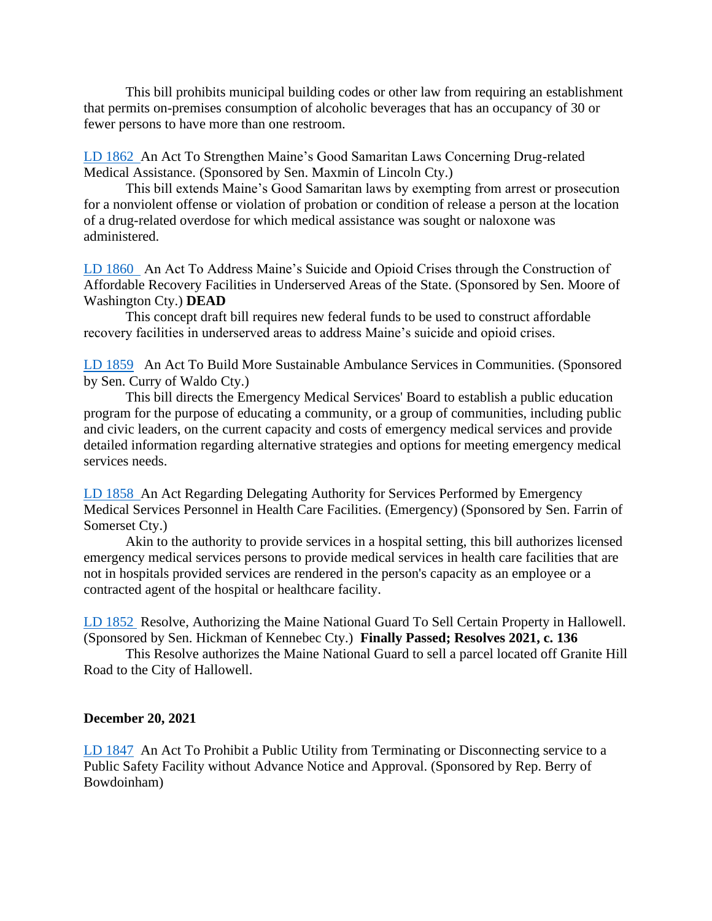This bill prohibits municipal building codes or other law from requiring an establishment that permits on-premises consumption of alcoholic beverages that has an occupancy of 30 or fewer persons to have more than one restroom.

LD 1862 An Act To Strengthen Maine's Good Samaritan Laws Concerning Drug-related Medical Assistance. (Sponsored by Sen. Maxmin of Lincoln Cty.)

This bill extends Maine's Good Samaritan laws by exempting from arrest or prosecution for a nonviolent offense or violation of probation or condition of release a person at the location of a drug-related overdose for which medical assistance was sought or naloxone was administered.

LD 1860 An Act To Address Maine's Suicide and Opioid Crises through the Construction of Affordable Recovery Facilities in Underserved Areas of the State. (Sponsored by Sen. Moore of Washington Cty.) **DEAD**

This concept draft bill requires new federal funds to be used to construct affordable recovery facilities in underserved areas to address Maine's suicide and opioid crises.

LD 1859 An Act To Build More Sustainable Ambulance Services in Communities. (Sponsored by Sen. Curry of Waldo Cty.)

This bill directs the Emergency Medical Services' Board to establish a public education program for the purpose of educating a community, or a group of communities, including public and civic leaders, on the current capacity and costs of emergency medical services and provide detailed information regarding alternative strategies and options for meeting emergency medical services needs.

LD 1858 An Act Regarding Delegating Authority for Services Performed by Emergency Medical Services Personnel in Health Care Facilities. (Emergency) (Sponsored by Sen. Farrin of Somerset Cty.)

Akin to the authority to provide services in a hospital setting, this bill authorizes licensed emergency medical services persons to provide medical services in health care facilities that are not in hospitals provided services are rendered in the person's capacity as an employee or a contracted agent of the hospital or healthcare facility.

LD 1852 Resolve, Authorizing the Maine National Guard To Sell Certain Property in Hallowell. (Sponsored by Sen. Hickman of Kennebec Cty.) **Finally Passed; Resolves 2021, c. 136**

This Resolve authorizes the Maine National Guard to sell a parcel located off Granite Hill Road to the City of Hallowell.

**December 20, 2021**

LD 1847 An Act To Prohibit a Public Utility from Terminating or Disconnecting service to a Public Safety Facility without Advance Notice and Approval. (Sponsored by Rep. Berry of Bowdoinham)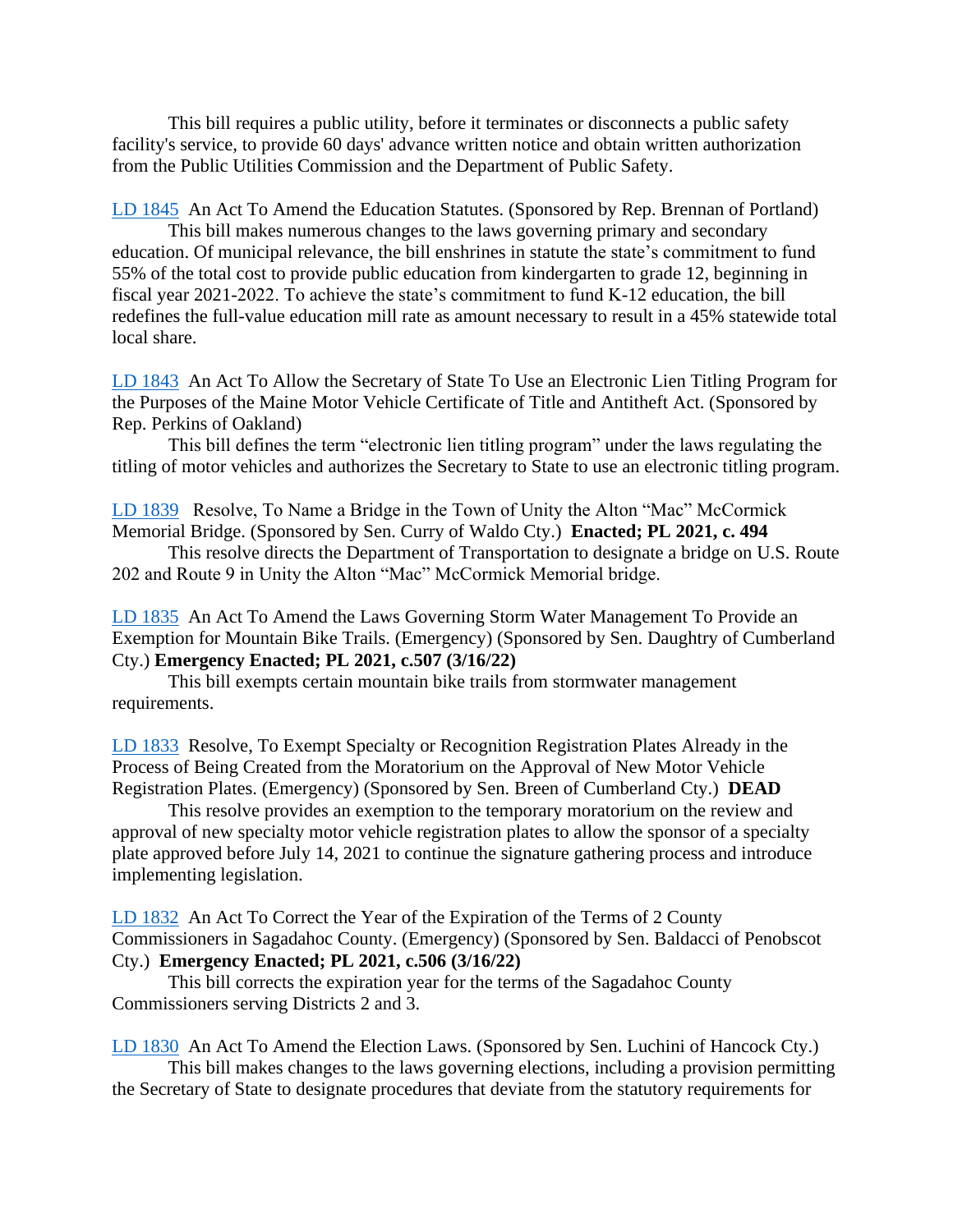This bill requires a public utility, before it terminates or disconnects a public safety facility's service, to provide 60 days' advance written notice and obtain written authorization from the Public Utilities Commission and the Department of Public Safety.

LD 1845 An Act To Amend the Education Statutes. (Sponsored by Rep. Brennan of Portland)

This bill makes numerous changes to the laws governing primary and secondary education. Of municipal relevance, the bill enshrines in statute the state's commitment to fund 55% of the total cost to provide public education from kindergarten to grade 12, beginning in fiscal year 2021-2022. To achieve the state's commitment to fund K-12 education, the bill redefines the full-value education mill rate as amount necessary to result in a 45% statewide total local share.

LD 1843 An Act To Allow the Secretary of State To Use an Electronic Lien Titling Program for the Purposes of the Maine Motor Vehicle Certificate of Title and Antitheft Act. (Sponsored by Rep. Perkins of Oakland)

This bill defines the term "electronic lien titling program" under the laws regulating the titling of motor vehicles and authorizes the Secretary to State to use an electronic titling program.

LD 1839 Resolve, To Name a Bridge in the Town of Unity the Alton "Mac" McCormick Memorial Bridge. (Sponsored by Sen. Curry of Waldo Cty.) **Enacted; PL 2021, c. 494**

This resolve directs the Department of Transportation to designate a bridge on U.S. Route 202 and Route 9 in Unity the Alton "Mac" McCormick Memorial bridge.

LD 1835 An Act To Amend the Laws Governing Storm Water Management To Provide an Exemption for Mountain Bike Trails. (Emergency) (Sponsored by Sen. Daughtry of Cumberland Cty.) **Emergency Enacted; PL 2021, c.507 (3/16/22)**

This bill exempts certain mountain bike trails from stormwater management requirements.

LD 1833 Resolve, To Exempt Specialty or Recognition Registration Plates Already in the Process of Being Created from the Moratorium on the Approval of New Motor Vehicle Registration Plates. (Emergency) (Sponsored by Sen. Breen of Cumberland Cty.) **DEAD**

This resolve provides an exemption to the temporary moratorium on the review and approval of new specialty motor vehicle registration plates to allow the sponsor of a specialty plate approved before July 14, 2021 to continue the signature gathering process and introduce implementing legislation.

LD 1832 An Act To Correct the Year of the Expiration of the Terms of 2 County Commissioners in Sagadahoc County. (Emergency) (Sponsored by Sen. Baldacci of Penobscot Cty.) **Emergency Enacted; PL 2021, c.506 (3/16/22)**

This bill corrects the expiration year for the terms of the Sagadahoc County Commissioners serving Districts 2 and 3.

LD 1830 An Act To Amend the Election Laws. (Sponsored by Sen. Luchini of Hancock Cty.)

This bill makes changes to the laws governing elections, including a provision permitting the Secretary of State to designate procedures that deviate from the statutory requirements for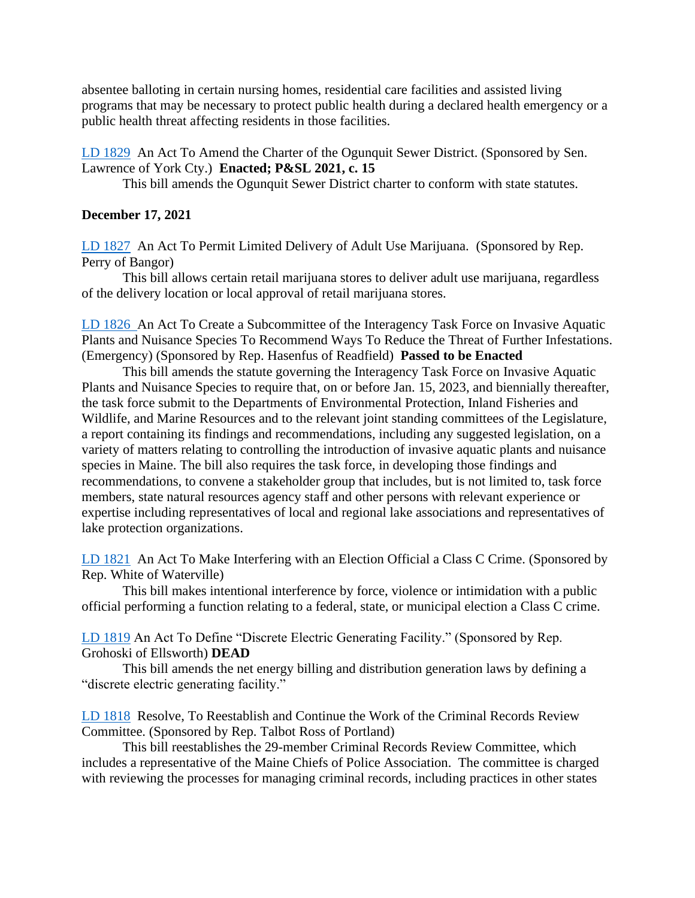absentee balloting in certain nursing homes, residential care facilities and assisted living programs that may be necessary to protect public health during a declared health emergency or a public health threat affecting residents in those facilities.

LD 1829 An Act To Amend the Charter of the Ogunquit Sewer District. (Sponsored by Sen. Lawrence of York Cty.) **Enacted; P&SL 2021, c. 15**

This bill amends the Ogunquit Sewer District charter to conform with state statutes.

**December 17, 2021**

LD 1827 An Act To Permit Limited Delivery of Adult Use Marijuana. (Sponsored by Rep. Perry of Bangor)

This bill allows certain retail marijuana stores to deliver adult use marijuana, regardless of the delivery location or local approval of retail marijuana stores.

LD 1826 An Act To Create a Subcommittee of the Interagency Task Force on Invasive Aquatic Plants and Nuisance Species To Recommend Ways To Reduce the Threat of Further Infestations. (Emergency) (Sponsored by Rep. Hasenfus of Readfield) **Passed to be Enacted**

This bill amends the statute governing the Interagency Task Force on Invasive Aquatic Plants and Nuisance Species to require that, on or before Jan. 15, 2023, and biennially thereafter, the task force submit to the Departments of Environmental Protection, Inland Fisheries and Wildlife, and Marine Resources and to the relevant joint standing committees of the Legislature, a report containing its findings and recommendations, including any suggested legislation, on a variety of matters relating to controlling the introduction of invasive aquatic plants and nuisance species in Maine. The bill also requires the task force, in developing those findings and recommendations, to convene a stakeholder group that includes, but is not limited to, task force members, state natural resources agency staff and other persons with relevant experience or expertise including representatives of local and regional lake associations and representatives of lake protection organizations.

LD 1821 An Act To Make Interfering with an Election Official a Class C Crime. (Sponsored by Rep. White of Waterville)

This bill makes intentional interference by force, violence or intimidation with a public official performing a function relating to a federal, state, or municipal election a Class C crime.

LD 1819 An Act To Define "Discrete Electric Generating Facility." (Sponsored by Rep. Grohoski of Ellsworth) **DEAD**

This bill amends the net energy billing and distribution generation laws by defining a "discrete electric generating facility."

LD 1818 Resolve, To Reestablish and Continue the Work of the Criminal Records Review Committee. (Sponsored by Rep. Talbot Ross of Portland)

This bill reestablishes the 29-member Criminal Records Review Committee, which includes a representative of the Maine Chiefs of Police Association. The committee is charged with reviewing the processes for managing criminal records, including practices in other states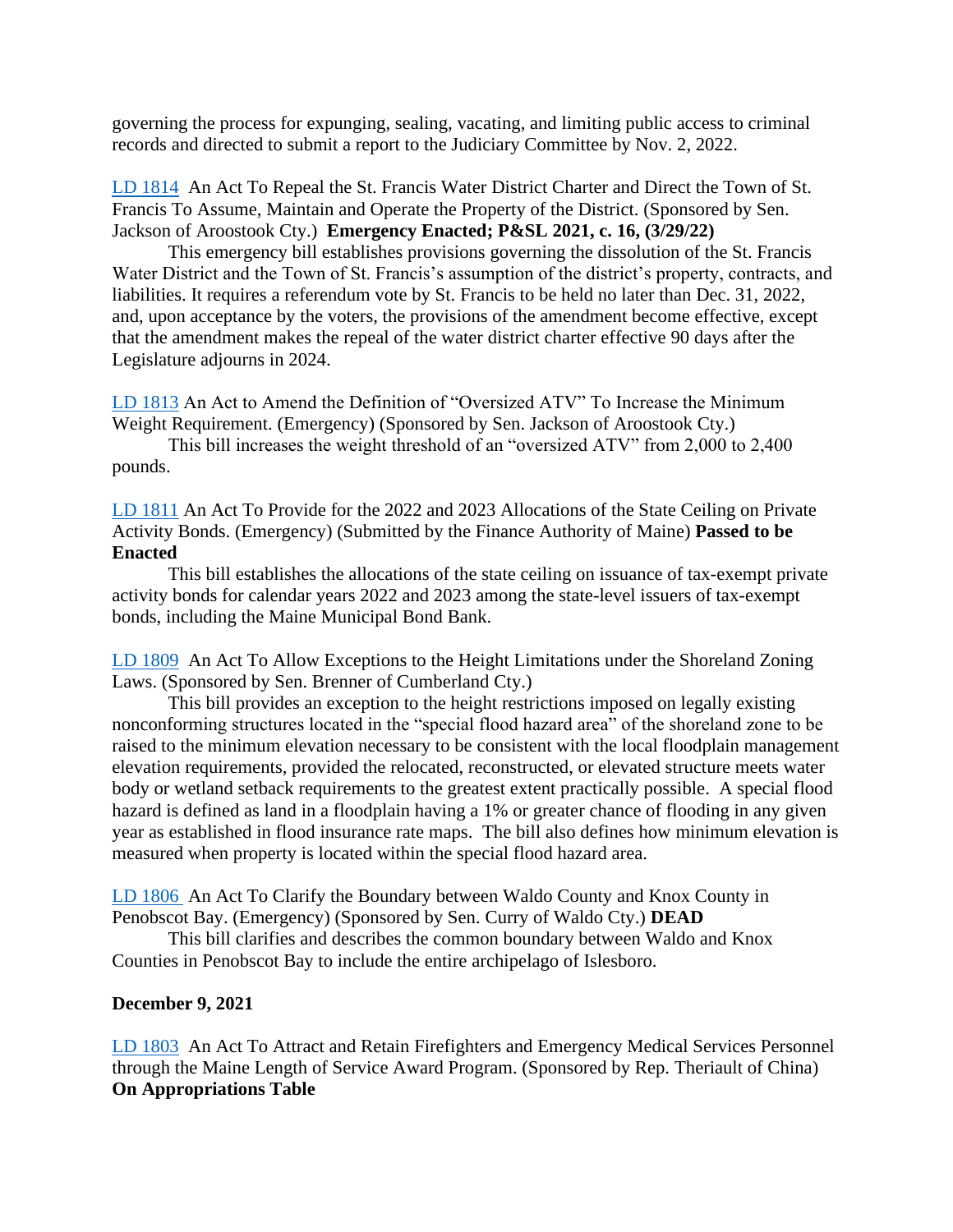governing the process for expunging, sealing, vacating, and limiting public access to criminal records and directed to submit a report to the Judiciary Committee by Nov. 2, 2022.

LD 1814 An Act To Repeal the St. Francis Water District Charter and Direct the Town of St. Francis To Assume, Maintain and Operate the Property of the District. (Sponsored by Sen. Jackson of Aroostook Cty.) **Emergency Enacted; P&SL 2021, c. 16, (3/29/22)**

This emergency bill establishes provisions governing the dissolution of the St. Francis Water District and the Town of St. Francis's assumption of the district's property, contracts, and liabilities. It requires a referendum vote by St. Francis to be held no later than Dec. 31, 2022, and, upon acceptance by the voters, the provisions of the amendment become effective, except that the amendment makes the repeal of the water district charter effective 90 days after the Legislature adjourns in 2024.

LD 1813 An Act to Amend the Definition of "Oversized ATV" To Increase the Minimum Weight Requirement. (Emergency) (Sponsored by Sen. Jackson of Aroostook Cty.)

This bill increases the weight threshold of an "oversized ATV" from 2,000 to 2,400 pounds.

LD 1811 An Act To Provide for the 2022 and 2023 Allocations of the State Ceiling on Private Activity Bonds. (Emergency) (Submitted by the Finance Authority of Maine) **Passed to be Enacted**

This bill establishes the allocations of the state ceiling on issuance of tax-exempt private activity bonds for calendar years 2022 and 2023 among the state-level issuers of tax-exempt bonds, including the Maine Municipal Bond Bank.

LD 1809 An Act To Allow Exceptions to the Height Limitations under the Shoreland Zoning Laws. (Sponsored by Sen. Brenner of Cumberland Cty.)

This bill provides an exception to the height restrictions imposed on legally existing nonconforming structures located in the "special flood hazard area" of the shoreland zone to be raised to the minimum elevation necessary to be consistent with the local floodplain management elevation requirements, provided the relocated, reconstructed, or elevated structure meets water body or wetland setback requirements to the greatest extent practically possible. A special flood hazard is defined as land in a floodplain having a 1% or greater chance of flooding in any given year as established in flood insurance rate maps. The bill also defines how minimum elevation is measured when property is located within the special flood hazard area.

LD 1806 An Act To Clarify the Boundary between Waldo County and Knox County in Penobscot Bay. (Emergency) (Sponsored by Sen. Curry of Waldo Cty.) **DEAD**

This bill clarifies and describes the common boundary between Waldo and Knox Counties in Penobscot Bay to include the entire archipelago of Islesboro.

**December 9, 2021**

LD 1803 An Act To Attract and Retain Firefighters and Emergency Medical Services Personnel through the Maine Length of Service Award Program. (Sponsored by Rep. Theriault of China) **On Appropriations Table**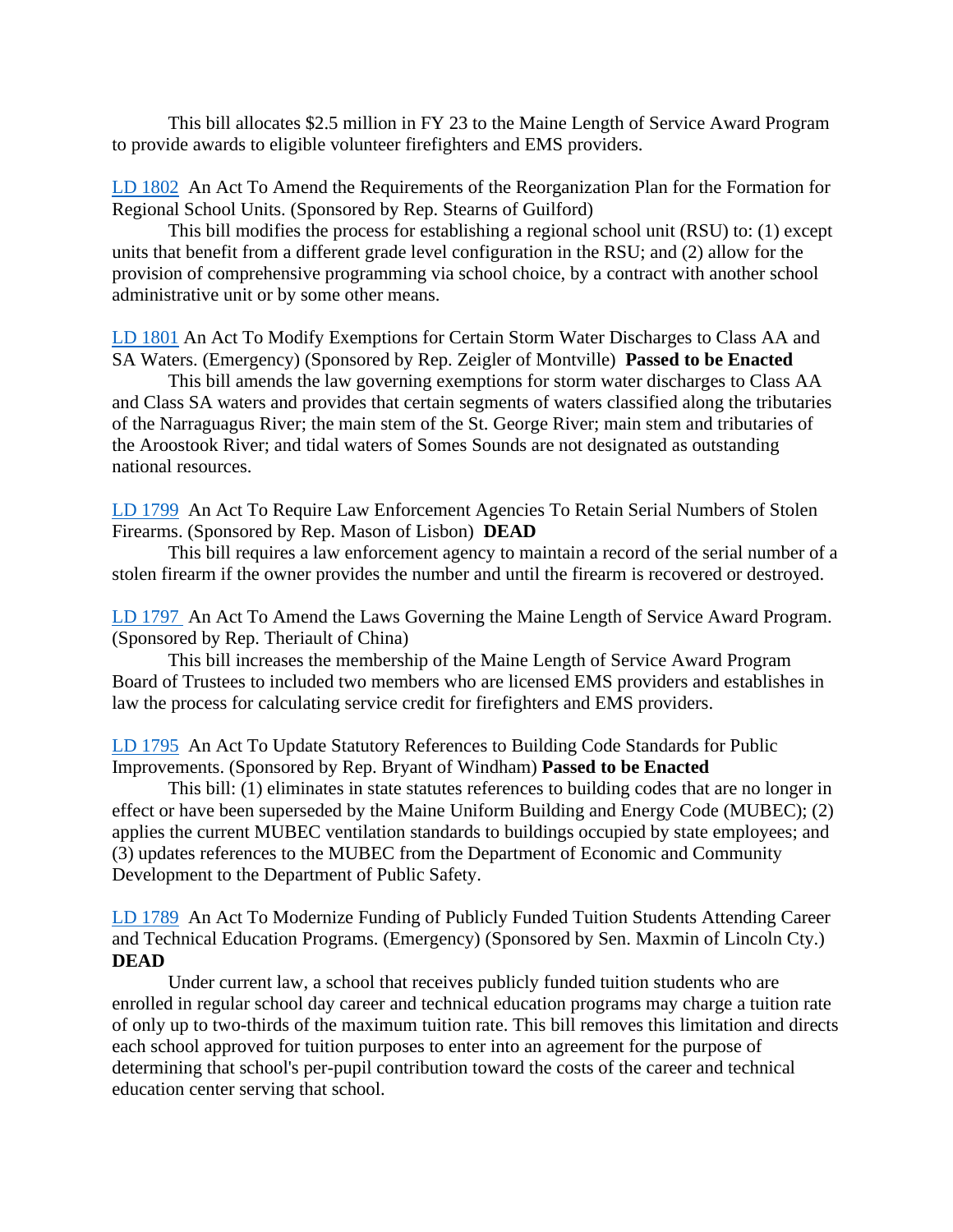This bill allocates $2.5 million in FY 23 to the Maine Length of Service Award Program to provide awards to eligible volunteer firefighters and EMS providers.

LD 1802 An Act To Amend the Requirements of the Reorganization Plan for the Formation for Regional School Units. (Sponsored by Rep. Stearns of Guilford)

This bill modifies the process for establishing a regional school unit (RSU) to: (1) except units that benefit from a different grade level configuration in the RSU; and (2) allow for the provision of comprehensive programming via school choice, by a contract with another school administrative unit or by some other means.

LD 1801 An Act To Modify Exemptions for Certain Storm Water Discharges to Class AA and SA Waters. (Emergency) (Sponsored by Rep. Zeigler of Montville) **Passed to be Enacted**

This bill amends the law governing exemptions for storm water discharges to Class AA and Class SA waters and provides that certain segments of waters classified along the tributaries of the Narraguagus River; the main stem of the St. George River; main stem and tributaries of the Aroostook River; and tidal waters of Somes Sounds are not designated as outstanding national resources.

LD 1799 An Act To Require Law Enforcement Agencies To Retain Serial Numbers of Stolen Firearms. (Sponsored by Rep. Mason of Lisbon) **DEAD**

This bill requires a law enforcement agency to maintain a record of the serial number of a stolen firearm if the owner provides the number and until the firearm is recovered or destroyed.

LD 1797 An Act To Amend the Laws Governing the Maine Length of Service Award Program. (Sponsored by Rep. Theriault of China)

This bill increases the membership of the Maine Length of Service Award Program Board of Trustees to included two members who are licensed EMS providers and establishes in law the process for calculating service credit for firefighters and EMS providers.

LD 1795 An Act To Update Statutory References to Building Code Standards for Public Improvements. (Sponsored by Rep. Bryant of Windham) **Passed to be Enacted**

This bill: (1) eliminates in state statutes references to building codes that are no longer in effect or have been superseded by the Maine Uniform Building and Energy Code (MUBEC); (2) applies the current MUBEC ventilation standards to buildings occupied by state employees; and (3) updates references to the MUBEC from the Department of Economic and Community Development to the Department of Public Safety.

LD 1789 An Act To Modernize Funding of Publicly Funded Tuition Students Attending Career and Technical Education Programs. (Emergency) (Sponsored by Sen. Maxmin of Lincoln Cty.) **DEAD**

Under current law, a school that receives publicly funded tuition students who are enrolled in regular school day career and technical education programs may charge a tuition rate of only up to two-thirds of the maximum tuition rate. This bill removes this limitation and directs each school approved for tuition purposes to enter into an agreement for the purpose of determining that school's per-pupil contribution toward the costs of the career and technical education center serving that school.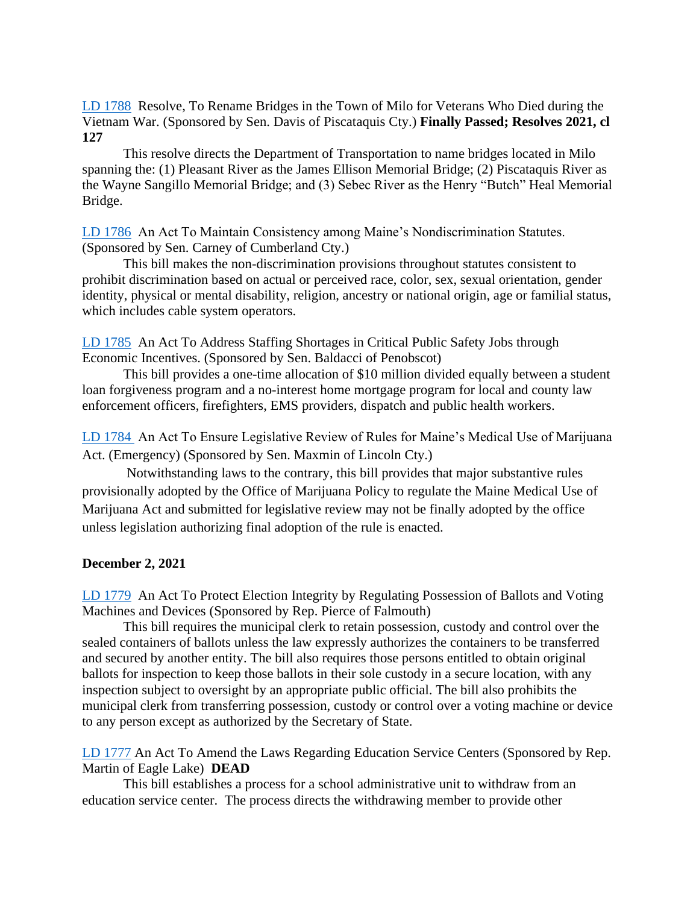[LD 1788](#) Resolve, To Rename Bridges in the Town of Milo for Veterans Who Died during the Vietnam War. (Sponsored by Sen. Davis of Piscataquis Cty.) **Finally Passed; Resolves 2021, cl 127**

This resolve directs the Department of Transportation to name bridges located in Milo spanning the: (1) Pleasant River as the James Ellison Memorial Bridge; (2) Piscataquis River as the Wayne Sangillo Memorial Bridge; and (3) Sebec River as the Henry "Butch" Heal Memorial Bridge.

[LD 1786](#) An Act To Maintain Consistency among Maine's Nondiscrimination Statutes. (Sponsored by Sen. Carney of Cumberland Cty.)

This bill makes the non-discrimination provisions throughout statutes consistent to prohibit discrimination based on actual or perceived race, color, sex, sexual orientation, gender identity, physical or mental disability, religion, ancestry or national origin, age or familial status, which includes cable system operators.

[LD 1785](#) An Act To Address Staffing Shortages in Critical Public Safety Jobs through Economic Incentives. (Sponsored by Sen. Baldacci of Penobscot)

This bill provides a one-time allocation of $10 million divided equally between a student loan forgiveness program and a no-interest home mortgage program for local and county law enforcement officers, firefighters, EMS providers, dispatch and public health workers.

[LD 1784](#) An Act To Ensure Legislative Review of Rules for Maine's Medical Use of Marijuana Act. (Emergency) (Sponsored by Sen. Maxmin of Lincoln Cty.)

Notwithstanding laws to the contrary, this bill provides that major substantive rules provisionally adopted by the Office of Marijuana Policy to regulate the Maine Medical Use of Marijuana Act and submitted for legislative review may not be finally adopted by the office unless legislation authorizing final adoption of the rule is enacted.

**December 2, 2021**

[LD 1779](#) An Act To Protect Election Integrity by Regulating Possession of Ballots and Voting Machines and Devices (Sponsored by Rep. Pierce of Falmouth)

This bill requires the municipal clerk to retain possession, custody and control over the sealed containers of ballots unless the law expressly authorizes the containers to be transferred and secured by another entity. The bill also requires those persons entitled to obtain original ballots for inspection to keep those ballots in their sole custody in a secure location, with any inspection subject to oversight by an appropriate public official. The bill also prohibits the municipal clerk from transferring possession, custody or control over a voting machine or device to any person except as authorized by the Secretary of State.

[LD 1777](#) An Act To Amend the Laws Regarding Education Service Centers (Sponsored by Rep. Martin of Eagle Lake) **DEAD**

This bill establishes a process for a school administrative unit to withdraw from an education service center. The process directs the withdrawing member to provide other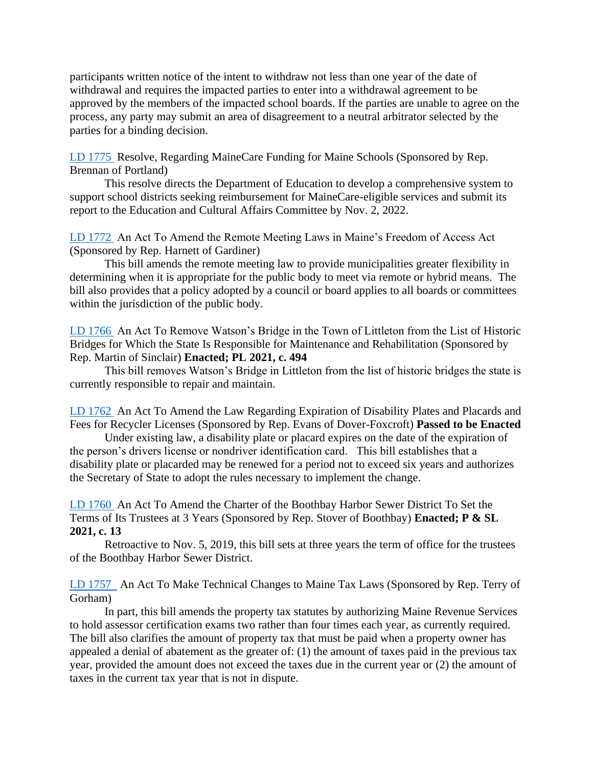participants written notice of the intent to withdraw not less than one year of the date of withdrawal and requires the impacted parties to enter into a withdrawal agreement to be approved by the members of the impacted school boards. If the parties are unable to agree on the process, any party may submit an area of disagreement to a neutral arbitrator selected by the parties for a binding decision.

LD 1775 Resolve, Regarding MaineCare Funding for Maine Schools (Sponsored by Rep. Brennan of Portland)

This resolve directs the Department of Education to develop a comprehensive system to support school districts seeking reimbursement for MaineCare-eligible services and submit its report to the Education and Cultural Affairs Committee by Nov. 2, 2022.

LD 1772 An Act To Amend the Remote Meeting Laws in Maine's Freedom of Access Act (Sponsored by Rep. Harnett of Gardiner)

This bill amends the remote meeting law to provide municipalities greater flexibility in determining when it is appropriate for the public body to meet via remote or hybrid means. The bill also provides that a policy adopted by a council or board applies to all boards or committees within the jurisdiction of the public body.

LD 1766 An Act To Remove Watson's Bridge in the Town of Littleton from the List of Historic Bridges for Which the State Is Responsible for Maintenance and Rehabilitation (Sponsored by Rep. Martin of Sinclair) **Enacted; PL 2021, c. 494**

This bill removes Watson's Bridge in Littleton from the list of historic bridges the state is currently responsible to repair and maintain.

LD 1762 An Act To Amend the Law Regarding Expiration of Disability Plates and Placards and Fees for Recycler Licenses (Sponsored by Rep. Evans of Dover-Foxcroft) **Passed to be Enacted**

Under existing law, a disability plate or placard expires on the date of the expiration of the person's drivers license or nondriver identification card. This bill establishes that a disability plate or placarded may be renewed for a period not to exceed six years and authorizes the Secretary of State to adopt the rules necessary to implement the change.

LD 1760 An Act To Amend the Charter of the Boothbay Harbor Sewer District To Set the Terms of Its Trustees at 3 Years (Sponsored by Rep. Stover of Boothbay) **Enacted; P & SL 2021, c. 13**

Retroactive to Nov. 5, 2019, this bill sets at three years the term of office for the trustees of the Boothbay Harbor Sewer District.

LD 1757 An Act To Make Technical Changes to Maine Tax Laws (Sponsored by Rep. Terry of Gorham)

In part, this bill amends the property tax statutes by authorizing Maine Revenue Services to hold assessor certification exams two rather than four times each year, as currently required. The bill also clarifies the amount of property tax that must be paid when a property owner has appealed a denial of abatement as the greater of: (1) the amount of taxes paid in the previous tax year, provided the amount does not exceed the taxes due in the current year or (2) the amount of taxes in the current tax year that is not in dispute.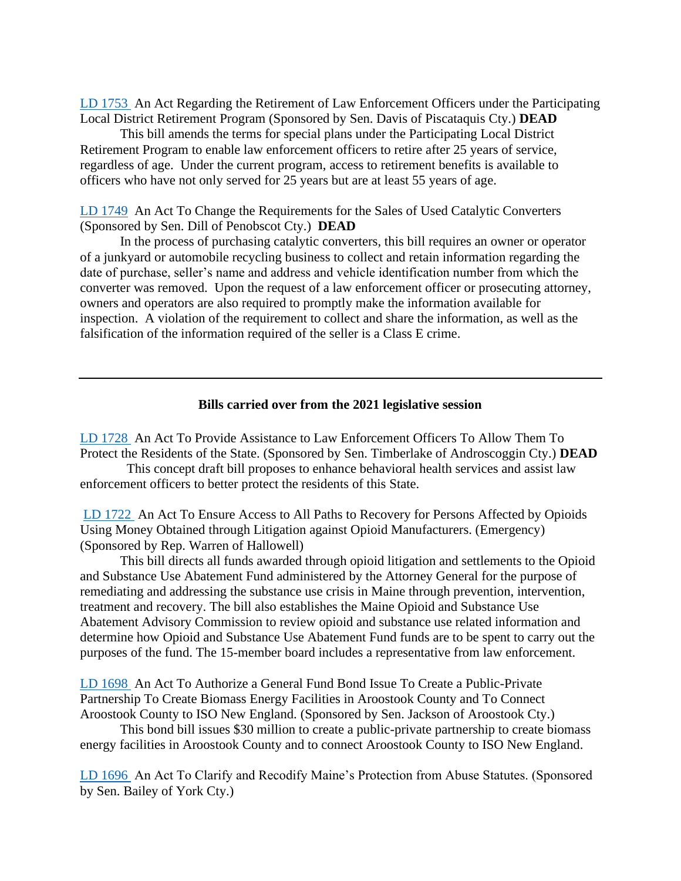LD 1753 An Act Regarding the Retirement of Law Enforcement Officers under the Participating Local District Retirement Program (Sponsored by Sen. Davis of Piscataquis Cty.) **DEAD**

This bill amends the terms for special plans under the Participating Local District Retirement Program to enable law enforcement officers to retire after 25 years of service, regardless of age. Under the current program, access to retirement benefits is available to officers who have not only served for 25 years but are at least 55 years of age.

LD 1749 An Act To Change the Requirements for the Sales of Used Catalytic Converters (Sponsored by Sen. Dill of Penobscot Cty.) **DEAD**

In the process of purchasing catalytic converters, this bill requires an owner or operator of a junkyard or automobile recycling business to collect and retain information regarding the date of purchase, seller's name and address and vehicle identification number from which the converter was removed. Upon the request of a law enforcement officer or prosecuting attorney, owners and operators are also required to promptly make the information available for inspection. A violation of the requirement to collect and share the information, as well as the falsification of the information required of the seller is a Class E crime.

---

**Bills carried over from the 2021 legislative session**

LD 1728 An Act To Provide Assistance to Law Enforcement Officers To Allow Them To Protect the Residents of the State. (Sponsored by Sen. Timberlake of Androscoggin Cty.) **DEAD**

This concept draft bill proposes to enhance behavioral health services and assist law enforcement officers to better protect the residents of this State.

LD 1722 An Act To Ensure Access to All Paths to Recovery for Persons Affected by Opioids Using Money Obtained through Litigation against Opioid Manufacturers. (Emergency) (Sponsored by Rep. Warren of Hallowell)

This bill directs all funds awarded through opioid litigation and settlements to the Opioid and Substance Use Abatement Fund administered by the Attorney General for the purpose of remediating and addressing the substance use crisis in Maine through prevention, intervention, treatment and recovery. The bill also establishes the Maine Opioid and Substance Use Abatement Advisory Commission to review opioid and substance use related information and determine how Opioid and Substance Use Abatement Fund funds are to be spent to carry out the purposes of the fund. The 15-member board includes a representative from law enforcement.

LD 1698 An Act To Authorize a General Fund Bond Issue To Create a Public-Private Partnership To Create Biomass Energy Facilities in Aroostook County and To Connect Aroostook County to ISO New England. (Sponsored by Sen. Jackson of Aroostook Cty.)

This bond bill issues $30 million to create a public-private partnership to create biomass energy facilities in Aroostook County and to connect Aroostook County to ISO New England.

LD 1696 An Act To Clarify and Recodify Maine's Protection from Abuse Statutes. (Sponsored by Sen. Bailey of York Cty.)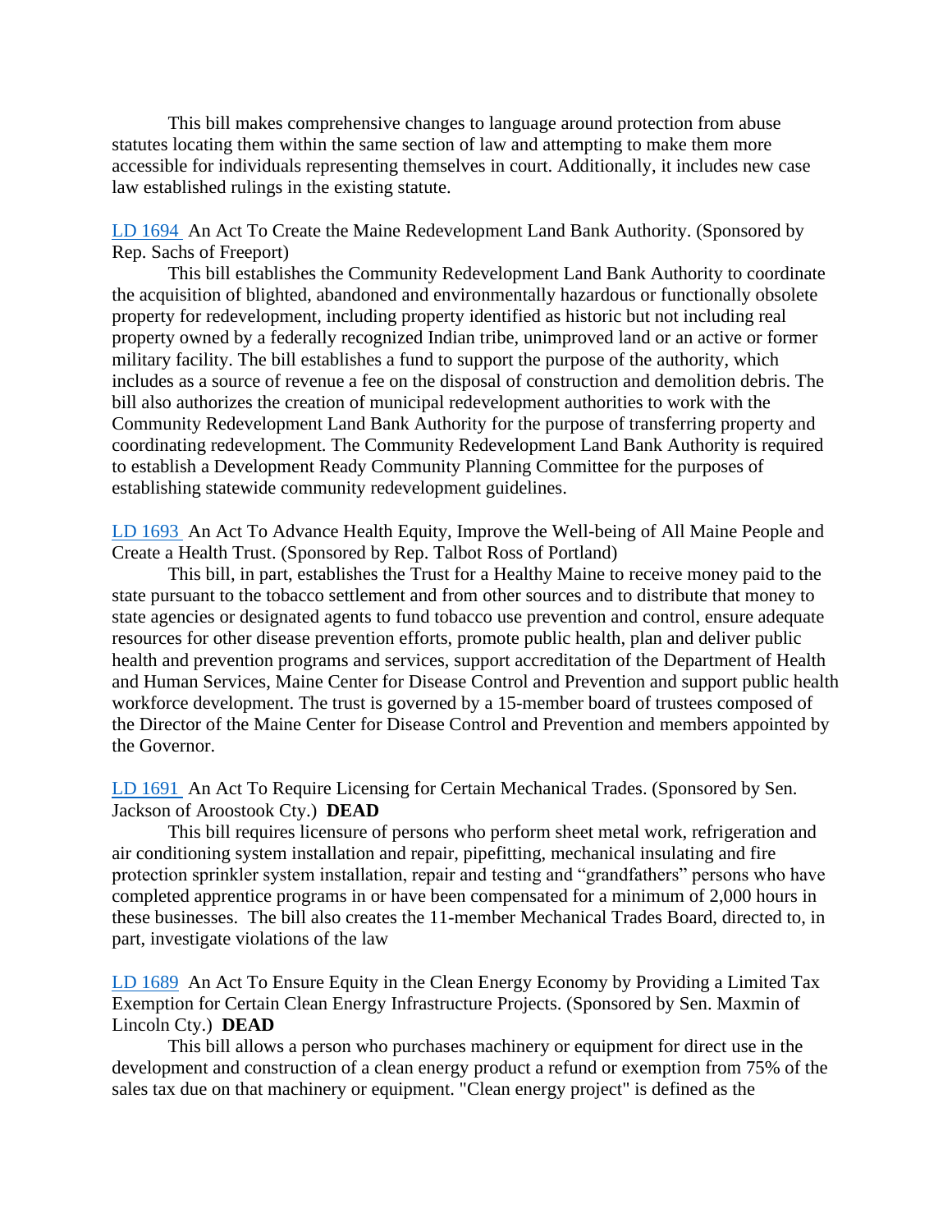This bill makes comprehensive changes to language around protection from abuse statutes locating them within the same section of law and attempting to make them more accessible for individuals representing themselves in court. Additionally, it includes new case law established rulings in the existing statute.

LD 1694 An Act To Create the Maine Redevelopment Land Bank Authority. (Sponsored by Rep. Sachs of Freeport)

This bill establishes the Community Redevelopment Land Bank Authority to coordinate the acquisition of blighted, abandoned and environmentally hazardous or functionally obsolete property for redevelopment, including property identified as historic but not including real property owned by a federally recognized Indian tribe, unimproved land or an active or former military facility. The bill establishes a fund to support the purpose of the authority, which includes as a source of revenue a fee on the disposal of construction and demolition debris. The bill also authorizes the creation of municipal redevelopment authorities to work with the Community Redevelopment Land Bank Authority for the purpose of transferring property and coordinating redevelopment. The Community Redevelopment Land Bank Authority is required to establish a Development Ready Community Planning Committee for the purposes of establishing statewide community redevelopment guidelines.

LD 1693 An Act To Advance Health Equity, Improve the Well-being of All Maine People and Create a Health Trust. (Sponsored by Rep. Talbot Ross of Portland)

This bill, in part, establishes the Trust for a Healthy Maine to receive money paid to the state pursuant to the tobacco settlement and from other sources and to distribute that money to state agencies or designated agents to fund tobacco use prevention and control, ensure adequate resources for other disease prevention efforts, promote public health, plan and deliver public health and prevention programs and services, support accreditation of the Department of Health and Human Services, Maine Center for Disease Control and Prevention and support public health workforce development. The trust is governed by a 15-member board of trustees composed of the Director of the Maine Center for Disease Control and Prevention and members appointed by the Governor.

LD 1691 An Act To Require Licensing for Certain Mechanical Trades. (Sponsored by Sen. Jackson of Aroostook Cty.) **DEAD**

This bill requires licensure of persons who perform sheet metal work, refrigeration and air conditioning system installation and repair, pipefitting, mechanical insulating and fire protection sprinkler system installation, repair and testing and "grandfathers" persons who have completed apprentice programs in or have been compensated for a minimum of 2,000 hours in these businesses. The bill also creates the 11-member Mechanical Trades Board, directed to, in part, investigate violations of the law

LD 1689 An Act To Ensure Equity in the Clean Energy Economy by Providing a Limited Tax Exemption for Certain Clean Energy Infrastructure Projects. (Sponsored by Sen. Maxmin of Lincoln Cty.) **DEAD**

This bill allows a person who purchases machinery or equipment for direct use in the development and construction of a clean energy product a refund or exemption from 75% of the sales tax due on that machinery or equipment. "Clean energy project" is defined as the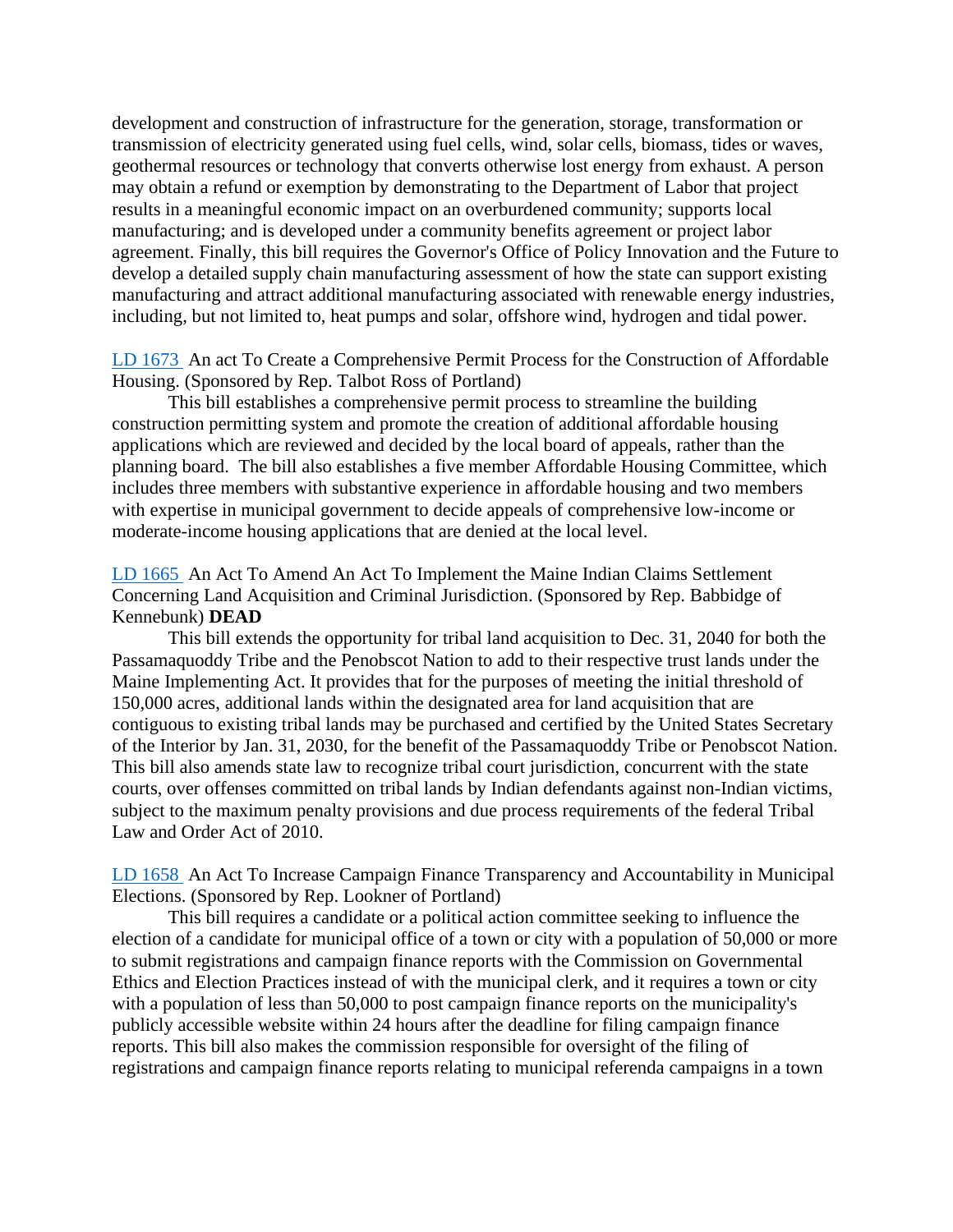development and construction of infrastructure for the generation, storage, transformation or transmission of electricity generated using fuel cells, wind, solar cells, biomass, tides or waves, geothermal resources or technology that converts otherwise lost energy from exhaust. A person may obtain a refund or exemption by demonstrating to the Department of Labor that project results in a meaningful economic impact on an overburdened community; supports local manufacturing; and is developed under a community benefits agreement or project labor agreement. Finally, this bill requires the Governor's Office of Policy Innovation and the Future to develop a detailed supply chain manufacturing assessment of how the state can support existing manufacturing and attract additional manufacturing associated with renewable energy industries, including, but not limited to, heat pumps and solar, offshore wind, hydrogen and tidal power.

LD 1673 An act To Create a Comprehensive Permit Process for the Construction of Affordable Housing. (Sponsored by Rep. Talbot Ross of Portland)

This bill establishes a comprehensive permit process to streamline the building construction permitting system and promote the creation of additional affordable housing applications which are reviewed and decided by the local board of appeals, rather than the planning board. The bill also establishes a five member Affordable Housing Committee, which includes three members with substantive experience in affordable housing and two members with expertise in municipal government to decide appeals of comprehensive low-income or moderate-income housing applications that are denied at the local level.

LD 1665 An Act To Amend An Act To Implement the Maine Indian Claims Settlement Concerning Land Acquisition and Criminal Jurisdiction. (Sponsored by Rep. Babbidge of Kennebunk) **DEAD**

This bill extends the opportunity for tribal land acquisition to Dec. 31, 2040 for both the Passamaquoddy Tribe and the Penobscot Nation to add to their respective trust lands under the Maine Implementing Act. It provides that for the purposes of meeting the initial threshold of 150,000 acres, additional lands within the designated area for land acquisition that are contiguous to existing tribal lands may be purchased and certified by the United States Secretary of the Interior by Jan. 31, 2030, for the benefit of the Passamaquoddy Tribe or Penobscot Nation. This bill also amends state law to recognize tribal court jurisdiction, concurrent with the state courts, over offenses committed on tribal lands by Indian defendants against non-Indian victims, subject to the maximum penalty provisions and due process requirements of the federal Tribal Law and Order Act of 2010.

LD 1658 An Act To Increase Campaign Finance Transparency and Accountability in Municipal Elections. (Sponsored by Rep. Lookner of Portland)

This bill requires a candidate or a political action committee seeking to influence the election of a candidate for municipal office of a town or city with a population of 50,000 or more to submit registrations and campaign finance reports with the Commission on Governmental Ethics and Election Practices instead of with the municipal clerk, and it requires a town or city with a population of less than 50,000 to post campaign finance reports on the municipality's publicly accessible website within 24 hours after the deadline for filing campaign finance reports. This bill also makes the commission responsible for oversight of the filing of registrations and campaign finance reports relating to municipal referenda campaigns in a town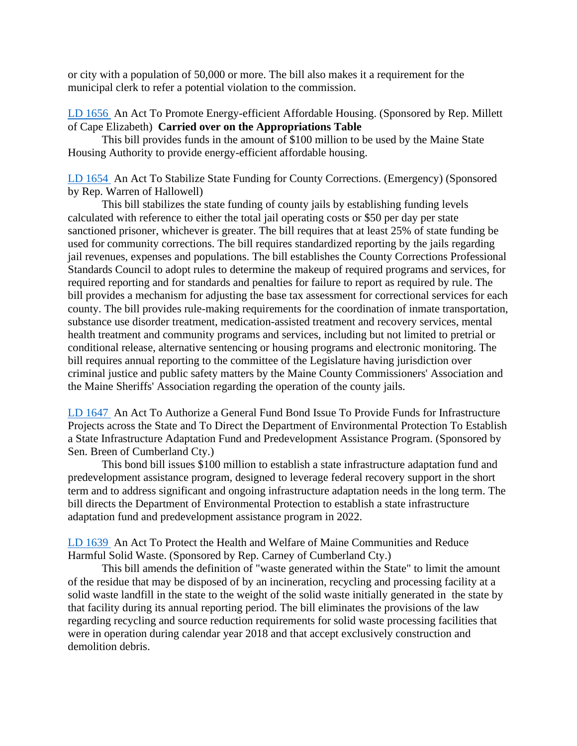or city with a population of 50,000 or more. The bill also makes it a requirement for the municipal clerk to refer a potential violation to the commission.

LD 1656 An Act To Promote Energy-efficient Affordable Housing. (Sponsored by Rep. Millett of Cape Elizabeth) **Carried over on the Appropriations Table**

This bill provides funds in the amount of $100 million to be used by the Maine State Housing Authority to provide energy-efficient affordable housing.

LD 1654 An Act To Stabilize State Funding for County Corrections. (Emergency) (Sponsored by Rep. Warren of Hallowell)

This bill stabilizes the state funding of county jails by establishing funding levels calculated with reference to either the total jail operating costs or $50 per day per state sanctioned prisoner, whichever is greater. The bill requires that at least 25% of state funding be used for community corrections. The bill requires standardized reporting by the jails regarding jail revenues, expenses and populations. The bill establishes the County Corrections Professional Standards Council to adopt rules to determine the makeup of required programs and services, for required reporting and for standards and penalties for failure to report as required by rule. The bill provides a mechanism for adjusting the base tax assessment for correctional services for each county. The bill provides rule-making requirements for the coordination of inmate transportation, substance use disorder treatment, medication-assisted treatment and recovery services, mental health treatment and community programs and services, including but not limited to pretrial or conditional release, alternative sentencing or housing programs and electronic monitoring. The bill requires annual reporting to the committee of the Legislature having jurisdiction over criminal justice and public safety matters by the Maine County Commissioners' Association and the Maine Sheriffs' Association regarding the operation of the county jails.

LD 1647 An Act To Authorize a General Fund Bond Issue To Provide Funds for Infrastructure Projects across the State and To Direct the Department of Environmental Protection To Establish a State Infrastructure Adaptation Fund and Predevelopment Assistance Program. (Sponsored by Sen. Breen of Cumberland Cty.)

This bond bill issues $100 million to establish a state infrastructure adaptation fund and predevelopment assistance program, designed to leverage federal recovery support in the short term and to address significant and ongoing infrastructure adaptation needs in the long term. The bill directs the Department of Environmental Protection to establish a state infrastructure adaptation fund and predevelopment assistance program in 2022.

LD 1639 An Act To Protect the Health and Welfare of Maine Communities and Reduce Harmful Solid Waste. (Sponsored by Rep. Carney of Cumberland Cty.)

This bill amends the definition of "waste generated within the State" to limit the amount of the residue that may be disposed of by an incineration, recycling and processing facility at a solid waste landfill in the state to the weight of the solid waste initially generated in the state by that facility during its annual reporting period. The bill eliminates the provisions of the law regarding recycling and source reduction requirements for solid waste processing facilities that were in operation during calendar year 2018 and that accept exclusively construction and demolition debris.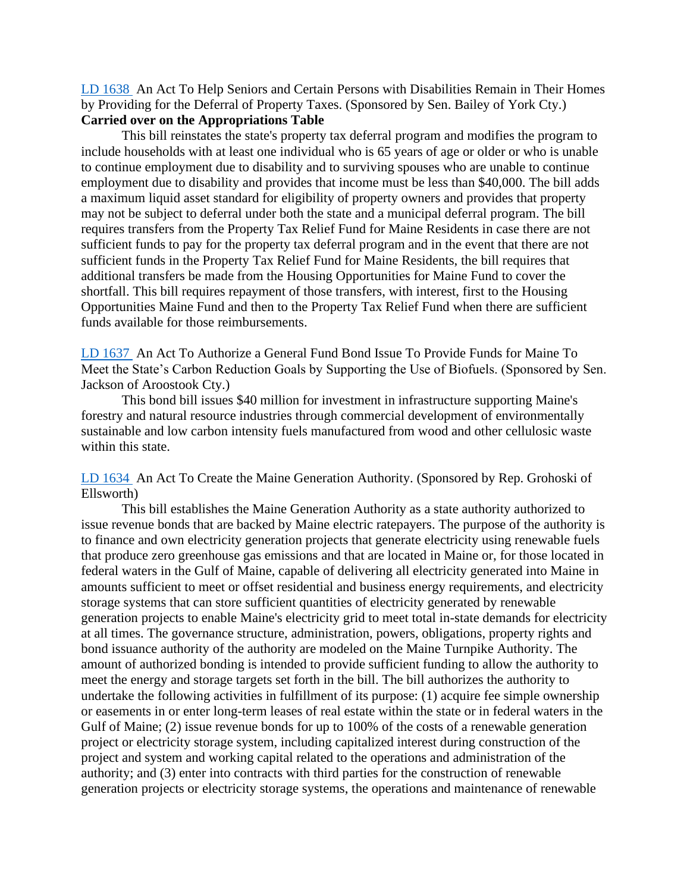[LD 1638](#) An Act To Help Seniors and Certain Persons with Disabilities Remain in Their Homes by Providing for the Deferral of Property Taxes. (Sponsored by Sen. Bailey of York Cty.)
**Carried over on the Appropriations Table**

This bill reinstates the state's property tax deferral program and modifies the program to include households with at least one individual who is 65 years of age or older or who is unable to continue employment due to disability and to surviving spouses who are unable to continue employment due to disability and provides that income must be less than $40,000. The bill adds a maximum liquid asset standard for eligibility of property owners and provides that property may not be subject to deferral under both the state and a municipal deferral program. The bill requires transfers from the Property Tax Relief Fund for Maine Residents in case there are not sufficient funds to pay for the property tax deferral program and in the event that there are not sufficient funds in the Property Tax Relief Fund for Maine Residents, the bill requires that additional transfers be made from the Housing Opportunities for Maine Fund to cover the shortfall. This bill requires repayment of those transfers, with interest, first to the Housing Opportunities Maine Fund and then to the Property Tax Relief Fund when there are sufficient funds available for those reimbursements.

[LD 1637](#) An Act To Authorize a General Fund Bond Issue To Provide Funds for Maine To Meet the State's Carbon Reduction Goals by Supporting the Use of Biofuels. (Sponsored by Sen. Jackson of Aroostook Cty.)

This bond bill issues $40 million for investment in infrastructure supporting Maine's forestry and natural resource industries through commercial development of environmentally sustainable and low carbon intensity fuels manufactured from wood and other cellulosic waste within this state.

[LD 1634](#) An Act To Create the Maine Generation Authority. (Sponsored by Rep. Grohoski of Ellsworth)

This bill establishes the Maine Generation Authority as a state authority authorized to issue revenue bonds that are backed by Maine electric ratepayers. The purpose of the authority is to finance and own electricity generation projects that generate electricity using renewable fuels that produce zero greenhouse gas emissions and that are located in Maine or, for those located in federal waters in the Gulf of Maine, capable of delivering all electricity generated into Maine in amounts sufficient to meet or offset residential and business energy requirements, and electricity storage systems that can store sufficient quantities of electricity generated by renewable generation projects to enable Maine's electricity grid to meet total in-state demands for electricity at all times. The governance structure, administration, powers, obligations, property rights and bond issuance authority of the authority are modeled on the Maine Turnpike Authority. The amount of authorized bonding is intended to provide sufficient funding to allow the authority to meet the energy and storage targets set forth in the bill. The bill authorizes the authority to undertake the following activities in fulfillment of its purpose: (1) acquire fee simple ownership or easements in or enter long-term leases of real estate within the state or in federal waters in the Gulf of Maine; (2) issue revenue bonds for up to 100% of the costs of a renewable generation project or electricity storage system, including capitalized interest during construction of the project and system and working capital related to the operations and administration of the authority; and (3) enter into contracts with third parties for the construction of renewable generation projects or electricity storage systems, the operations and maintenance of renewable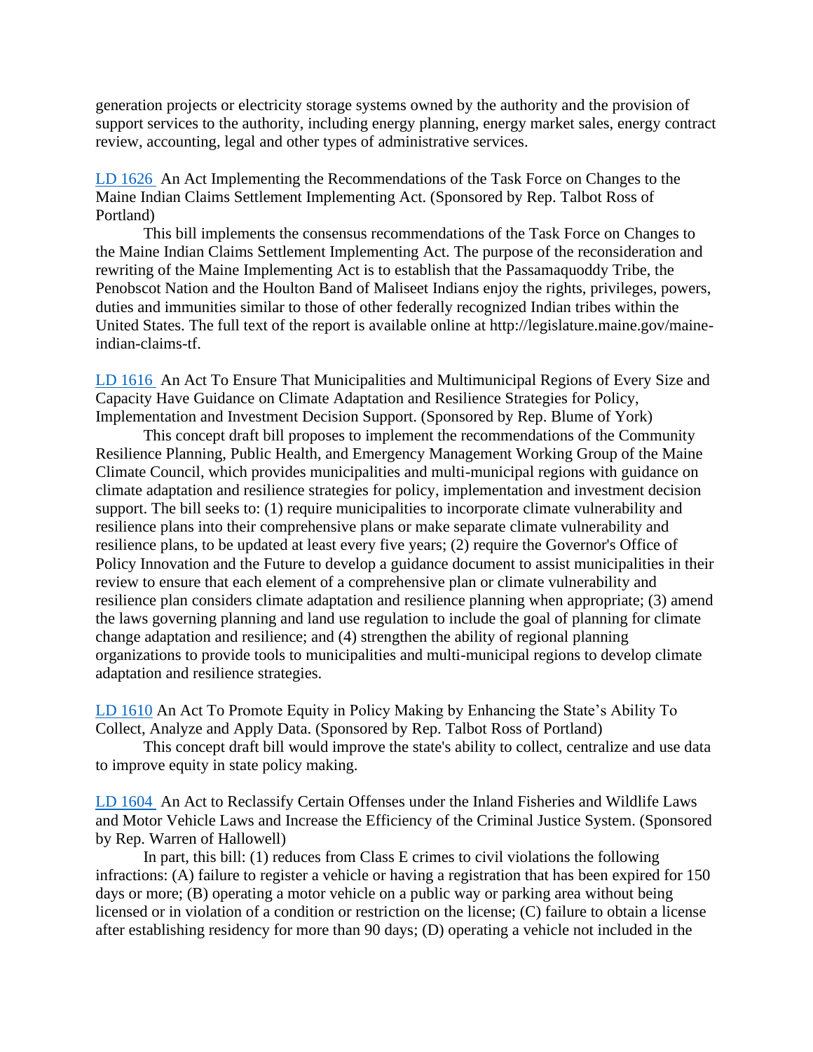generation projects or electricity storage systems owned by the authority and the provision of support services to the authority, including energy planning, energy market sales, energy contract review, accounting, legal and other types of administrative services.

LD 1626 An Act Implementing the Recommendations of the Task Force on Changes to the Maine Indian Claims Settlement Implementing Act. (Sponsored by Rep. Talbot Ross of Portland)

This bill implements the consensus recommendations of the Task Force on Changes to the Maine Indian Claims Settlement Implementing Act. The purpose of the reconsideration and rewriting of the Maine Implementing Act is to establish that the Passamaquoddy Tribe, the Penobscot Nation and the Houlton Band of Maliseet Indians enjoy the rights, privileges, powers, duties and immunities similar to those of other federally recognized Indian tribes within the United States. The full text of the report is available online at http://legislature.maine.gov/maine-indian-claims-tf.

LD 1616 An Act To Ensure That Municipalities and Multimunicipal Regions of Every Size and Capacity Have Guidance on Climate Adaptation and Resilience Strategies for Policy, Implementation and Investment Decision Support. (Sponsored by Rep. Blume of York)

This concept draft bill proposes to implement the recommendations of the Community Resilience Planning, Public Health, and Emergency Management Working Group of the Maine Climate Council, which provides municipalities and multi-municipal regions with guidance on climate adaptation and resilience strategies for policy, implementation and investment decision support. The bill seeks to: (1) require municipalities to incorporate climate vulnerability and resilience plans into their comprehensive plans or make separate climate vulnerability and resilience plans, to be updated at least every five years; (2) require the Governor's Office of Policy Innovation and the Future to develop a guidance document to assist municipalities in their review to ensure that each element of a comprehensive plan or climate vulnerability and resilience plan considers climate adaptation and resilience planning when appropriate; (3) amend the laws governing planning and land use regulation to include the goal of planning for climate change adaptation and resilience; and (4) strengthen the ability of regional planning organizations to provide tools to municipalities and multi-municipal regions to develop climate adaptation and resilience strategies.

LD 1610 An Act To Promote Equity in Policy Making by Enhancing the State's Ability To Collect, Analyze and Apply Data. (Sponsored by Rep. Talbot Ross of Portland)

This concept draft bill would improve the state's ability to collect, centralize and use data to improve equity in state policy making.

LD 1604 An Act to Reclassify Certain Offenses under the Inland Fisheries and Wildlife Laws and Motor Vehicle Laws and Increase the Efficiency of the Criminal Justice System. (Sponsored by Rep. Warren of Hallowell)

In part, this bill: (1) reduces from Class E crimes to civil violations the following infractions: (A) failure to register a vehicle or having a registration that has been expired for 150 days or more; (B) operating a motor vehicle on a public way or parking area without being licensed or in violation of a condition or restriction on the license; (C) failure to obtain a license after establishing residency for more than 90 days; (D) operating a vehicle not included in the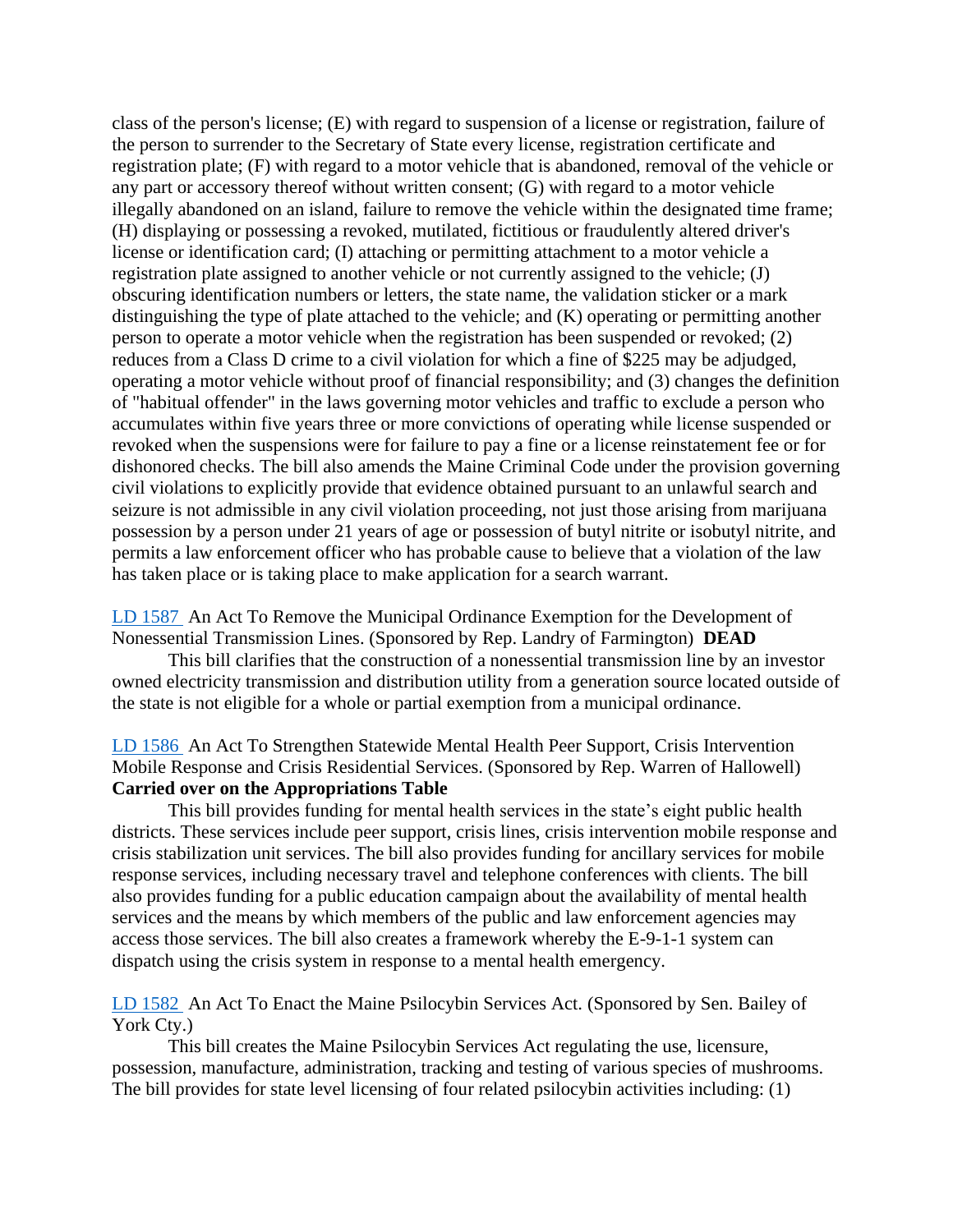class of the person's license; (E) with regard to suspension of a license or registration, failure of the person to surrender to the Secretary of State every license, registration certificate and registration plate; (F) with regard to a motor vehicle that is abandoned, removal of the vehicle or any part or accessory thereof without written consent; (G) with regard to a motor vehicle illegally abandoned on an island, failure to remove the vehicle within the designated time frame; (H) displaying or possessing a revoked, mutilated, fictitious or fraudulently altered driver's license or identification card; (I) attaching or permitting attachment to a motor vehicle a registration plate assigned to another vehicle or not currently assigned to the vehicle; (J) obscuring identification numbers or letters, the state name, the validation sticker or a mark distinguishing the type of plate attached to the vehicle; and (K) operating or permitting another person to operate a motor vehicle when the registration has been suspended or revoked; (2) reduces from a Class D crime to a civil violation for which a fine of $225 may be adjudged, operating a motor vehicle without proof of financial responsibility; and (3) changes the definition of "habitual offender" in the laws governing motor vehicles and traffic to exclude a person who accumulates within five years three or more convictions of operating while license suspended or revoked when the suspensions were for failure to pay a fine or a license reinstatement fee or for dishonored checks. The bill also amends the Maine Criminal Code under the provision governing civil violations to explicitly provide that evidence obtained pursuant to an unlawful search and seizure is not admissible in any civil violation proceeding, not just those arising from marijuana possession by a person under 21 years of age or possession of butyl nitrite or isobutyl nitrite, and permits a law enforcement officer who has probable cause to believe that a violation of the law has taken place or is taking place to make application for a search warrant.

LD 1587 An Act To Remove the Municipal Ordinance Exemption for the Development of Nonessential Transmission Lines. (Sponsored by Rep. Landry of Farmington) **DEAD**

This bill clarifies that the construction of a nonessential transmission line by an investor owned electricity transmission and distribution utility from a generation source located outside of the state is not eligible for a whole or partial exemption from a municipal ordinance.

LD 1586 An Act To Strengthen Statewide Mental Health Peer Support, Crisis Intervention Mobile Response and Crisis Residential Services. (Sponsored by Rep. Warren of Hallowell) **Carried over on the Appropriations Table**

This bill provides funding for mental health services in the state's eight public health districts. These services include peer support, crisis lines, crisis intervention mobile response and crisis stabilization unit services. The bill also provides funding for ancillary services for mobile response services, including necessary travel and telephone conferences with clients. The bill also provides funding for a public education campaign about the availability of mental health services and the means by which members of the public and law enforcement agencies may access those services. The bill also creates a framework whereby the E-9-1-1 system can dispatch using the crisis system in response to a mental health emergency.

LD 1582 An Act To Enact the Maine Psilocybin Services Act. (Sponsored by Sen. Bailey of York Cty.)

This bill creates the Maine Psilocybin Services Act regulating the use, licensure, possession, manufacture, administration, tracking and testing of various species of mushrooms. The bill provides for state level licensing of four related psilocybin activities including: (1)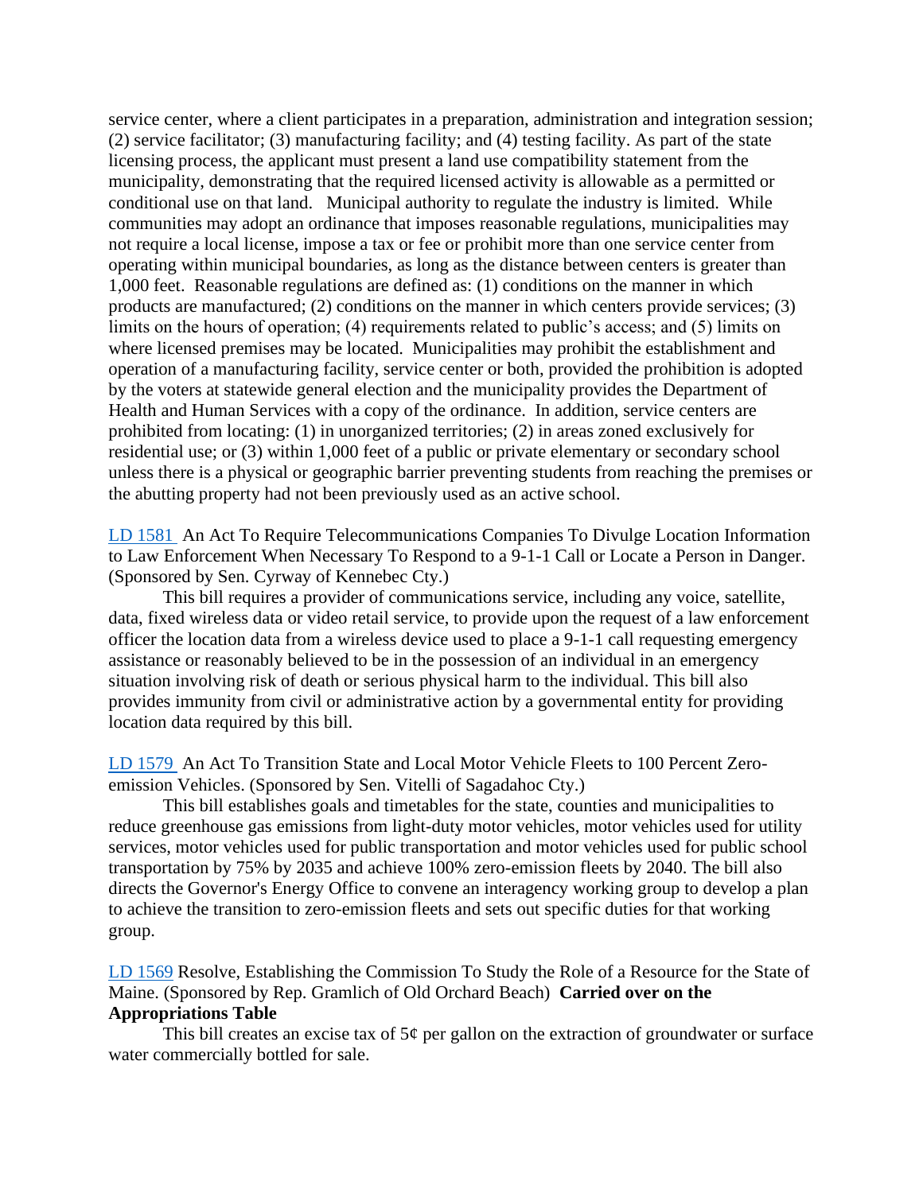service center, where a client participates in a preparation, administration and integration session; (2) service facilitator; (3) manufacturing facility; and (4) testing facility. As part of the state licensing process, the applicant must present a land use compatibility statement from the municipality, demonstrating that the required licensed activity is allowable as a permitted or conditional use on that land. Municipal authority to regulate the industry is limited. While communities may adopt an ordinance that imposes reasonable regulations, municipalities may not require a local license, impose a tax or fee or prohibit more than one service center from operating within municipal boundaries, as long as the distance between centers is greater than 1,000 feet. Reasonable regulations are defined as: (1) conditions on the manner in which products are manufactured; (2) conditions on the manner in which centers provide services; (3) limits on the hours of operation; (4) requirements related to public's access; and (5) limits on where licensed premises may be located. Municipalities may prohibit the establishment and operation of a manufacturing facility, service center or both, provided the prohibition is adopted by the voters at statewide general election and the municipality provides the Department of Health and Human Services with a copy of the ordinance. In addition, service centers are prohibited from locating: (1) in unorganized territories; (2) in areas zoned exclusively for residential use; or (3) within 1,000 feet of a public or private elementary or secondary school unless there is a physical or geographic barrier preventing students from reaching the premises or the abutting property had not been previously used as an active school.

LD 1581 An Act To Require Telecommunications Companies To Divulge Location Information to Law Enforcement When Necessary To Respond to a 9-1-1 Call or Locate a Person in Danger. (Sponsored by Sen. Cyrway of Kennebec Cty.)

This bill requires a provider of communications service, including any voice, satellite, data, fixed wireless data or video retail service, to provide upon the request of a law enforcement officer the location data from a wireless device used to place a 9-1-1 call requesting emergency assistance or reasonably believed to be in the possession of an individual in an emergency situation involving risk of death or serious physical harm to the individual. This bill also provides immunity from civil or administrative action by a governmental entity for providing location data required by this bill.

LD 1579 An Act To Transition State and Local Motor Vehicle Fleets to 100 Percent Zero-emission Vehicles. (Sponsored by Sen. Vitelli of Sagadahoc Cty.)

This bill establishes goals and timetables for the state, counties and municipalities to reduce greenhouse gas emissions from light-duty motor vehicles, motor vehicles used for utility services, motor vehicles used for public transportation and motor vehicles used for public school transportation by 75% by 2035 and achieve 100% zero-emission fleets by 2040. The bill also directs the Governor's Energy Office to convene an interagency working group to develop a plan to achieve the transition to zero-emission fleets and sets out specific duties for that working group.

LD 1569 Resolve, Establishing the Commission To Study the Role of a Resource for the State of Maine. (Sponsored by Rep. Gramlich of Old Orchard Beach) **Carried over on the Appropriations Table**

This bill creates an excise tax of 5¢ per gallon on the extraction of groundwater or surface water commercially bottled for sale.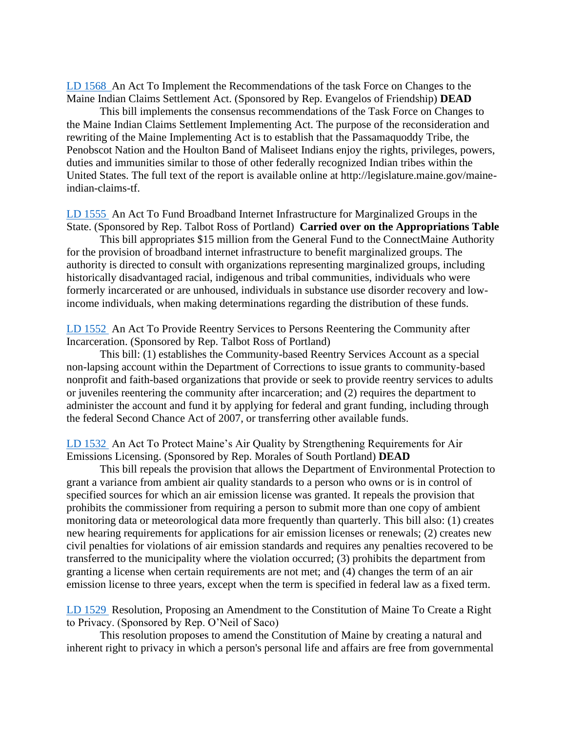LD 1568 An Act To Implement the Recommendations of the task Force on Changes to the Maine Indian Claims Settlement Act. (Sponsored by Rep. Evangelos of Friendship) **DEAD**

This bill implements the consensus recommendations of the Task Force on Changes to the Maine Indian Claims Settlement Implementing Act. The purpose of the reconsideration and rewriting of the Maine Implementing Act is to establish that the Passamaquoddy Tribe, the Penobscot Nation and the Houlton Band of Maliseet Indians enjoy the rights, privileges, powers, duties and immunities similar to those of other federally recognized Indian tribes within the United States. The full text of the report is available online at http://legislature.maine.gov/maine-indian-claims-tf.

LD 1555 An Act To Fund Broadband Internet Infrastructure for Marginalized Groups in the State. (Sponsored by Rep. Talbot Ross of Portland) **Carried over on the Appropriations Table**

This bill appropriates $15 million from the General Fund to the ConnectMaine Authority for the provision of broadband internet infrastructure to benefit marginalized groups. The authority is directed to consult with organizations representing marginalized groups, including historically disadvantaged racial, indigenous and tribal communities, individuals who were formerly incarcerated or are unhoused, individuals in substance use disorder recovery and low-income individuals, when making determinations regarding the distribution of these funds.

LD 1552 An Act To Provide Reentry Services to Persons Reentering the Community after Incarceration. (Sponsored by Rep. Talbot Ross of Portland)

This bill: (1) establishes the Community-based Reentry Services Account as a special non-lapsing account within the Department of Corrections to issue grants to community-based nonprofit and faith-based organizations that provide or seek to provide reentry services to adults or juveniles reentering the community after incarceration; and (2) requires the department to administer the account and fund it by applying for federal and grant funding, including through the federal Second Chance Act of 2007, or transferring other available funds.

LD 1532 An Act To Protect Maine's Air Quality by Strengthening Requirements for Air Emissions Licensing. (Sponsored by Rep. Morales of South Portland) **DEAD**

This bill repeals the provision that allows the Department of Environmental Protection to grant a variance from ambient air quality standards to a person who owns or is in control of specified sources for which an air emission license was granted. It repeals the provision that prohibits the commissioner from requiring a person to submit more than one copy of ambient monitoring data or meteorological data more frequently than quarterly. This bill also: (1) creates new hearing requirements for applications for air emission licenses or renewals; (2) creates new civil penalties for violations of air emission standards and requires any penalties recovered to be transferred to the municipality where the violation occurred; (3) prohibits the department from granting a license when certain requirements are not met; and (4) changes the term of an air emission license to three years, except when the term is specified in federal law as a fixed term.

LD 1529 Resolution, Proposing an Amendment to the Constitution of Maine To Create a Right to Privacy. (Sponsored by Rep. O'Neil of Saco)

This resolution proposes to amend the Constitution of Maine by creating a natural and inherent right to privacy in which a person's personal life and affairs are free from governmental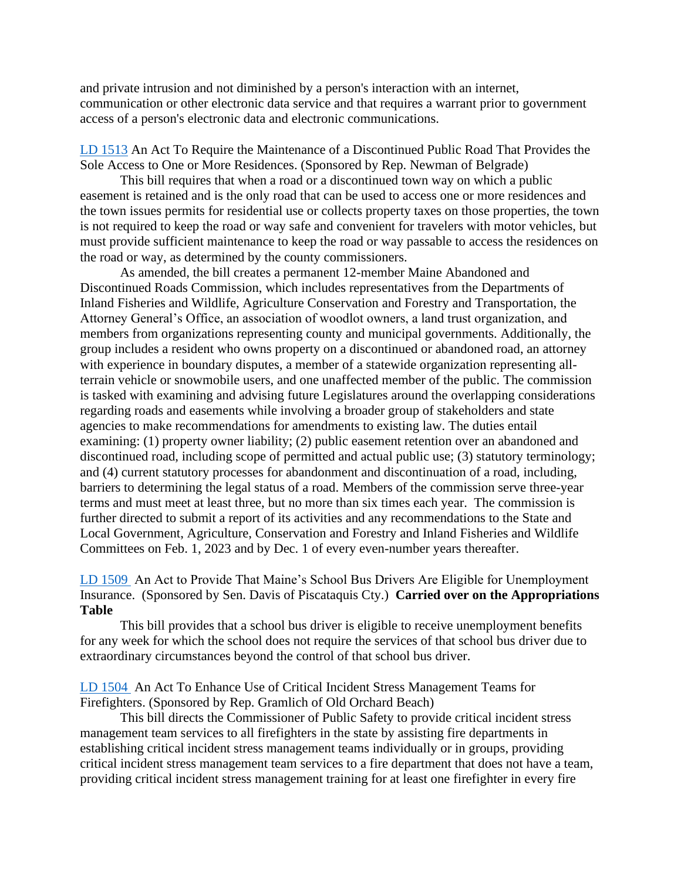and private intrusion and not diminished by a person's interaction with an internet, communication or other electronic data service and that requires a warrant prior to government access of a person's electronic data and electronic communications.

LD 1513 An Act To Require the Maintenance of a Discontinued Public Road That Provides the Sole Access to One or More Residences. (Sponsored by Rep. Newman of Belgrade)

This bill requires that when a road or a discontinued town way on which a public easement is retained and is the only road that can be used to access one or more residences and the town issues permits for residential use or collects property taxes on those properties, the town is not required to keep the road or way safe and convenient for travelers with motor vehicles, but must provide sufficient maintenance to keep the road or way passable to access the residences on the road or way, as determined by the county commissioners.

As amended, the bill creates a permanent 12-member Maine Abandoned and Discontinued Roads Commission, which includes representatives from the Departments of Inland Fisheries and Wildlife, Agriculture Conservation and Forestry and Transportation, the Attorney General's Office, an association of woodlot owners, a land trust organization, and members from organizations representing county and municipal governments. Additionally, the group includes a resident who owns property on a discontinued or abandoned road, an attorney with experience in boundary disputes, a member of a statewide organization representing all-terrain vehicle or snowmobile users, and one unaffected member of the public. The commission is tasked with examining and advising future Legislatures around the overlapping considerations regarding roads and easements while involving a broader group of stakeholders and state agencies to make recommendations for amendments to existing law. The duties entail examining: (1) property owner liability; (2) public easement retention over an abandoned and discontinued road, including scope of permitted and actual public use; (3) statutory terminology; and (4) current statutory processes for abandonment and discontinuation of a road, including, barriers to determining the legal status of a road. Members of the commission serve three-year terms and must meet at least three, but no more than six times each year. The commission is further directed to submit a report of its activities and any recommendations to the State and Local Government, Agriculture, Conservation and Forestry and Inland Fisheries and Wildlife Committees on Feb. 1, 2023 and by Dec. 1 of every even-number years thereafter.

LD 1509 An Act to Provide That Maine's School Bus Drivers Are Eligible for Unemployment Insurance. (Sponsored by Sen. Davis of Piscataquis Cty.) **Carried over on the Appropriations Table**

This bill provides that a school bus driver is eligible to receive unemployment benefits for any week for which the school does not require the services of that school bus driver due to extraordinary circumstances beyond the control of that school bus driver.

LD 1504 An Act To Enhance Use of Critical Incident Stress Management Teams for Firefighters. (Sponsored by Rep. Gramlich of Old Orchard Beach)

This bill directs the Commissioner of Public Safety to provide critical incident stress management team services to all firefighters in the state by assisting fire departments in establishing critical incident stress management teams individually or in groups, providing critical incident stress management team services to a fire department that does not have a team, providing critical incident stress management training for at least one firefighter in every fire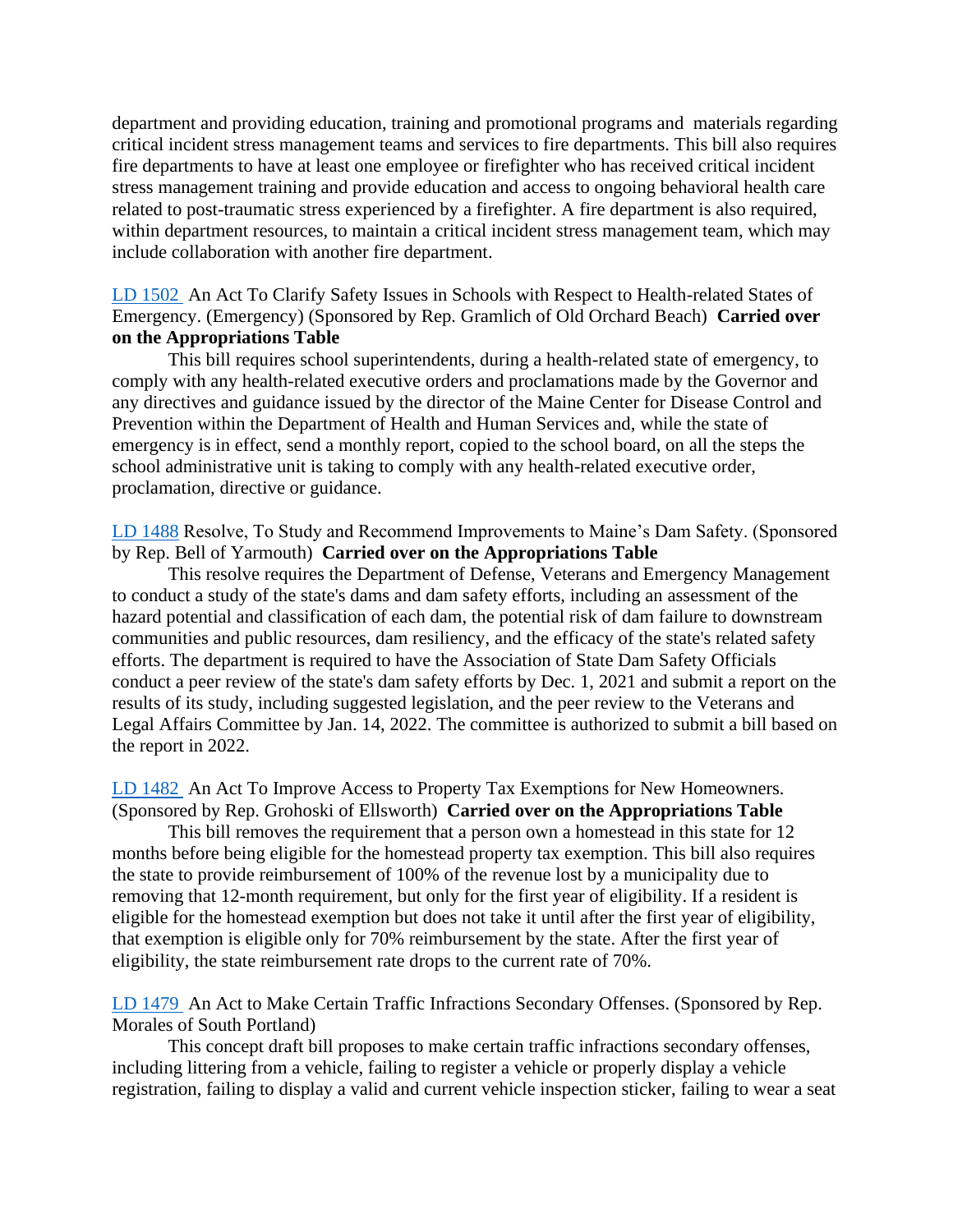department and providing education, training and promotional programs and materials regarding critical incident stress management teams and services to fire departments. This bill also requires fire departments to have at least one employee or firefighter who has received critical incident stress management training and provide education and access to ongoing behavioral health care related to post-traumatic stress experienced by a firefighter. A fire department is also required, within department resources, to maintain a critical incident stress management team, which may include collaboration with another fire department.

LD 1502 An Act To Clarify Safety Issues in Schools with Respect to Health-related States of Emergency. (Emergency) (Sponsored by Rep. Gramlich of Old Orchard Beach) **Carried over on the Appropriations Table**

This bill requires school superintendents, during a health-related state of emergency, to comply with any health-related executive orders and proclamations made by the Governor and any directives and guidance issued by the director of the Maine Center for Disease Control and Prevention within the Department of Health and Human Services and, while the state of emergency is in effect, send a monthly report, copied to the school board, on all the steps the school administrative unit is taking to comply with any health-related executive order, proclamation, directive or guidance.

LD 1488 Resolve, To Study and Recommend Improvements to Maine's Dam Safety. (Sponsored by Rep. Bell of Yarmouth) **Carried over on the Appropriations Table**

This resolve requires the Department of Defense, Veterans and Emergency Management to conduct a study of the state's dams and dam safety efforts, including an assessment of the hazard potential and classification of each dam, the potential risk of dam failure to downstream communities and public resources, dam resiliency, and the efficacy of the state's related safety efforts. The department is required to have the Association of State Dam Safety Officials conduct a peer review of the state's dam safety efforts by Dec. 1, 2021 and submit a report on the results of its study, including suggested legislation, and the peer review to the Veterans and Legal Affairs Committee by Jan. 14, 2022. The committee is authorized to submit a bill based on the report in 2022.

LD 1482 An Act To Improve Access to Property Tax Exemptions for New Homeowners. (Sponsored by Rep. Grohoski of Ellsworth) **Carried over on the Appropriations Table**

This bill removes the requirement that a person own a homestead in this state for 12 months before being eligible for the homestead property tax exemption. This bill also requires the state to provide reimbursement of 100% of the revenue lost by a municipality due to removing that 12-month requirement, but only for the first year of eligibility. If a resident is eligible for the homestead exemption but does not take it until after the first year of eligibility, that exemption is eligible only for 70% reimbursement by the state. After the first year of eligibility, the state reimbursement rate drops to the current rate of 70%.

LD 1479 An Act to Make Certain Traffic Infractions Secondary Offenses. (Sponsored by Rep. Morales of South Portland)

This concept draft bill proposes to make certain traffic infractions secondary offenses, including littering from a vehicle, failing to register a vehicle or properly display a vehicle registration, failing to display a valid and current vehicle inspection sticker, failing to wear a seat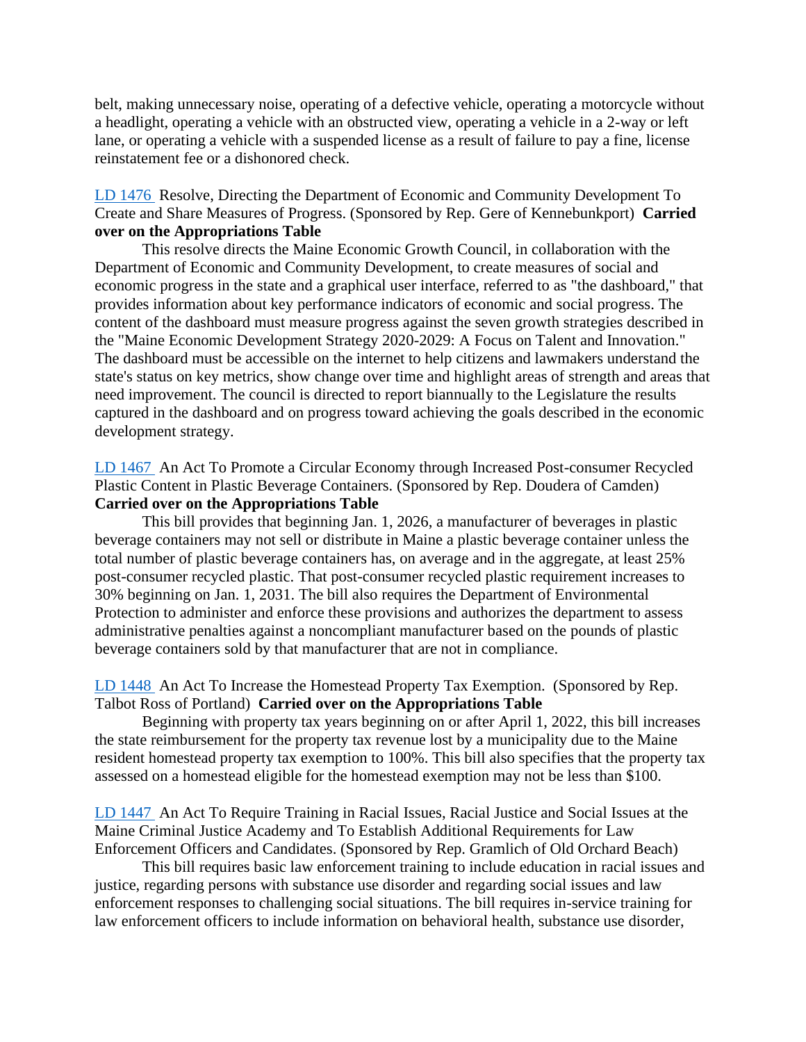belt, making unnecessary noise, operating of a defective vehicle, operating a motorcycle without a headlight, operating a vehicle with an obstructed view, operating a vehicle in a 2-way or left lane, or operating a vehicle with a suspended license as a result of failure to pay a fine, license reinstatement fee or a dishonored check.

LD 1476 Resolve, Directing the Department of Economic and Community Development To Create and Share Measures of Progress. (Sponsored by Rep. Gere of Kennebunkport) **Carried over on the Appropriations Table**

This resolve directs the Maine Economic Growth Council, in collaboration with the Department of Economic and Community Development, to create measures of social and economic progress in the state and a graphical user interface, referred to as "the dashboard," that provides information about key performance indicators of economic and social progress. The content of the dashboard must measure progress against the seven growth strategies described in the "Maine Economic Development Strategy 2020-2029: A Focus on Talent and Innovation." The dashboard must be accessible on the internet to help citizens and lawmakers understand the state's status on key metrics, show change over time and highlight areas of strength and areas that need improvement. The council is directed to report biannually to the Legislature the results captured in the dashboard and on progress toward achieving the goals described in the economic development strategy.

LD 1467 An Act To Promote a Circular Economy through Increased Post-consumer Recycled Plastic Content in Plastic Beverage Containers. (Sponsored by Rep. Doudera of Camden) **Carried over on the Appropriations Table**

This bill provides that beginning Jan. 1, 2026, a manufacturer of beverages in plastic beverage containers may not sell or distribute in Maine a plastic beverage container unless the total number of plastic beverage containers has, on average and in the aggregate, at least 25% post-consumer recycled plastic. That post-consumer recycled plastic requirement increases to 30% beginning on Jan. 1, 2031. The bill also requires the Department of Environmental Protection to administer and enforce these provisions and authorizes the department to assess administrative penalties against a noncompliant manufacturer based on the pounds of plastic beverage containers sold by that manufacturer that are not in compliance.

LD 1448 An Act To Increase the Homestead Property Tax Exemption. (Sponsored by Rep. Talbot Ross of Portland) **Carried over on the Appropriations Table**

Beginning with property tax years beginning on or after April 1, 2022, this bill increases the state reimbursement for the property tax revenue lost by a municipality due to the Maine resident homestead property tax exemption to 100%. This bill also specifies that the property tax assessed on a homestead eligible for the homestead exemption may not be less than $100.

LD 1447 An Act To Require Training in Racial Issues, Racial Justice and Social Issues at the Maine Criminal Justice Academy and To Establish Additional Requirements for Law Enforcement Officers and Candidates. (Sponsored by Rep. Gramlich of Old Orchard Beach)

This bill requires basic law enforcement training to include education in racial issues and justice, regarding persons with substance use disorder and regarding social issues and law enforcement responses to challenging social situations. The bill requires in-service training for law enforcement officers to include information on behavioral health, substance use disorder,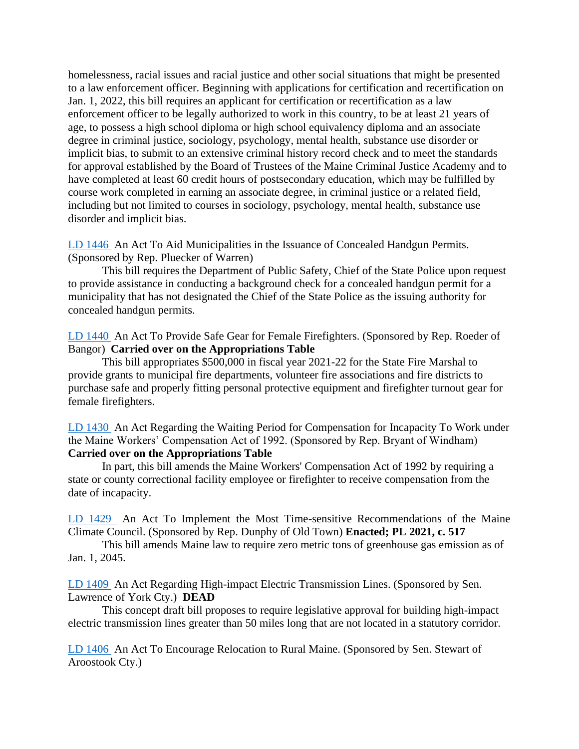homelessness, racial issues and racial justice and other social situations that might be presented to a law enforcement officer. Beginning with applications for certification and recertification on Jan. 1, 2022, this bill requires an applicant for certification or recertification as a law enforcement officer to be legally authorized to work in this country, to be at least 21 years of age, to possess a high school diploma or high school equivalency diploma and an associate degree in criminal justice, sociology, psychology, mental health, substance use disorder or implicit bias, to submit to an extensive criminal history record check and to meet the standards for approval established by the Board of Trustees of the Maine Criminal Justice Academy and to have completed at least 60 credit hours of postsecondary education, which may be fulfilled by course work completed in earning an associate degree, in criminal justice or a related field, including but not limited to courses in sociology, psychology, mental health, substance use disorder and implicit bias.

LD 1446 An Act To Aid Municipalities in the Issuance of Concealed Handgun Permits. (Sponsored by Rep. Pluecker of Warren)

This bill requires the Department of Public Safety, Chief of the State Police upon request to provide assistance in conducting a background check for a concealed handgun permit for a municipality that has not designated the Chief of the State Police as the issuing authority for concealed handgun permits.

LD 1440 An Act To Provide Safe Gear for Female Firefighters. (Sponsored by Rep. Roeder of Bangor) **Carried over on the Appropriations Table**

This bill appropriates $500,000 in fiscal year 2021-22 for the State Fire Marshal to provide grants to municipal fire departments, volunteer fire associations and fire districts to purchase safe and properly fitting personal protective equipment and firefighter turnout gear for female firefighters.

LD 1430 An Act Regarding the Waiting Period for Compensation for Incapacity To Work under the Maine Workers' Compensation Act of 1992. (Sponsored by Rep. Bryant of Windham) **Carried over on the Appropriations Table**

In part, this bill amends the Maine Workers' Compensation Act of 1992 by requiring a state or county correctional facility employee or firefighter to receive compensation from the date of incapacity.

LD 1429 An Act To Implement the Most Time-sensitive Recommendations of the Maine Climate Council. (Sponsored by Rep. Dunphy of Old Town) **Enacted; PL 2021, c. 517**

This bill amends Maine law to require zero metric tons of greenhouse gas emission as of Jan. 1, 2045.

LD 1409 An Act Regarding High-impact Electric Transmission Lines. (Sponsored by Sen. Lawrence of York Cty.) **DEAD**

This concept draft bill proposes to require legislative approval for building high-impact electric transmission lines greater than 50 miles long that are not located in a statutory corridor.

LD 1406 An Act To Encourage Relocation to Rural Maine. (Sponsored by Sen. Stewart of Aroostook Cty.)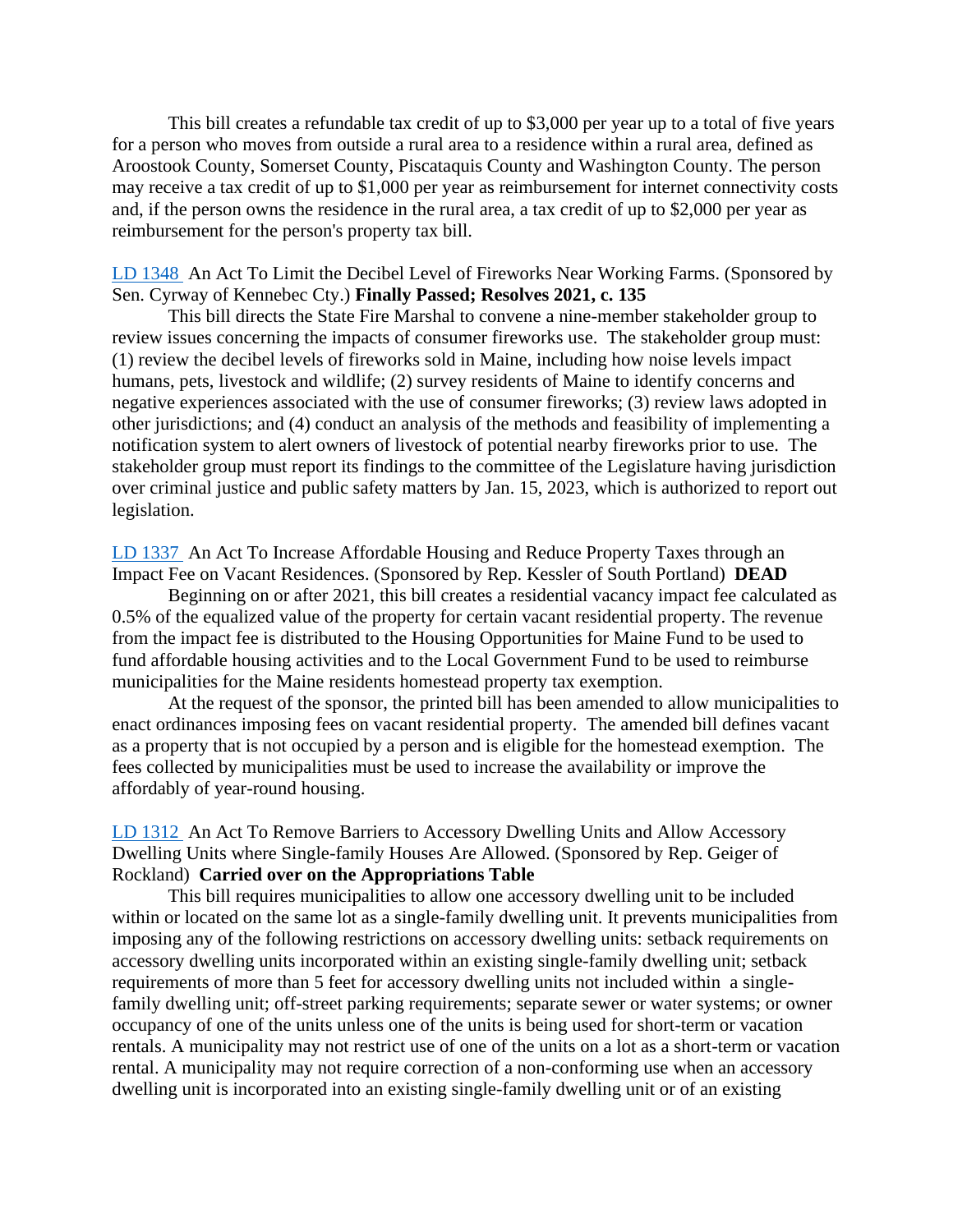This bill creates a refundable tax credit of up to $3,000 per year up to a total of five years for a person who moves from outside a rural area to a residence within a rural area, defined as Aroostook County, Somerset County, Piscataquis County and Washington County. The person may receive a tax credit of up to $1,000 per year as reimbursement for internet connectivity costs and, if the person owns the residence in the rural area, a tax credit of up to $2,000 per year as reimbursement for the person's property tax bill.

LD 1348 An Act To Limit the Decibel Level of Fireworks Near Working Farms. (Sponsored by Sen. Cyrway of Kennebec Cty.) **Finally Passed; Resolves 2021, c. 135**

This bill directs the State Fire Marshal to convene a nine-member stakeholder group to review issues concerning the impacts of consumer fireworks use. The stakeholder group must: (1) review the decibel levels of fireworks sold in Maine, including how noise levels impact humans, pets, livestock and wildlife; (2) survey residents of Maine to identify concerns and negative experiences associated with the use of consumer fireworks; (3) review laws adopted in other jurisdictions; and (4) conduct an analysis of the methods and feasibility of implementing a notification system to alert owners of livestock of potential nearby fireworks prior to use. The stakeholder group must report its findings to the committee of the Legislature having jurisdiction over criminal justice and public safety matters by Jan. 15, 2023, which is authorized to report out legislation.

LD 1337 An Act To Increase Affordable Housing and Reduce Property Taxes through an Impact Fee on Vacant Residences. (Sponsored by Rep. Kessler of South Portland) **DEAD**

Beginning on or after 2021, this bill creates a residential vacancy impact fee calculated as 0.5% of the equalized value of the property for certain vacant residential property. The revenue from the impact fee is distributed to the Housing Opportunities for Maine Fund to be used to fund affordable housing activities and to the Local Government Fund to be used to reimburse municipalities for the Maine residents homestead property tax exemption.

At the request of the sponsor, the printed bill has been amended to allow municipalities to enact ordinances imposing fees on vacant residential property. The amended bill defines vacant as a property that is not occupied by a person and is eligible for the homestead exemption. The fees collected by municipalities must be used to increase the availability or improve the affordably of year-round housing.

LD 1312 An Act To Remove Barriers to Accessory Dwelling Units and Allow Accessory Dwelling Units where Single-family Houses Are Allowed. (Sponsored by Rep. Geiger of Rockland) **Carried over on the Appropriations Table**

This bill requires municipalities to allow one accessory dwelling unit to be included within or located on the same lot as a single-family dwelling unit. It prevents municipalities from imposing any of the following restrictions on accessory dwelling units: setback requirements on accessory dwelling units incorporated within an existing single-family dwelling unit; setback requirements of more than 5 feet for accessory dwelling units not included within a single-family dwelling unit; off-street parking requirements; separate sewer or water systems; or owner occupancy of one of the units unless one of the units is being used for short-term or vacation rentals. A municipality may not restrict use of one of the units on a lot as a short-term or vacation rental. A municipality may not require correction of a non-conforming use when an accessory dwelling unit is incorporated into an existing single-family dwelling unit or of an existing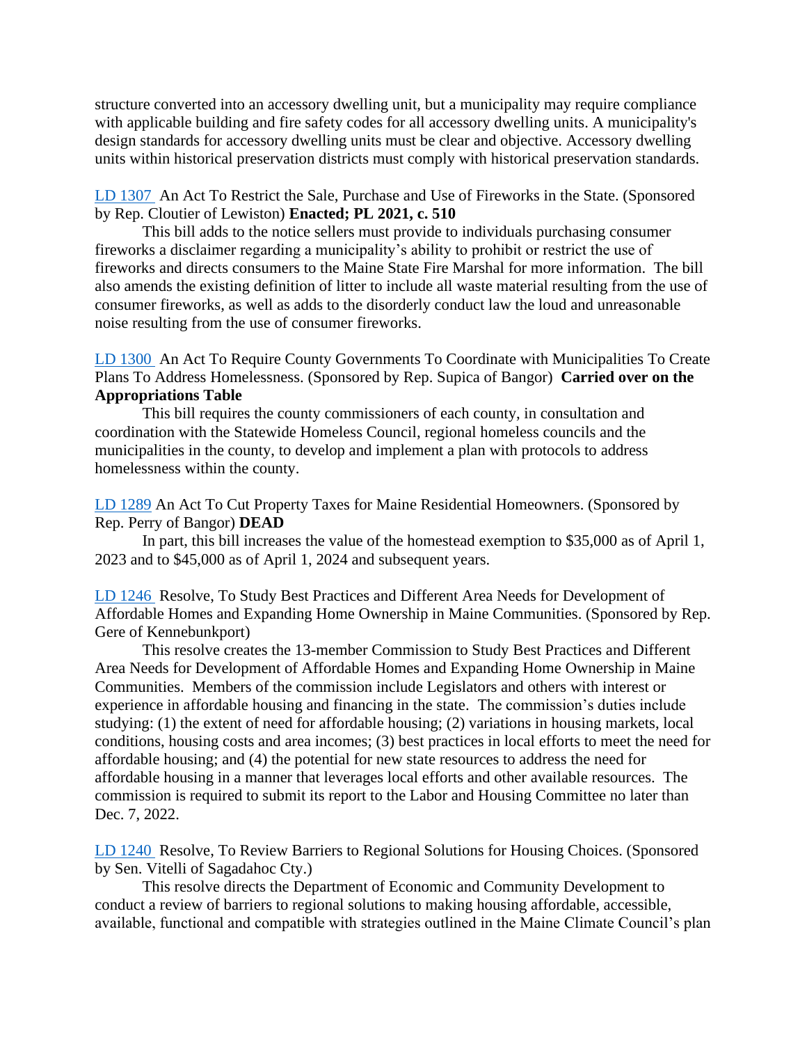structure converted into an accessory dwelling unit, but a municipality may require compliance with applicable building and fire safety codes for all accessory dwelling units. A municipality's design standards for accessory dwelling units must be clear and objective. Accessory dwelling units within historical preservation districts must comply with historical preservation standards.

LD 1307 An Act To Restrict the Sale, Purchase and Use of Fireworks in the State. (Sponsored by Rep. Cloutier of Lewiston) **Enacted; PL 2021, c. 510**

This bill adds to the notice sellers must provide to individuals purchasing consumer fireworks a disclaimer regarding a municipality's ability to prohibit or restrict the use of fireworks and directs consumers to the Maine State Fire Marshal for more information. The bill also amends the existing definition of litter to include all waste material resulting from the use of consumer fireworks, as well as adds to the disorderly conduct law the loud and unreasonable noise resulting from the use of consumer fireworks.

LD 1300 An Act To Require County Governments To Coordinate with Municipalities To Create Plans To Address Homelessness. (Sponsored by Rep. Supica of Bangor) **Carried over on the Appropriations Table**

This bill requires the county commissioners of each county, in consultation and coordination with the Statewide Homeless Council, regional homeless councils and the municipalities in the county, to develop and implement a plan with protocols to address homelessness within the county.

LD 1289 An Act To Cut Property Taxes for Maine Residential Homeowners. (Sponsored by Rep. Perry of Bangor) **DEAD**

In part, this bill increases the value of the homestead exemption to $35,000 as of April 1, 2023 and to $45,000 as of April 1, 2024 and subsequent years.

LD 1246 Resolve, To Study Best Practices and Different Area Needs for Development of Affordable Homes and Expanding Home Ownership in Maine Communities. (Sponsored by Rep. Gere of Kennebunkport)

This resolve creates the 13-member Commission to Study Best Practices and Different Area Needs for Development of Affordable Homes and Expanding Home Ownership in Maine Communities. Members of the commission include Legislators and others with interest or experience in affordable housing and financing in the state. The commission's duties include studying: (1) the extent of need for affordable housing; (2) variations in housing markets, local conditions, housing costs and area incomes; (3) best practices in local efforts to meet the need for affordable housing; and (4) the potential for new state resources to address the need for affordable housing in a manner that leverages local efforts and other available resources. The commission is required to submit its report to the Labor and Housing Committee no later than Dec. 7, 2022.

LD 1240 Resolve, To Review Barriers to Regional Solutions for Housing Choices. (Sponsored by Sen. Vitelli of Sagadahoc Cty.)

This resolve directs the Department of Economic and Community Development to conduct a review of barriers to regional solutions to making housing affordable, accessible, available, functional and compatible with strategies outlined in the Maine Climate Council's plan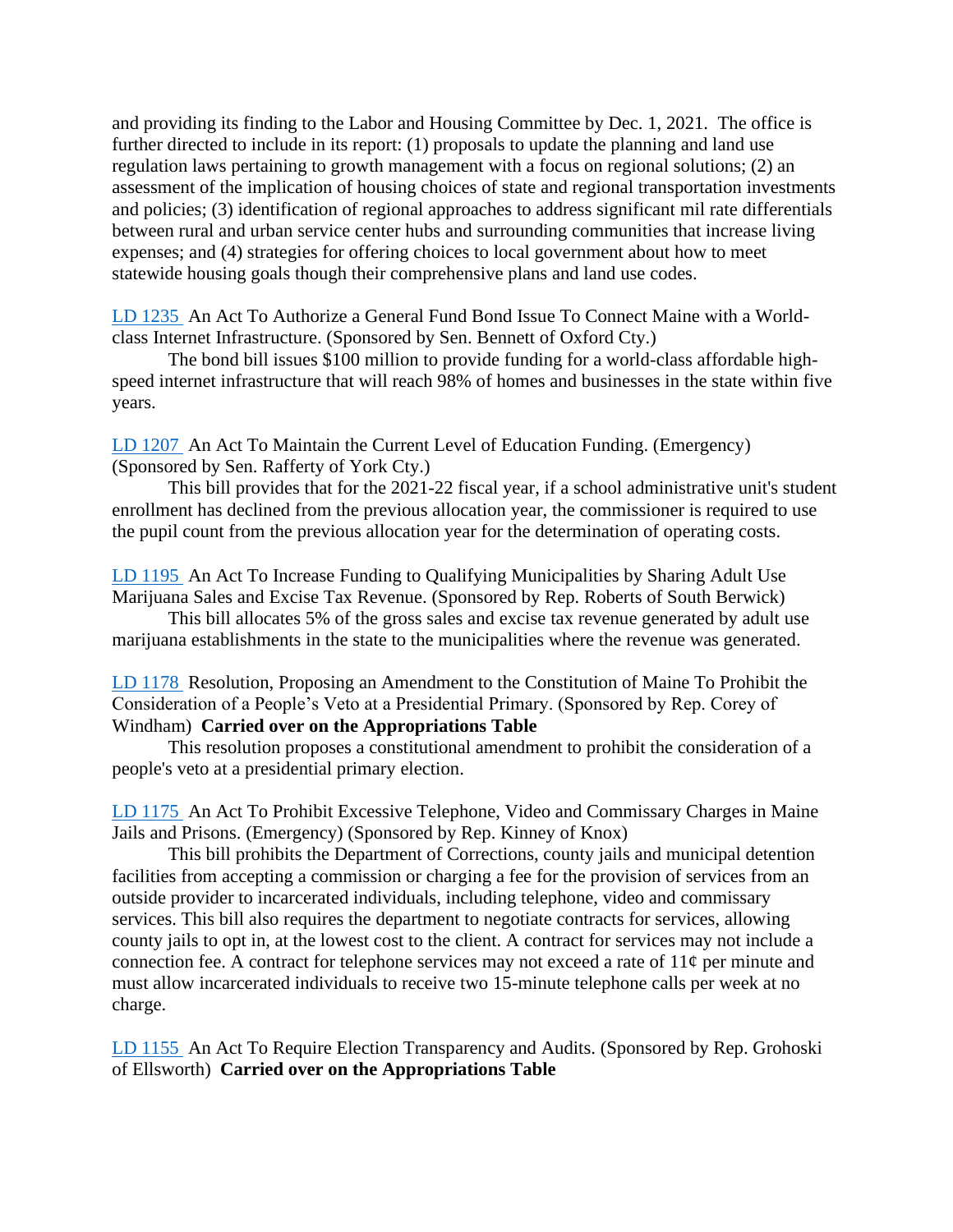and providing its finding to the Labor and Housing Committee by Dec. 1, 2021. The office is further directed to include in its report: (1) proposals to update the planning and land use regulation laws pertaining to growth management with a focus on regional solutions; (2) an assessment of the implication of housing choices of state and regional transportation investments and policies; (3) identification of regional approaches to address significant mil rate differentials between rural and urban service center hubs and surrounding communities that increase living expenses; and (4) strategies for offering choices to local government about how to meet statewide housing goals though their comprehensive plans and land use codes.

LD 1235 An Act To Authorize a General Fund Bond Issue To Connect Maine with a World-class Internet Infrastructure. (Sponsored by Sen. Bennett of Oxford Cty.)

The bond bill issues $100 million to provide funding for a world-class affordable high-speed internet infrastructure that will reach 98% of homes and businesses in the state within five years.

LD 1207 An Act To Maintain the Current Level of Education Funding. (Emergency) (Sponsored by Sen. Rafferty of York Cty.)

This bill provides that for the 2021-22 fiscal year, if a school administrative unit's student enrollment has declined from the previous allocation year, the commissioner is required to use the pupil count from the previous allocation year for the determination of operating costs.

LD 1195 An Act To Increase Funding to Qualifying Municipalities by Sharing Adult Use Marijuana Sales and Excise Tax Revenue. (Sponsored by Rep. Roberts of South Berwick)

This bill allocates 5% of the gross sales and excise tax revenue generated by adult use marijuana establishments in the state to the municipalities where the revenue was generated.

LD 1178 Resolution, Proposing an Amendment to the Constitution of Maine To Prohibit the Consideration of a People's Veto at a Presidential Primary. (Sponsored by Rep. Corey of Windham) **Carried over on the Appropriations Table**

This resolution proposes a constitutional amendment to prohibit the consideration of a people's veto at a presidential primary election.

LD 1175 An Act To Prohibit Excessive Telephone, Video and Commissary Charges in Maine Jails and Prisons. (Emergency) (Sponsored by Rep. Kinney of Knox)

This bill prohibits the Department of Corrections, county jails and municipal detention facilities from accepting a commission or charging a fee for the provision of services from an outside provider to incarcerated individuals, including telephone, video and commissary services. This bill also requires the department to negotiate contracts for services, allowing county jails to opt in, at the lowest cost to the client. A contract for services may not include a connection fee. A contract for telephone services may not exceed a rate of 11¢ per minute and must allow incarcerated individuals to receive two 15-minute telephone calls per week at no charge.

LD 1155 An Act To Require Election Transparency and Audits. (Sponsored by Rep. Grohoski of Ellsworth) **Carried over on the Appropriations Table**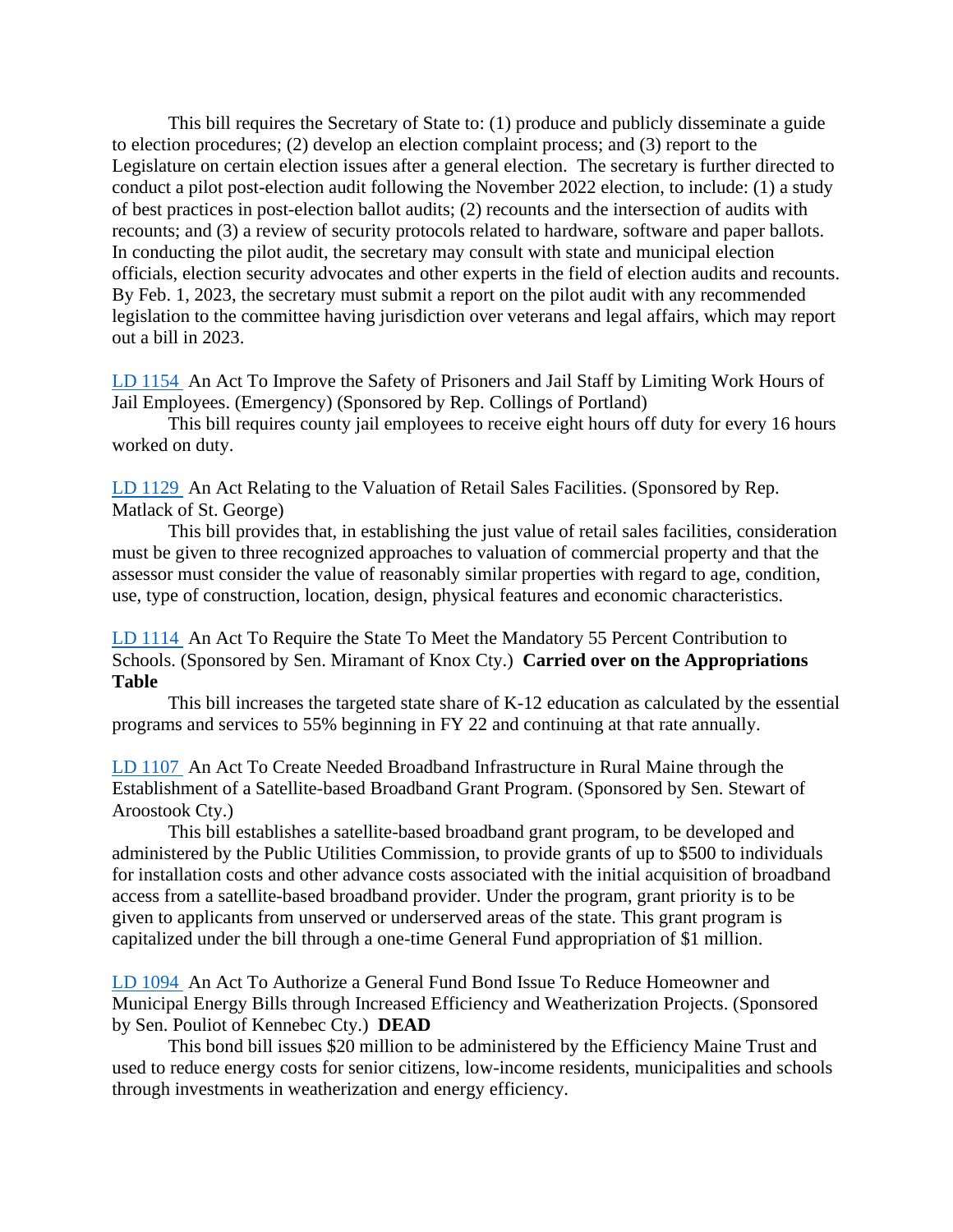This bill requires the Secretary of State to: (1) produce and publicly disseminate a guide to election procedures; (2) develop an election complaint process; and (3) report to the Legislature on certain election issues after a general election. The secretary is further directed to conduct a pilot post-election audit following the November 2022 election, to include: (1) a study of best practices in post-election ballot audits; (2) recounts and the intersection of audits with recounts; and (3) a review of security protocols related to hardware, software and paper ballots. In conducting the pilot audit, the secretary may consult with state and municipal election officials, election security advocates and other experts in the field of election audits and recounts. By Feb. 1, 2023, the secretary must submit a report on the pilot audit with any recommended legislation to the committee having jurisdiction over veterans and legal affairs, which may report out a bill in 2023.

LD 1154 An Act To Improve the Safety of Prisoners and Jail Staff by Limiting Work Hours of Jail Employees. (Emergency) (Sponsored by Rep. Collings of Portland)

This bill requires county jail employees to receive eight hours off duty for every 16 hours worked on duty.

LD 1129 An Act Relating to the Valuation of Retail Sales Facilities. (Sponsored by Rep. Matlack of St. George)

This bill provides that, in establishing the just value of retail sales facilities, consideration must be given to three recognized approaches to valuation of commercial property and that the assessor must consider the value of reasonably similar properties with regard to age, condition, use, type of construction, location, design, physical features and economic characteristics.

LD 1114 An Act To Require the State To Meet the Mandatory 55 Percent Contribution to Schools. (Sponsored by Sen. Miramant of Knox Cty.) **Carried over on the Appropriations Table**

This bill increases the targeted state share of K-12 education as calculated by the essential programs and services to 55% beginning in FY 22 and continuing at that rate annually.

LD 1107 An Act To Create Needed Broadband Infrastructure in Rural Maine through the Establishment of a Satellite-based Broadband Grant Program. (Sponsored by Sen. Stewart of Aroostook Cty.)

This bill establishes a satellite-based broadband grant program, to be developed and administered by the Public Utilities Commission, to provide grants of up to $500 to individuals for installation costs and other advance costs associated with the initial acquisition of broadband access from a satellite-based broadband provider. Under the program, grant priority is to be given to applicants from unserved or underserved areas of the state. This grant program is capitalized under the bill through a one-time General Fund appropriation of $1 million.

LD 1094 An Act To Authorize a General Fund Bond Issue To Reduce Homeowner and Municipal Energy Bills through Increased Efficiency and Weatherization Projects. (Sponsored by Sen. Pouliot of Kennebec Cty.) **DEAD**

This bond bill issues $20 million to be administered by the Efficiency Maine Trust and used to reduce energy costs for senior citizens, low-income residents, municipalities and schools through investments in weatherization and energy efficiency.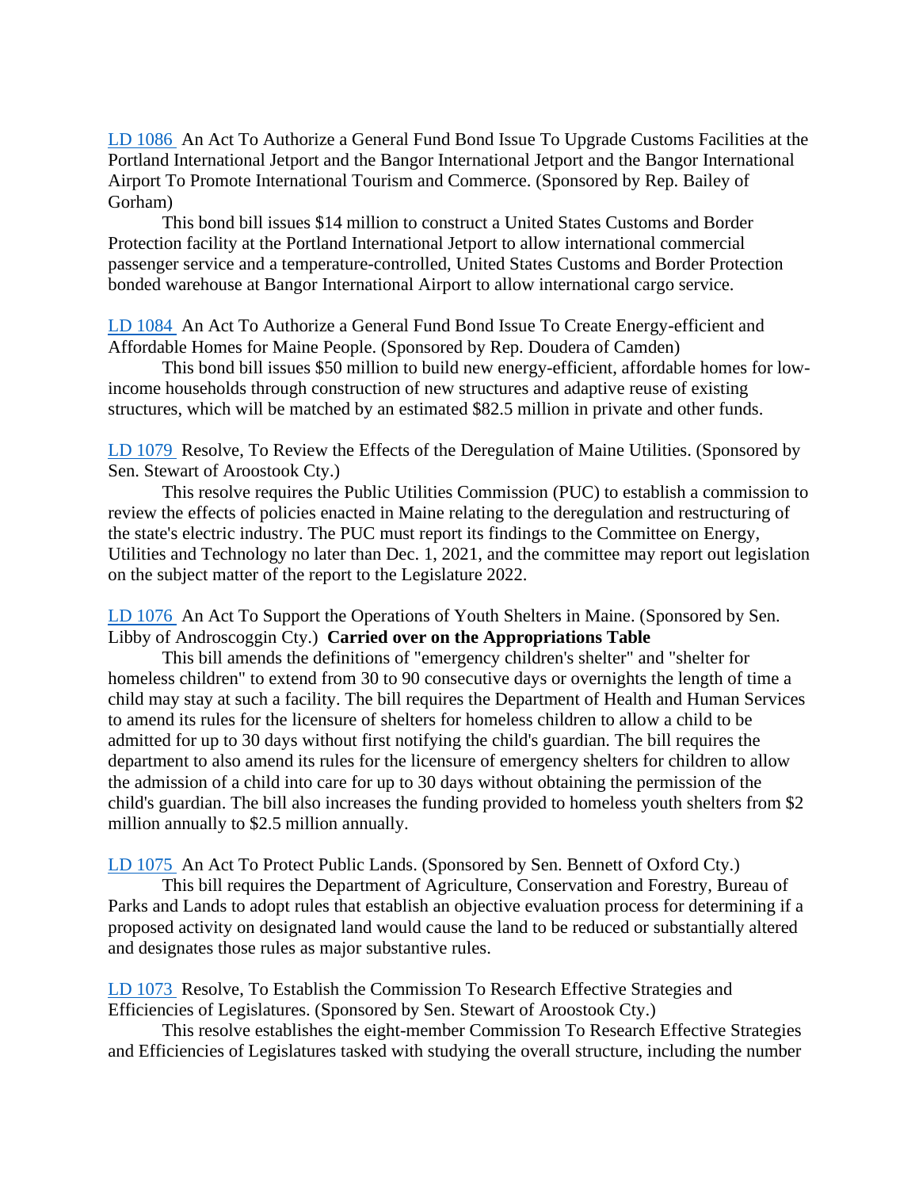LD 1086 An Act To Authorize a General Fund Bond Issue To Upgrade Customs Facilities at the Portland International Jetport and the Bangor International Jetport and the Bangor International Airport To Promote International Tourism and Commerce. (Sponsored by Rep. Bailey of Gorham)

This bond bill issues $14 million to construct a United States Customs and Border Protection facility at the Portland International Jetport to allow international commercial passenger service and a temperature-controlled, United States Customs and Border Protection bonded warehouse at Bangor International Airport to allow international cargo service.

LD 1084 An Act To Authorize a General Fund Bond Issue To Create Energy-efficient and Affordable Homes for Maine People. (Sponsored by Rep. Doudera of Camden)

This bond bill issues $50 million to build new energy-efficient, affordable homes for low-income households through construction of new structures and adaptive reuse of existing structures, which will be matched by an estimated $82.5 million in private and other funds.

LD 1079 Resolve, To Review the Effects of the Deregulation of Maine Utilities. (Sponsored by Sen. Stewart of Aroostook Cty.)

This resolve requires the Public Utilities Commission (PUC) to establish a commission to review the effects of policies enacted in Maine relating to the deregulation and restructuring of the state's electric industry. The PUC must report its findings to the Committee on Energy, Utilities and Technology no later than Dec. 1, 2021, and the committee may report out legislation on the subject matter of the report to the Legislature 2022.

LD 1076 An Act To Support the Operations of Youth Shelters in Maine. (Sponsored by Sen. Libby of Androscoggin Cty.) **Carried over on the Appropriations Table**

This bill amends the definitions of "emergency children's shelter" and "shelter for homeless children" to extend from 30 to 90 consecutive days or overnights the length of time a child may stay at such a facility. The bill requires the Department of Health and Human Services to amend its rules for the licensure of shelters for homeless children to allow a child to be admitted for up to 30 days without first notifying the child's guardian. The bill requires the department to also amend its rules for the licensure of emergency shelters for children to allow the admission of a child into care for up to 30 days without obtaining the permission of the child's guardian. The bill also increases the funding provided to homeless youth shelters from $2 million annually to $2.5 million annually.

LD 1075 An Act To Protect Public Lands. (Sponsored by Sen. Bennett of Oxford Cty.)

This bill requires the Department of Agriculture, Conservation and Forestry, Bureau of Parks and Lands to adopt rules that establish an objective evaluation process for determining if a proposed activity on designated land would cause the land to be reduced or substantially altered and designates those rules as major substantive rules.

LD 1073 Resolve, To Establish the Commission To Research Effective Strategies and Efficiencies of Legislatures. (Sponsored by Sen. Stewart of Aroostook Cty.)

This resolve establishes the eight-member Commission To Research Effective Strategies and Efficiencies of Legislatures tasked with studying the overall structure, including the number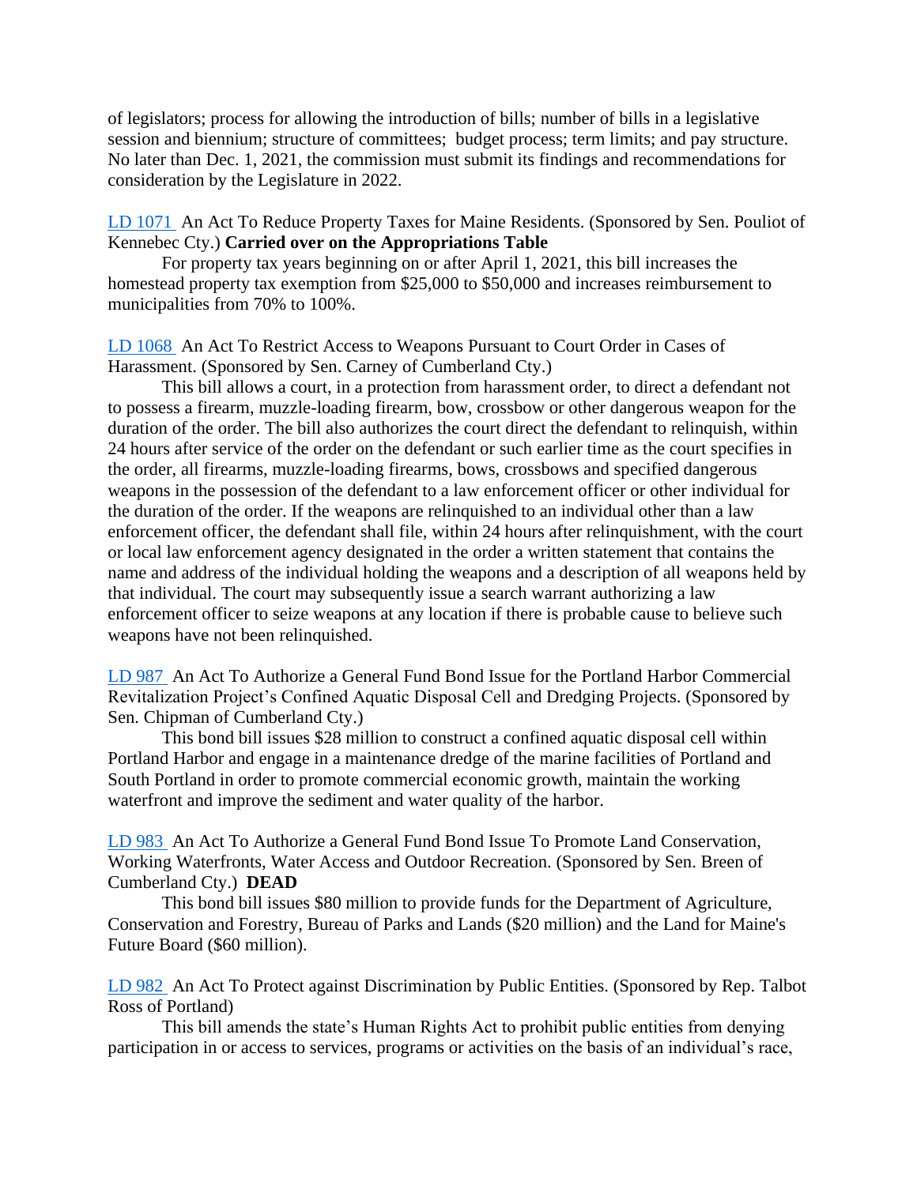of legislators; process for allowing the introduction of bills; number of bills in a legislative session and biennium; structure of committees; budget process; term limits; and pay structure. No later than Dec. 1, 2021, the commission must submit its findings and recommendations for consideration by the Legislature in 2022.

LD 1071 An Act To Reduce Property Taxes for Maine Residents. (Sponsored by Sen. Pouliot of Kennebec Cty.) **Carried over on the Appropriations Table**

For property tax years beginning on or after April 1, 2021, this bill increases the homestead property tax exemption from $25,000 to $50,000 and increases reimbursement to municipalities from 70% to 100%.

LD 1068 An Act To Restrict Access to Weapons Pursuant to Court Order in Cases of Harassment. (Sponsored by Sen. Carney of Cumberland Cty.)

This bill allows a court, in a protection from harassment order, to direct a defendant not to possess a firearm, muzzle-loading firearm, bow, crossbow or other dangerous weapon for the duration of the order. The bill also authorizes the court direct the defendant to relinquish, within 24 hours after service of the order on the defendant or such earlier time as the court specifies in the order, all firearms, muzzle-loading firearms, bows, crossbows and specified dangerous weapons in the possession of the defendant to a law enforcement officer or other individual for the duration of the order. If the weapons are relinquished to an individual other than a law enforcement officer, the defendant shall file, within 24 hours after relinquishment, with the court or local law enforcement agency designated in the order a written statement that contains the name and address of the individual holding the weapons and a description of all weapons held by that individual. The court may subsequently issue a search warrant authorizing a law enforcement officer to seize weapons at any location if there is probable cause to believe such weapons have not been relinquished.

LD 987 An Act To Authorize a General Fund Bond Issue for the Portland Harbor Commercial Revitalization Project's Confined Aquatic Disposal Cell and Dredging Projects. (Sponsored by Sen. Chipman of Cumberland Cty.)

This bond bill issues $28 million to construct a confined aquatic disposal cell within Portland Harbor and engage in a maintenance dredge of the marine facilities of Portland and South Portland in order to promote commercial economic growth, maintain the working waterfront and improve the sediment and water quality of the harbor.

LD 983 An Act To Authorize a General Fund Bond Issue To Promote Land Conservation, Working Waterfronts, Water Access and Outdoor Recreation. (Sponsored by Sen. Breen of Cumberland Cty.) **DEAD**

This bond bill issues $80 million to provide funds for the Department of Agriculture, Conservation and Forestry, Bureau of Parks and Lands ($20 million) and the Land for Maine's Future Board ($60 million).

LD 982 An Act To Protect against Discrimination by Public Entities. (Sponsored by Rep. Talbot Ross of Portland)

This bill amends the state's Human Rights Act to prohibit public entities from denying participation in or access to services, programs or activities on the basis of an individual's race,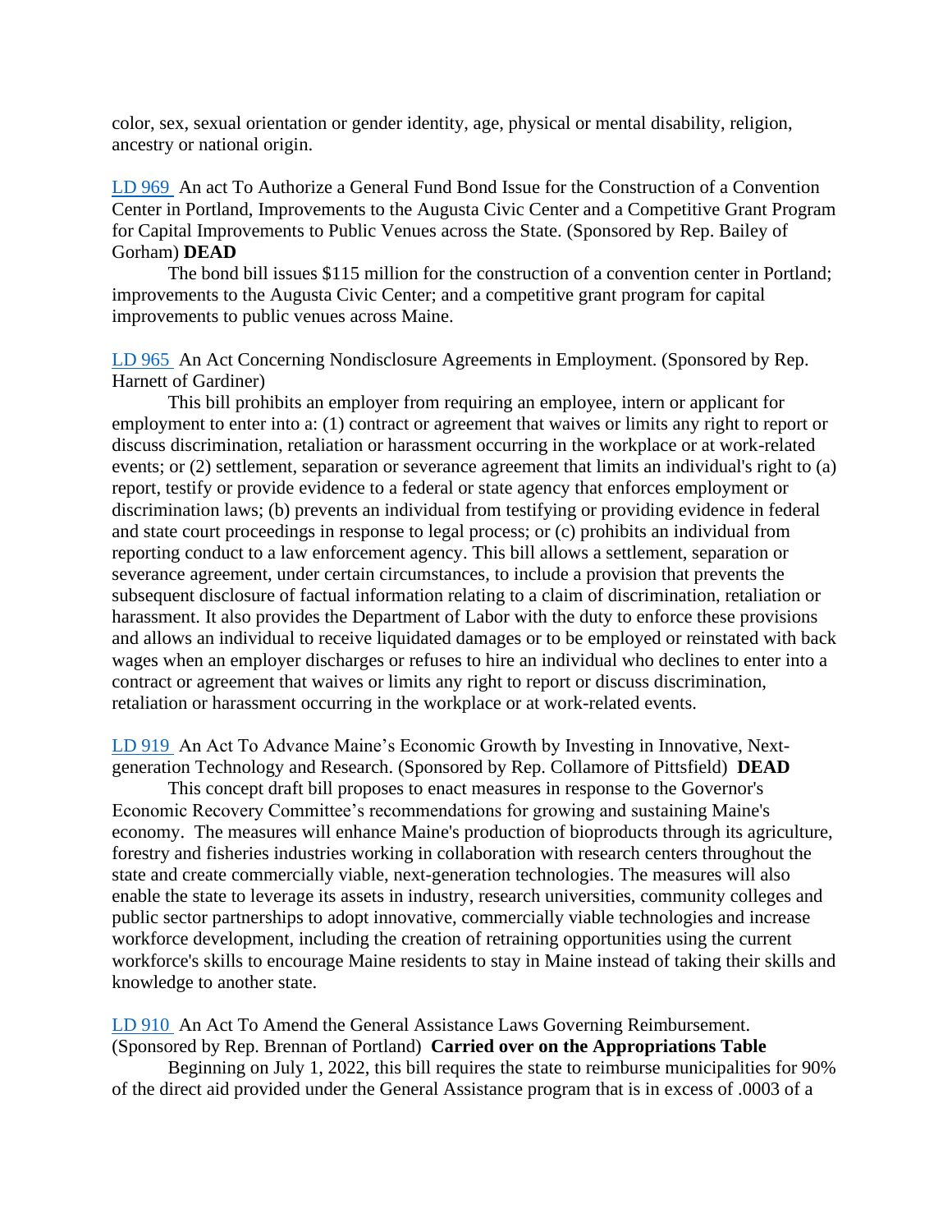color, sex, sexual orientation or gender identity, age, physical or mental disability, religion, ancestry or national origin.

[LD 969](#) An act To Authorize a General Fund Bond Issue for the Construction of a Convention Center in Portland, Improvements to the Augusta Civic Center and a Competitive Grant Program for Capital Improvements to Public Venues across the State. (Sponsored by Rep. Bailey of Gorham) **DEAD**

The bond bill issues $115 million for the construction of a convention center in Portland; improvements to the Augusta Civic Center; and a competitive grant program for capital improvements to public venues across Maine.

[LD 965](#) An Act Concerning Nondisclosure Agreements in Employment. (Sponsored by Rep. Harnett of Gardiner)

This bill prohibits an employer from requiring an employee, intern or applicant for employment to enter into a: (1) contract or agreement that waives or limits any right to report or discuss discrimination, retaliation or harassment occurring in the workplace or at work-related events; or (2) settlement, separation or severance agreement that limits an individual's right to (a) report, testify or provide evidence to a federal or state agency that enforces employment or discrimination laws; (b) prevents an individual from testifying or providing evidence in federal and state court proceedings in response to legal process; or (c) prohibits an individual from reporting conduct to a law enforcement agency. This bill allows a settlement, separation or severance agreement, under certain circumstances, to include a provision that prevents the subsequent disclosure of factual information relating to a claim of discrimination, retaliation or harassment. It also provides the Department of Labor with the duty to enforce these provisions and allows an individual to receive liquidated damages or to be employed or reinstated with back wages when an employer discharges or refuses to hire an individual who declines to enter into a contract or agreement that waives or limits any right to report or discuss discrimination, retaliation or harassment occurring in the workplace or at work-related events.

[LD 919](#) An Act To Advance Maine's Economic Growth by Investing in Innovative, Next-generation Technology and Research. (Sponsored by Rep. Collamore of Pittsfield) **DEAD**

This concept draft bill proposes to enact measures in response to the Governor's Economic Recovery Committee's recommendations for growing and sustaining Maine's economy. The measures will enhance Maine's production of bioproducts through its agriculture, forestry and fisheries industries working in collaboration with research centers throughout the state and create commercially viable, next-generation technologies. The measures will also enable the state to leverage its assets in industry, research universities, community colleges and public sector partnerships to adopt innovative, commercially viable technologies and increase workforce development, including the creation of retraining opportunities using the current workforce's skills to encourage Maine residents to stay in Maine instead of taking their skills and knowledge to another state.

[LD 910](#) An Act To Amend the General Assistance Laws Governing Reimbursement. (Sponsored by Rep. Brennan of Portland) **Carried over on the Appropriations Table**

Beginning on July 1, 2022, this bill requires the state to reimburse municipalities for 90% of the direct aid provided under the General Assistance program that is in excess of .0003 of a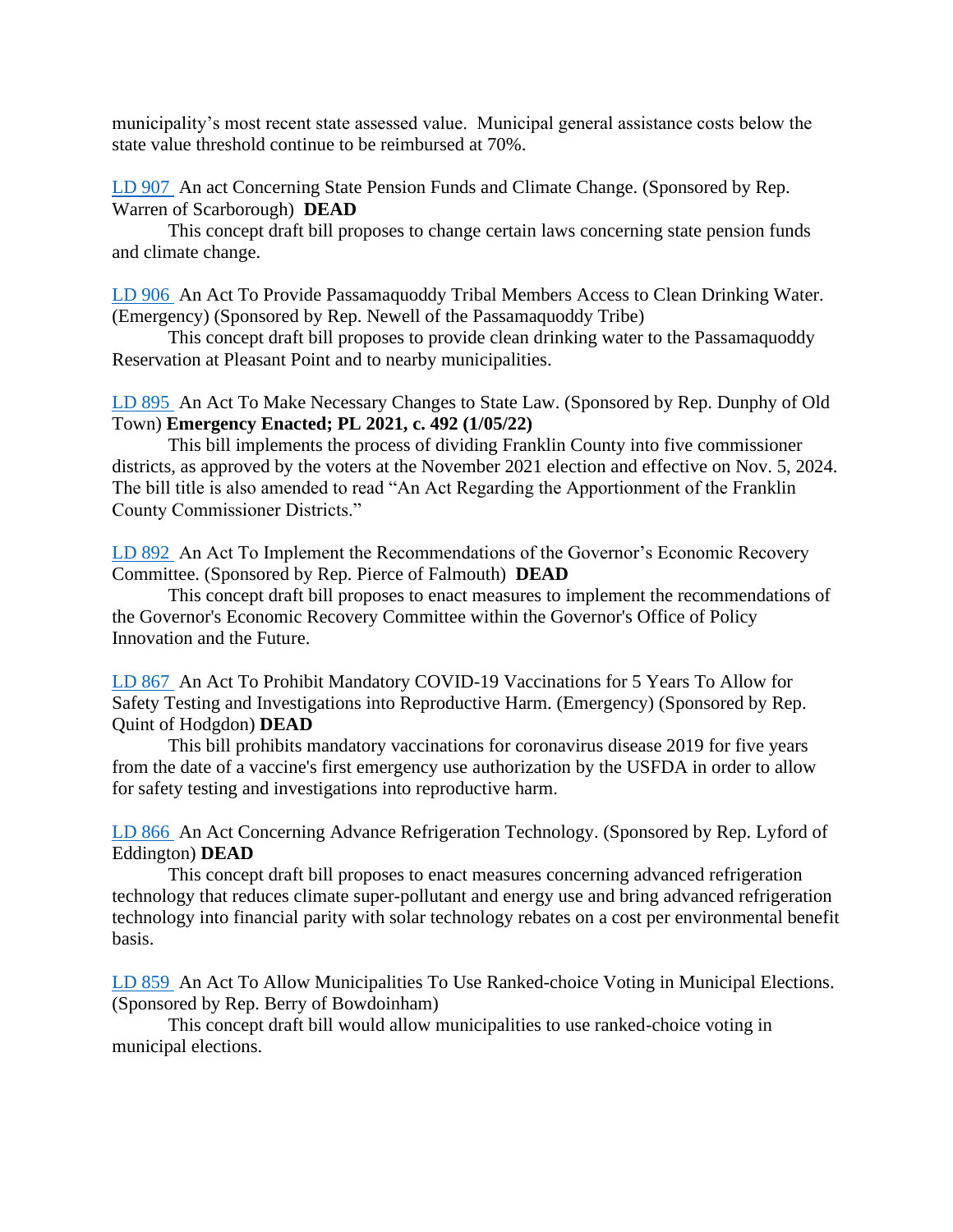municipality's most recent state assessed value. Municipal general assistance costs below the state value threshold continue to be reimbursed at 70%.

LD 907 An act Concerning State Pension Funds and Climate Change. (Sponsored by Rep. Warren of Scarborough) **DEAD**

This concept draft bill proposes to change certain laws concerning state pension funds and climate change.

LD 906 An Act To Provide Passamaquoddy Tribal Members Access to Clean Drinking Water. (Emergency) (Sponsored by Rep. Newell of the Passamaquoddy Tribe)

This concept draft bill proposes to provide clean drinking water to the Passamaquoddy Reservation at Pleasant Point and to nearby municipalities.

LD 895 An Act To Make Necessary Changes to State Law. (Sponsored by Rep. Dunphy of Old Town) **Emergency Enacted; PL 2021, c. 492 (1/05/22)**

This bill implements the process of dividing Franklin County into five commissioner districts, as approved by the voters at the November 2021 election and effective on Nov. 5, 2024. The bill title is also amended to read "An Act Regarding the Apportionment of the Franklin County Commissioner Districts."

LD 892 An Act To Implement the Recommendations of the Governor's Economic Recovery Committee. (Sponsored by Rep. Pierce of Falmouth) **DEAD**

This concept draft bill proposes to enact measures to implement the recommendations of the Governor's Economic Recovery Committee within the Governor's Office of Policy Innovation and the Future.

LD 867 An Act To Prohibit Mandatory COVID-19 Vaccinations for 5 Years To Allow for Safety Testing and Investigations into Reproductive Harm. (Emergency) (Sponsored by Rep. Quint of Hodgdon) **DEAD**

This bill prohibits mandatory vaccinations for coronavirus disease 2019 for five years from the date of a vaccine's first emergency use authorization by the USFDA in order to allow for safety testing and investigations into reproductive harm.

LD 866 An Act Concerning Advance Refrigeration Technology. (Sponsored by Rep. Lyford of Eddington) **DEAD**

This concept draft bill proposes to enact measures concerning advanced refrigeration technology that reduces climate super-pollutant and energy use and bring advanced refrigeration technology into financial parity with solar technology rebates on a cost per environmental benefit basis.

LD 859 An Act To Allow Municipalities To Use Ranked-choice Voting in Municipal Elections. (Sponsored by Rep. Berry of Bowdoinham)

This concept draft bill would allow municipalities to use ranked-choice voting in municipal elections.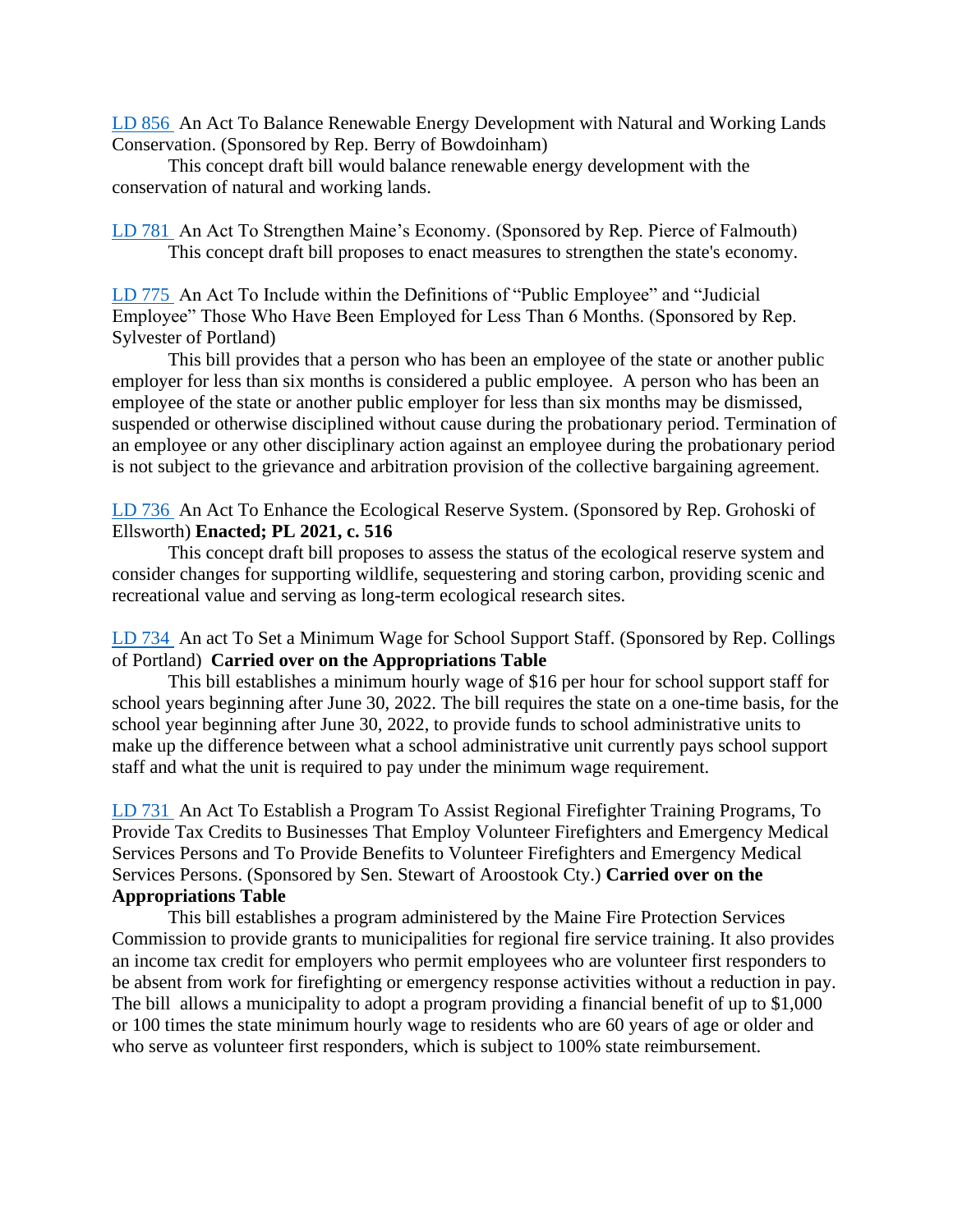LD 856 An Act To Balance Renewable Energy Development with Natural and Working Lands Conservation. (Sponsored by Rep. Berry of Bowdoinham)

This concept draft bill would balance renewable energy development with the conservation of natural and working lands.

LD 781 An Act To Strengthen Maine's Economy. (Sponsored by Rep. Pierce of Falmouth)

This concept draft bill proposes to enact measures to strengthen the state's economy.

LD 775 An Act To Include within the Definitions of "Public Employee" and "Judicial Employee" Those Who Have Been Employed for Less Than 6 Months. (Sponsored by Rep. Sylvester of Portland)

This bill provides that a person who has been an employee of the state or another public employer for less than six months is considered a public employee. A person who has been an employee of the state or another public employer for less than six months may be dismissed, suspended or otherwise disciplined without cause during the probationary period. Termination of an employee or any other disciplinary action against an employee during the probationary period is not subject to the grievance and arbitration provision of the collective bargaining agreement.

LD 736 An Act To Enhance the Ecological Reserve System. (Sponsored by Rep. Grohoski of Ellsworth) **Enacted; PL 2021, c. 516**

This concept draft bill proposes to assess the status of the ecological reserve system and consider changes for supporting wildlife, sequestering and storing carbon, providing scenic and recreational value and serving as long-term ecological research sites.

LD 734 An act To Set a Minimum Wage for School Support Staff. (Sponsored by Rep. Collings of Portland) **Carried over on the Appropriations Table**

This bill establishes a minimum hourly wage of $16 per hour for school support staff for school years beginning after June 30, 2022. The bill requires the state on a one-time basis, for the school year beginning after June 30, 2022, to provide funds to school administrative units to make up the difference between what a school administrative unit currently pays school support staff and what the unit is required to pay under the minimum wage requirement.

LD 731 An Act To Establish a Program To Assist Regional Firefighter Training Programs, To Provide Tax Credits to Businesses That Employ Volunteer Firefighters and Emergency Medical Services Persons and To Provide Benefits to Volunteer Firefighters and Emergency Medical Services Persons. (Sponsored by Sen. Stewart of Aroostook Cty.) **Carried over on the Appropriations Table**

This bill establishes a program administered by the Maine Fire Protection Services Commission to provide grants to municipalities for regional fire service training. It also provides an income tax credit for employers who permit employees who are volunteer first responders to be absent from work for firefighting or emergency response activities without a reduction in pay. The bill allows a municipality to adopt a program providing a financial benefit of up to $1,000 or 100 times the state minimum hourly wage to residents who are 60 years of age or older and who serve as volunteer first responders, which is subject to 100% state reimbursement.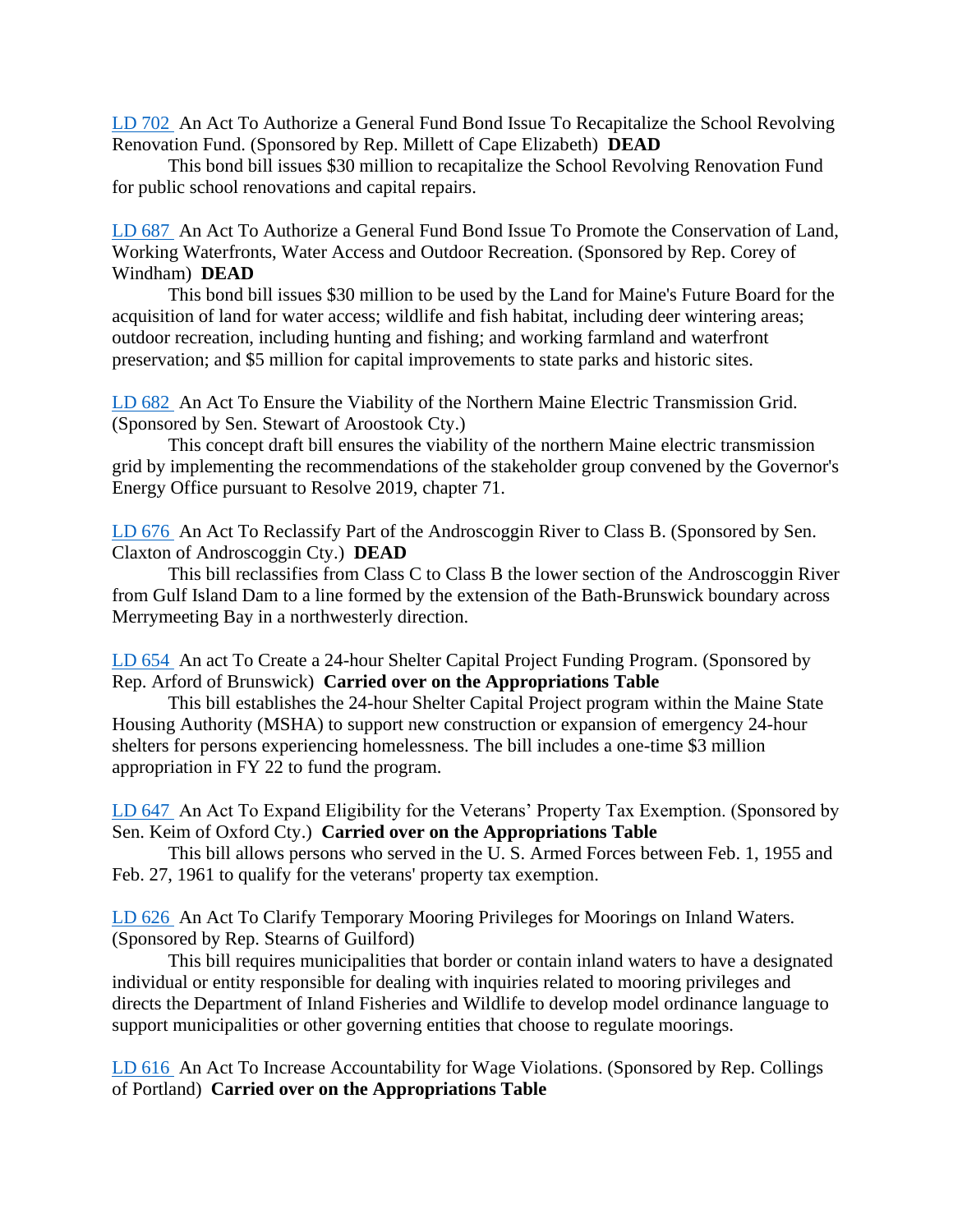LD 702 An Act To Authorize a General Fund Bond Issue To Recapitalize the School Revolving Renovation Fund. (Sponsored by Rep. Millett of Cape Elizabeth) **DEAD**

This bond bill issues $30 million to recapitalize the School Revolving Renovation Fund for public school renovations and capital repairs.

LD 687 An Act To Authorize a General Fund Bond Issue To Promote the Conservation of Land, Working Waterfronts, Water Access and Outdoor Recreation. (Sponsored by Rep. Corey of Windham) **DEAD**

This bond bill issues $30 million to be used by the Land for Maine's Future Board for the acquisition of land for water access; wildlife and fish habitat, including deer wintering areas; outdoor recreation, including hunting and fishing; and working farmland and waterfront preservation; and $5 million for capital improvements to state parks and historic sites.

LD 682 An Act To Ensure the Viability of the Northern Maine Electric Transmission Grid. (Sponsored by Sen. Stewart of Aroostook Cty.)

This concept draft bill ensures the viability of the northern Maine electric transmission grid by implementing the recommendations of the stakeholder group convened by the Governor's Energy Office pursuant to Resolve 2019, chapter 71.

LD 676 An Act To Reclassify Part of the Androscoggin River to Class B. (Sponsored by Sen. Claxton of Androscoggin Cty.) **DEAD**

This bill reclassifies from Class C to Class B the lower section of the Androscoggin River from Gulf Island Dam to a line formed by the extension of the Bath-Brunswick boundary across Merrymeeting Bay in a northwesterly direction.

LD 654 An act To Create a 24-hour Shelter Capital Project Funding Program. (Sponsored by Rep. Arford of Brunswick) **Carried over on the Appropriations Table**

This bill establishes the 24-hour Shelter Capital Project program within the Maine State Housing Authority (MSHA) to support new construction or expansion of emergency 24-hour shelters for persons experiencing homelessness. The bill includes a one-time $3 million appropriation in FY 22 to fund the program.

LD 647 An Act To Expand Eligibility for the Veterans' Property Tax Exemption. (Sponsored by Sen. Keim of Oxford Cty.) **Carried over on the Appropriations Table**

This bill allows persons who served in the U. S. Armed Forces between Feb. 1, 1955 and Feb. 27, 1961 to qualify for the veterans' property tax exemption.

LD 626 An Act To Clarify Temporary Mooring Privileges for Moorings on Inland Waters. (Sponsored by Rep. Stearns of Guilford)

This bill requires municipalities that border or contain inland waters to have a designated individual or entity responsible for dealing with inquiries related to mooring privileges and directs the Department of Inland Fisheries and Wildlife to develop model ordinance language to support municipalities or other governing entities that choose to regulate moorings.

LD 616 An Act To Increase Accountability for Wage Violations. (Sponsored by Rep. Collings of Portland) **Carried over on the Appropriations Table**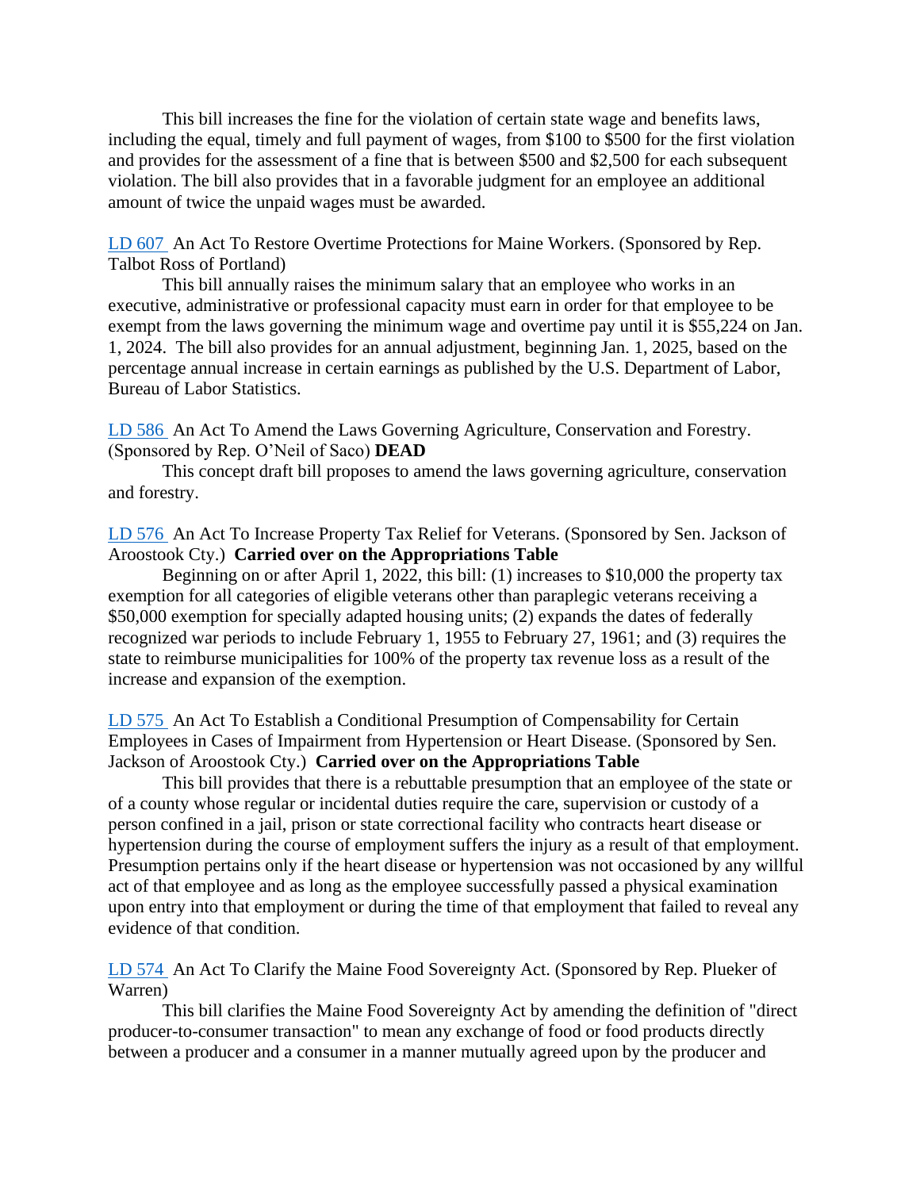This bill increases the fine for the violation of certain state wage and benefits laws, including the equal, timely and full payment of wages, from $100 to $500 for the first violation and provides for the assessment of a fine that is between $500 and $2,500 for each subsequent violation. The bill also provides that in a favorable judgment for an employee an additional amount of twice the unpaid wages must be awarded.

LD 607 An Act To Restore Overtime Protections for Maine Workers. (Sponsored by Rep. Talbot Ross of Portland)

This bill annually raises the minimum salary that an employee who works in an executive, administrative or professional capacity must earn in order for that employee to be exempt from the laws governing the minimum wage and overtime pay until it is $55,224 on Jan. 1, 2024. The bill also provides for an annual adjustment, beginning Jan. 1, 2025, based on the percentage annual increase in certain earnings as published by the U.S. Department of Labor, Bureau of Labor Statistics.

LD 586 An Act To Amend the Laws Governing Agriculture, Conservation and Forestry. (Sponsored by Rep. O'Neil of Saco) **DEAD**

This concept draft bill proposes to amend the laws governing agriculture, conservation and forestry.

LD 576 An Act To Increase Property Tax Relief for Veterans. (Sponsored by Sen. Jackson of Aroostook Cty.) **Carried over on the Appropriations Table**

Beginning on or after April 1, 2022, this bill: (1) increases to $10,000 the property tax exemption for all categories of eligible veterans other than paraplegic veterans receiving a $50,000 exemption for specially adapted housing units; (2) expands the dates of federally recognized war periods to include February 1, 1955 to February 27, 1961; and (3) requires the state to reimburse municipalities for 100% of the property tax revenue loss as a result of the increase and expansion of the exemption.

LD 575 An Act To Establish a Conditional Presumption of Compensability for Certain Employees in Cases of Impairment from Hypertension or Heart Disease. (Sponsored by Sen. Jackson of Aroostook Cty.) **Carried over on the Appropriations Table**

This bill provides that there is a rebuttable presumption that an employee of the state or of a county whose regular or incidental duties require the care, supervision or custody of a person confined in a jail, prison or state correctional facility who contracts heart disease or hypertension during the course of employment suffers the injury as a result of that employment. Presumption pertains only if the heart disease or hypertension was not occasioned by any willful act of that employee and as long as the employee successfully passed a physical examination upon entry into that employment or during the time of that employment that failed to reveal any evidence of that condition.

LD 574 An Act To Clarify the Maine Food Sovereignty Act. (Sponsored by Rep. Plueker of Warren)

This bill clarifies the Maine Food Sovereignty Act by amending the definition of "direct producer-to-consumer transaction" to mean any exchange of food or food products directly between a producer and a consumer in a manner mutually agreed upon by the producer and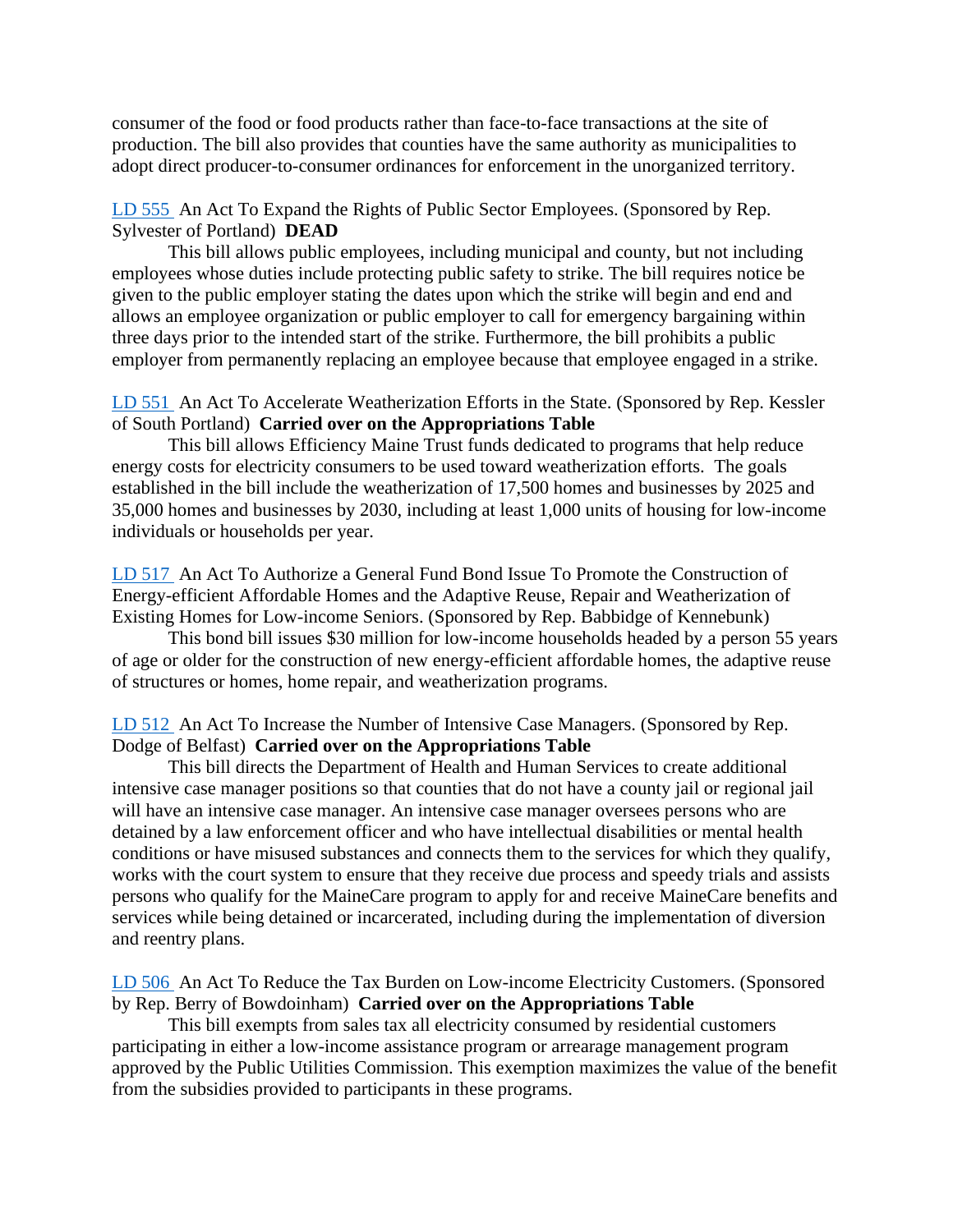consumer of the food or food products rather than face-to-face transactions at the site of production. The bill also provides that counties have the same authority as municipalities to adopt direct producer-to-consumer ordinances for enforcement in the unorganized territory.

LD 555 An Act To Expand the Rights of Public Sector Employees. (Sponsored by Rep. Sylvester of Portland) **DEAD**

This bill allows public employees, including municipal and county, but not including employees whose duties include protecting public safety to strike. The bill requires notice be given to the public employer stating the dates upon which the strike will begin and end and allows an employee organization or public employer to call for emergency bargaining within three days prior to the intended start of the strike. Furthermore, the bill prohibits a public employer from permanently replacing an employee because that employee engaged in a strike.

LD 551 An Act To Accelerate Weatherization Efforts in the State. (Sponsored by Rep. Kessler of South Portland) **Carried over on the Appropriations Table**

This bill allows Efficiency Maine Trust funds dedicated to programs that help reduce energy costs for electricity consumers to be used toward weatherization efforts. The goals established in the bill include the weatherization of 17,500 homes and businesses by 2025 and 35,000 homes and businesses by 2030, including at least 1,000 units of housing for low-income individuals or households per year.

LD 517 An Act To Authorize a General Fund Bond Issue To Promote the Construction of Energy-efficient Affordable Homes and the Adaptive Reuse, Repair and Weatherization of Existing Homes for Low-income Seniors. (Sponsored by Rep. Babbidge of Kennebunk)

This bond bill issues $30 million for low-income households headed by a person 55 years of age or older for the construction of new energy-efficient affordable homes, the adaptive reuse of structures or homes, home repair, and weatherization programs.

LD 512 An Act To Increase the Number of Intensive Case Managers. (Sponsored by Rep. Dodge of Belfast) **Carried over on the Appropriations Table**

This bill directs the Department of Health and Human Services to create additional intensive case manager positions so that counties that do not have a county jail or regional jail will have an intensive case manager. An intensive case manager oversees persons who are detained by a law enforcement officer and who have intellectual disabilities or mental health conditions or have misused substances and connects them to the services for which they qualify, works with the court system to ensure that they receive due process and speedy trials and assists persons who qualify for the MaineCare program to apply for and receive MaineCare benefits and services while being detained or incarcerated, including during the implementation of diversion and reentry plans.

LD 506 An Act To Reduce the Tax Burden on Low-income Electricity Customers. (Sponsored by Rep. Berry of Bowdoinham) **Carried over on the Appropriations Table**

This bill exempts from sales tax all electricity consumed by residential customers participating in either a low-income assistance program or arrearage management program approved by the Public Utilities Commission. This exemption maximizes the value of the benefit from the subsidies provided to participants in these programs.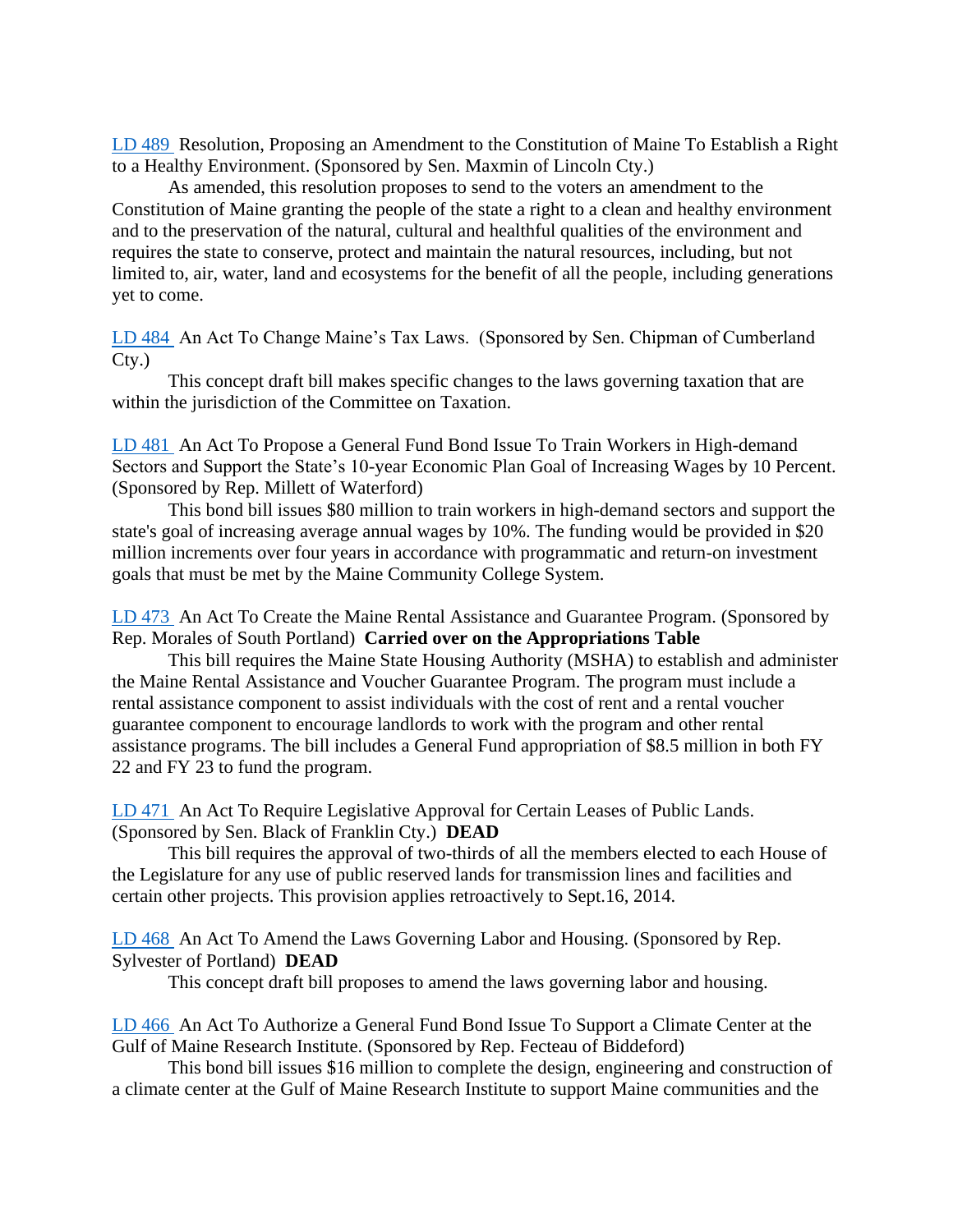LD 489 Resolution, Proposing an Amendment to the Constitution of Maine To Establish a Right to a Healthy Environment. (Sponsored by Sen. Maxmin of Lincoln Cty.)

As amended, this resolution proposes to send to the voters an amendment to the Constitution of Maine granting the people of the state a right to a clean and healthy environment and to the preservation of the natural, cultural and healthful qualities of the environment and requires the state to conserve, protect and maintain the natural resources, including, but not limited to, air, water, land and ecosystems for the benefit of all the people, including generations yet to come.

LD 484 An Act To Change Maine's Tax Laws. (Sponsored by Sen. Chipman of Cumberland Cty.)

This concept draft bill makes specific changes to the laws governing taxation that are within the jurisdiction of the Committee on Taxation.

LD 481 An Act To Propose a General Fund Bond Issue To Train Workers in High-demand Sectors and Support the State's 10-year Economic Plan Goal of Increasing Wages by 10 Percent. (Sponsored by Rep. Millett of Waterford)

This bond bill issues $80 million to train workers in high-demand sectors and support the state's goal of increasing average annual wages by 10%. The funding would be provided in $20 million increments over four years in accordance with programmatic and return-on investment goals that must be met by the Maine Community College System.

LD 473 An Act To Create the Maine Rental Assistance and Guarantee Program. (Sponsored by Rep. Morales of South Portland) **Carried over on the Appropriations Table**

This bill requires the Maine State Housing Authority (MSHA) to establish and administer the Maine Rental Assistance and Voucher Guarantee Program. The program must include a rental assistance component to assist individuals with the cost of rent and a rental voucher guarantee component to encourage landlords to work with the program and other rental assistance programs. The bill includes a General Fund appropriation of $8.5 million in both FY 22 and FY 23 to fund the program.

LD 471 An Act To Require Legislative Approval for Certain Leases of Public Lands. (Sponsored by Sen. Black of Franklin Cty.) **DEAD**

This bill requires the approval of two-thirds of all the members elected to each House of the Legislature for any use of public reserved lands for transmission lines and facilities and certain other projects. This provision applies retroactively to Sept.16, 2014.

LD 468 An Act To Amend the Laws Governing Labor and Housing. (Sponsored by Rep. Sylvester of Portland) **DEAD**

This concept draft bill proposes to amend the laws governing labor and housing.

LD 466 An Act To Authorize a General Fund Bond Issue To Support a Climate Center at the Gulf of Maine Research Institute. (Sponsored by Rep. Fecteau of Biddeford)

This bond bill issues $16 million to complete the design, engineering and construction of a climate center at the Gulf of Maine Research Institute to support Maine communities and the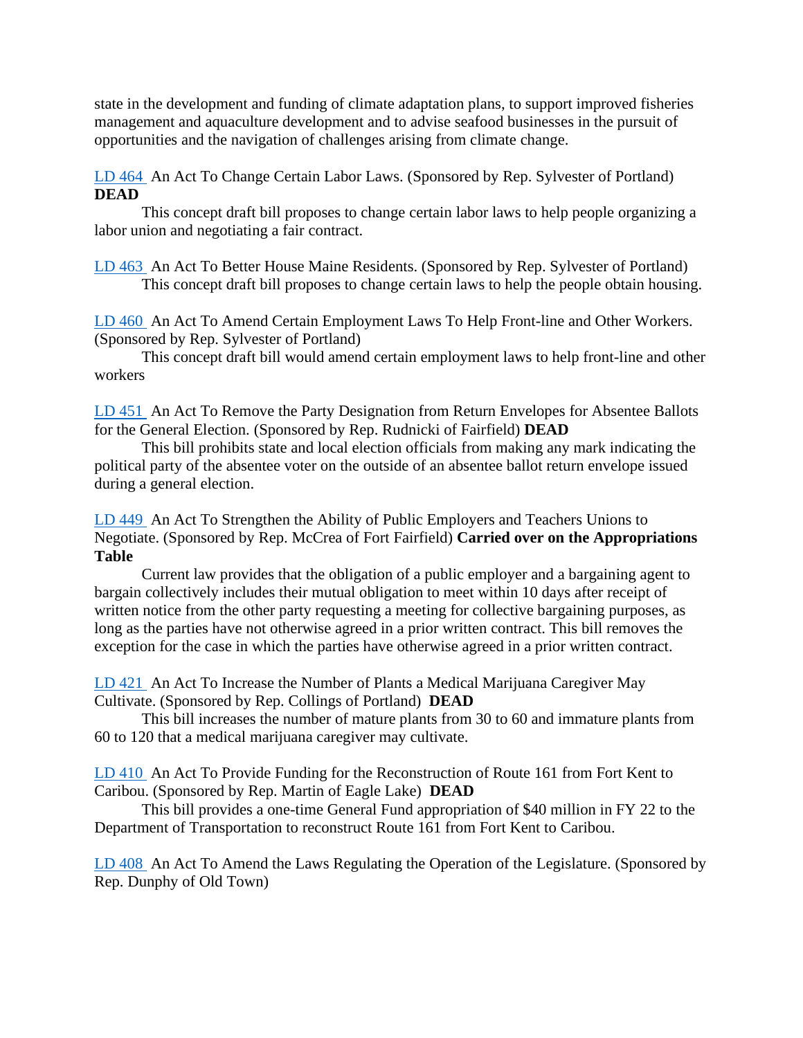state in the development and funding of climate adaptation plans, to support improved fisheries management and aquaculture development and to advise seafood businesses in the pursuit of opportunities and the navigation of challenges arising from climate change.

LD 464 An Act To Change Certain Labor Laws. (Sponsored by Rep. Sylvester of Portland) **DEAD**

This concept draft bill proposes to change certain labor laws to help people organizing a labor union and negotiating a fair contract.

LD 463 An Act To Better House Maine Residents. (Sponsored by Rep. Sylvester of Portland)

This concept draft bill proposes to change certain laws to help the people obtain housing.

LD 460 An Act To Amend Certain Employment Laws To Help Front-line and Other Workers. (Sponsored by Rep. Sylvester of Portland)

This concept draft bill would amend certain employment laws to help front-line and other workers

LD 451 An Act To Remove the Party Designation from Return Envelopes for Absentee Ballots for the General Election. (Sponsored by Rep. Rudnicki of Fairfield) **DEAD**

This bill prohibits state and local election officials from making any mark indicating the political party of the absentee voter on the outside of an absentee ballot return envelope issued during a general election.

LD 449 An Act To Strengthen the Ability of Public Employers and Teachers Unions to Negotiate. (Sponsored by Rep. McCrea of Fort Fairfield) **Carried over on the Appropriations Table**

Current law provides that the obligation of a public employer and a bargaining agent to bargain collectively includes their mutual obligation to meet within 10 days after receipt of written notice from the other party requesting a meeting for collective bargaining purposes, as long as the parties have not otherwise agreed in a prior written contract. This bill removes the exception for the case in which the parties have otherwise agreed in a prior written contract.

LD 421 An Act To Increase the Number of Plants a Medical Marijuana Caregiver May Cultivate. (Sponsored by Rep. Collings of Portland) **DEAD**

This bill increases the number of mature plants from 30 to 60 and immature plants from 60 to 120 that a medical marijuana caregiver may cultivate.

LD 410 An Act To Provide Funding for the Reconstruction of Route 161 from Fort Kent to Caribou. (Sponsored by Rep. Martin of Eagle Lake) **DEAD**

This bill provides a one-time General Fund appropriation of $40 million in FY 22 to the Department of Transportation to reconstruct Route 161 from Fort Kent to Caribou.

LD 408 An Act To Amend the Laws Regulating the Operation of the Legislature. (Sponsored by Rep. Dunphy of Old Town)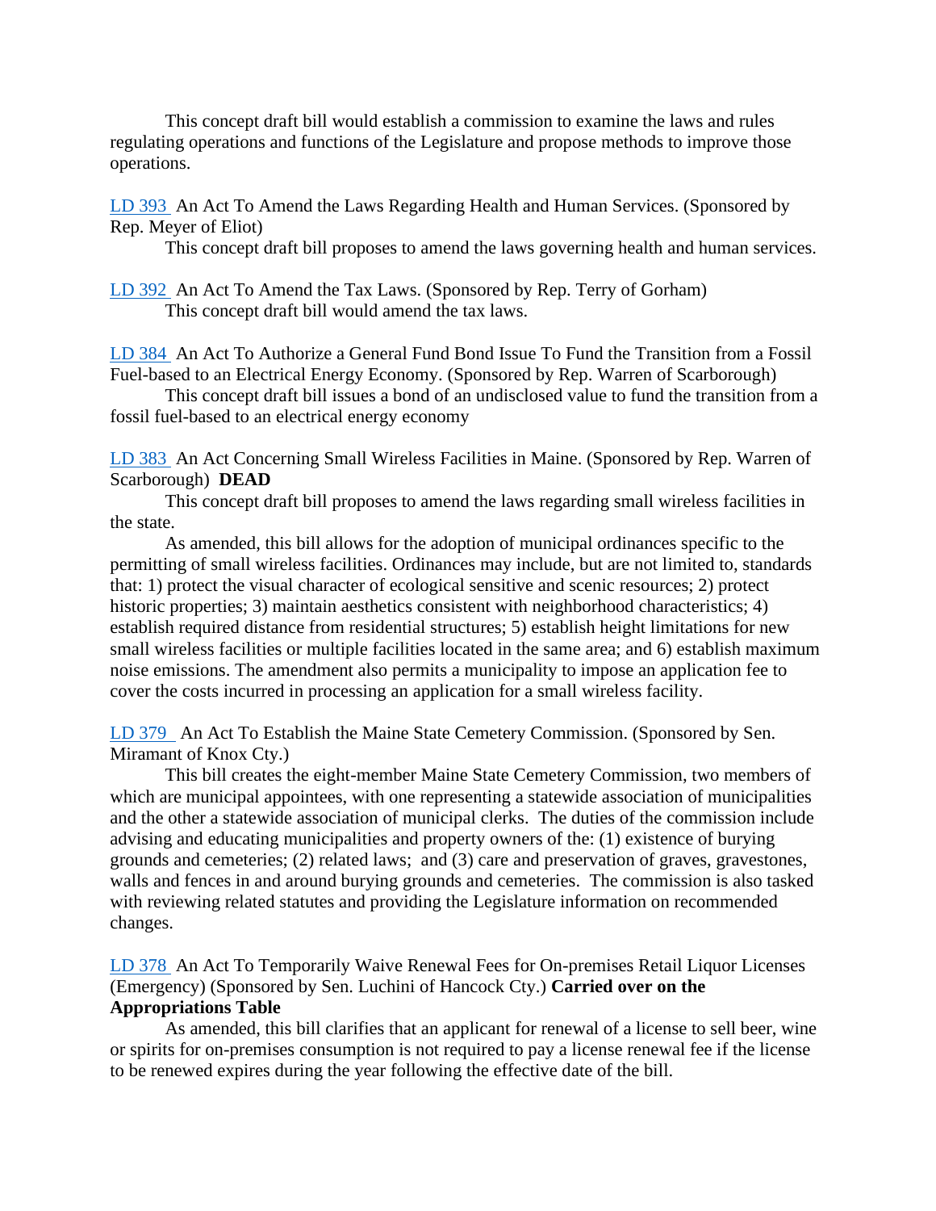This concept draft bill would establish a commission to examine the laws and rules regulating operations and functions of the Legislature and propose methods to improve those operations.

LD 393 An Act To Amend the Laws Regarding Health and Human Services. (Sponsored by Rep. Meyer of Eliot)

This concept draft bill proposes to amend the laws governing health and human services.

LD 392 An Act To Amend the Tax Laws. (Sponsored by Rep. Terry of Gorham)

This concept draft bill would amend the tax laws.

LD 384 An Act To Authorize a General Fund Bond Issue To Fund the Transition from a Fossil Fuel-based to an Electrical Energy Economy. (Sponsored by Rep. Warren of Scarborough)

This concept draft bill issues a bond of an undisclosed value to fund the transition from a fossil fuel-based to an electrical energy economy

LD 383 An Act Concerning Small Wireless Facilities in Maine. (Sponsored by Rep. Warren of Scarborough) **DEAD**

This concept draft bill proposes to amend the laws regarding small wireless facilities in the state.

As amended, this bill allows for the adoption of municipal ordinances specific to the permitting of small wireless facilities. Ordinances may include, but are not limited to, standards that: 1) protect the visual character of ecological sensitive and scenic resources; 2) protect historic properties; 3) maintain aesthetics consistent with neighborhood characteristics; 4) establish required distance from residential structures; 5) establish height limitations for new small wireless facilities or multiple facilities located in the same area; and 6) establish maximum noise emissions. The amendment also permits a municipality to impose an application fee to cover the costs incurred in processing an application for a small wireless facility.

LD 379 An Act To Establish the Maine State Cemetery Commission. (Sponsored by Sen. Miramant of Knox Cty.)

This bill creates the eight-member Maine State Cemetery Commission, two members of which are municipal appointees, with one representing a statewide association of municipalities and the other a statewide association of municipal clerks. The duties of the commission include advising and educating municipalities and property owners of the: (1) existence of burying grounds and cemeteries; (2) related laws; and (3) care and preservation of graves, gravestones, walls and fences in and around burying grounds and cemeteries. The commission is also tasked with reviewing related statutes and providing the Legislature information on recommended changes.

LD 378 An Act To Temporarily Waive Renewal Fees for On-premises Retail Liquor Licenses (Emergency) (Sponsored by Sen. Luchini of Hancock Cty.) **Carried over on the Appropriations Table**

As amended, this bill clarifies that an applicant for renewal of a license to sell beer, wine or spirits for on-premises consumption is not required to pay a license renewal fee if the license to be renewed expires during the year following the effective date of the bill.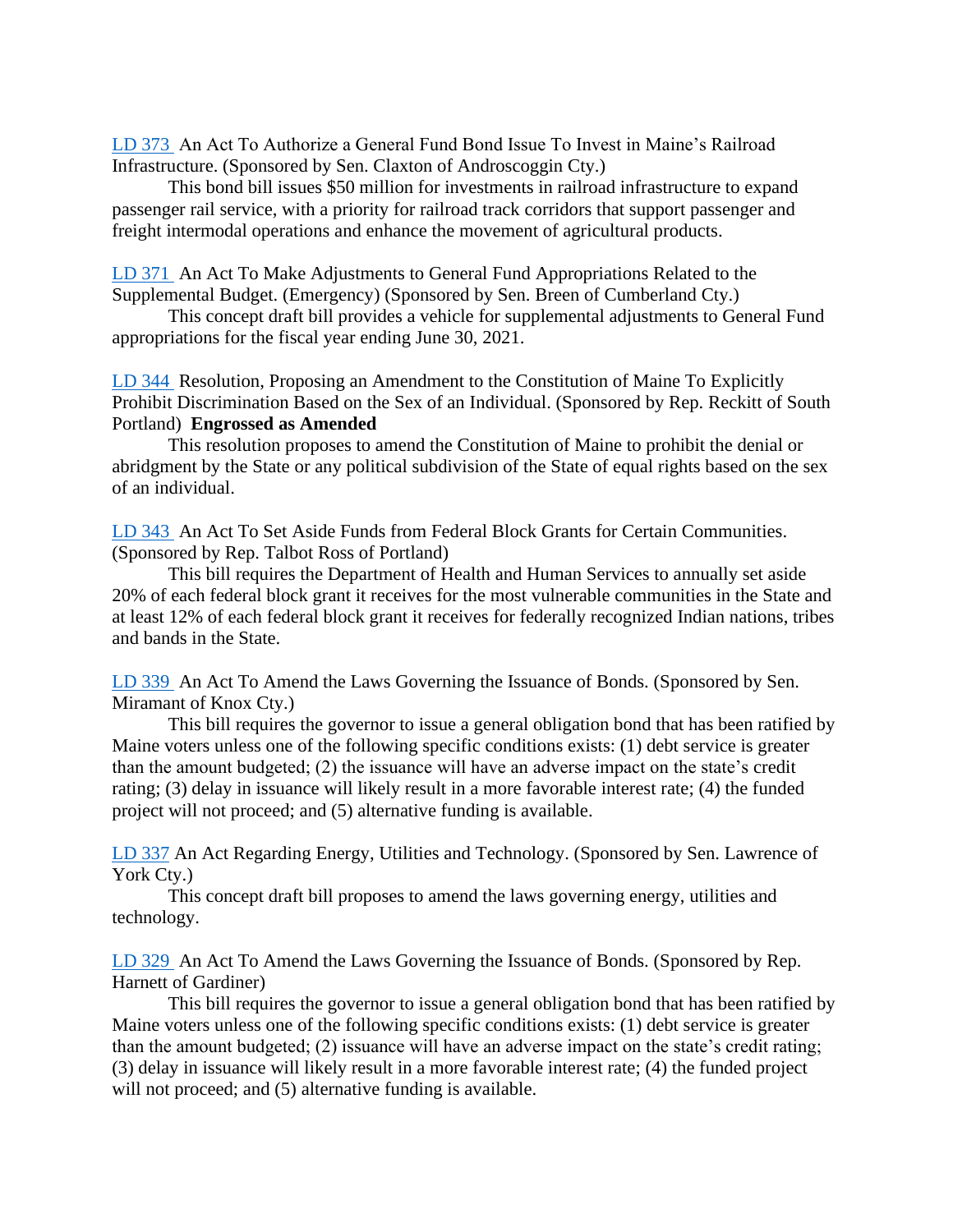LD 373 An Act To Authorize a General Fund Bond Issue To Invest in Maine's Railroad Infrastructure. (Sponsored by Sen. Claxton of Androscoggin Cty.)

This bond bill issues $50 million for investments in railroad infrastructure to expand passenger rail service, with a priority for railroad track corridors that support passenger and freight intermodal operations and enhance the movement of agricultural products.

LD 371 An Act To Make Adjustments to General Fund Appropriations Related to the Supplemental Budget. (Emergency) (Sponsored by Sen. Breen of Cumberland Cty.)

This concept draft bill provides a vehicle for supplemental adjustments to General Fund appropriations for the fiscal year ending June 30, 2021.

LD 344 Resolution, Proposing an Amendment to the Constitution of Maine To Explicitly Prohibit Discrimination Based on the Sex of an Individual. (Sponsored by Rep. Reckitt of South Portland) **Engrossed as Amended**

This resolution proposes to amend the Constitution of Maine to prohibit the denial or abridgment by the State or any political subdivision of the State of equal rights based on the sex of an individual.

LD 343 An Act To Set Aside Funds from Federal Block Grants for Certain Communities. (Sponsored by Rep. Talbot Ross of Portland)

This bill requires the Department of Health and Human Services to annually set aside 20% of each federal block grant it receives for the most vulnerable communities in the State and at least 12% of each federal block grant it receives for federally recognized Indian nations, tribes and bands in the State.

LD 339 An Act To Amend the Laws Governing the Issuance of Bonds. (Sponsored by Sen. Miramant of Knox Cty.)

This bill requires the governor to issue a general obligation bond that has been ratified by Maine voters unless one of the following specific conditions exists: (1) debt service is greater than the amount budgeted; (2) the issuance will have an adverse impact on the state's credit rating; (3) delay in issuance will likely result in a more favorable interest rate; (4) the funded project will not proceed; and (5) alternative funding is available.

LD 337 An Act Regarding Energy, Utilities and Technology. (Sponsored by Sen. Lawrence of York Cty.)

This concept draft bill proposes to amend the laws governing energy, utilities and technology.

LD 329 An Act To Amend the Laws Governing the Issuance of Bonds. (Sponsored by Rep. Harnett of Gardiner)

This bill requires the governor to issue a general obligation bond that has been ratified by Maine voters unless one of the following specific conditions exists: (1) debt service is greater than the amount budgeted; (2) issuance will have an adverse impact on the state's credit rating; (3) delay in issuance will likely result in a more favorable interest rate; (4) the funded project will not proceed; and (5) alternative funding is available.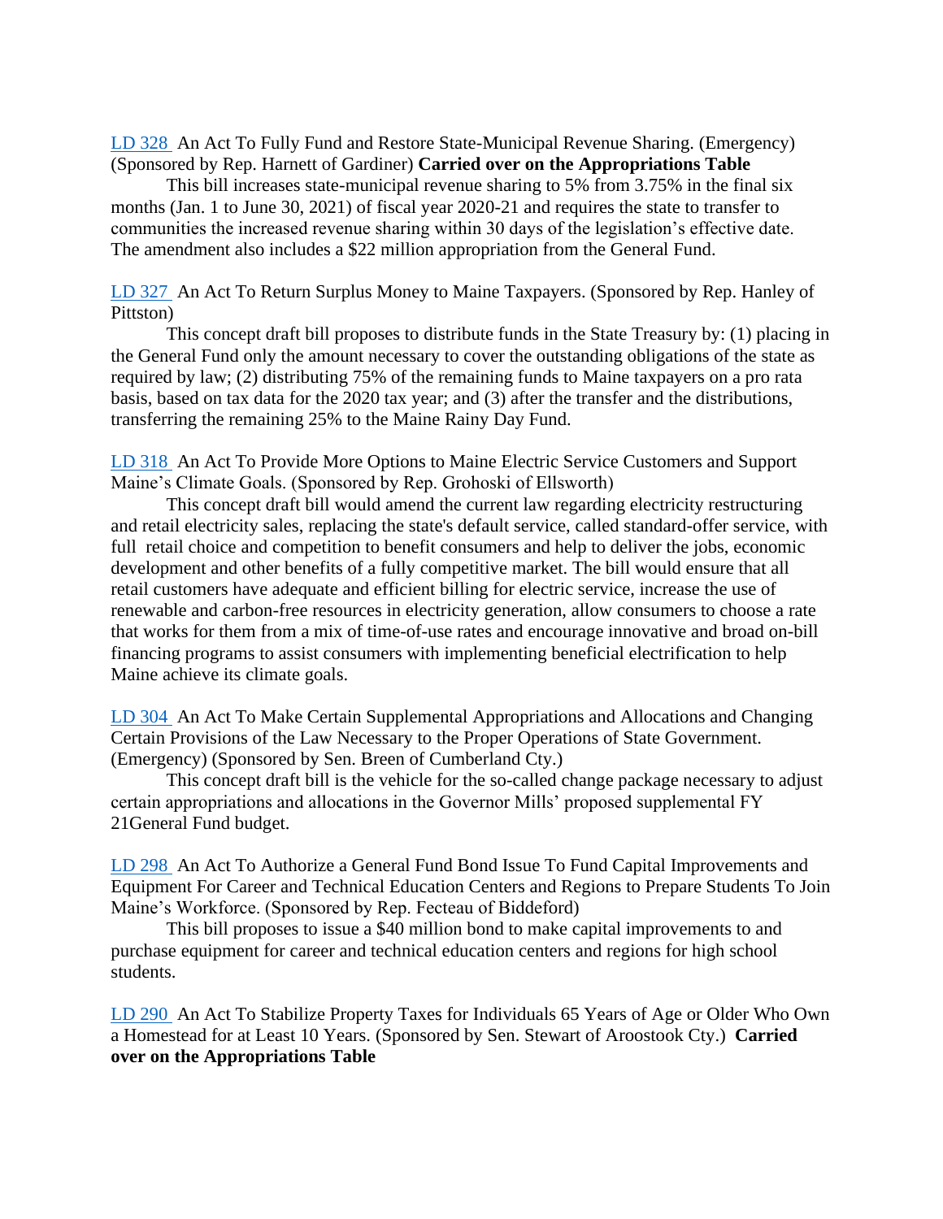LD 328 An Act To Fully Fund and Restore State-Municipal Revenue Sharing. (Emergency) (Sponsored by Rep. Harnett of Gardiner) **Carried over on the Appropriations Table**

This bill increases state-municipal revenue sharing to 5% from 3.75% in the final six months (Jan. 1 to June 30, 2021) of fiscal year 2020-21 and requires the state to transfer to communities the increased revenue sharing within 30 days of the legislation's effective date. The amendment also includes a $22 million appropriation from the General Fund.

LD 327 An Act To Return Surplus Money to Maine Taxpayers. (Sponsored by Rep. Hanley of Pittston)

This concept draft bill proposes to distribute funds in the State Treasury by: (1) placing in the General Fund only the amount necessary to cover the outstanding obligations of the state as required by law; (2) distributing 75% of the remaining funds to Maine taxpayers on a pro rata basis, based on tax data for the 2020 tax year; and (3) after the transfer and the distributions, transferring the remaining 25% to the Maine Rainy Day Fund.

LD 318 An Act To Provide More Options to Maine Electric Service Customers and Support Maine's Climate Goals. (Sponsored by Rep. Grohoski of Ellsworth)

This concept draft bill would amend the current law regarding electricity restructuring and retail electricity sales, replacing the state's default service, called standard-offer service, with full retail choice and competition to benefit consumers and help to deliver the jobs, economic development and other benefits of a fully competitive market. The bill would ensure that all retail customers have adequate and efficient billing for electric service, increase the use of renewable and carbon-free resources in electricity generation, allow consumers to choose a rate that works for them from a mix of time-of-use rates and encourage innovative and broad on-bill financing programs to assist consumers with implementing beneficial electrification to help Maine achieve its climate goals.

LD 304 An Act To Make Certain Supplemental Appropriations and Allocations and Changing Certain Provisions of the Law Necessary to the Proper Operations of State Government. (Emergency) (Sponsored by Sen. Breen of Cumberland Cty.)

This concept draft bill is the vehicle for the so-called change package necessary to adjust certain appropriations and allocations in the Governor Mills' proposed supplemental FY 21General Fund budget.

LD 298 An Act To Authorize a General Fund Bond Issue To Fund Capital Improvements and Equipment For Career and Technical Education Centers and Regions to Prepare Students To Join Maine's Workforce. (Sponsored by Rep. Fecteau of Biddeford)

This bill proposes to issue a $40 million bond to make capital improvements to and purchase equipment for career and technical education centers and regions for high school students.

LD 290 An Act To Stabilize Property Taxes for Individuals 65 Years of Age or Older Who Own a Homestead for at Least 10 Years. (Sponsored by Sen. Stewart of Aroostook Cty.) **Carried over on the Appropriations Table**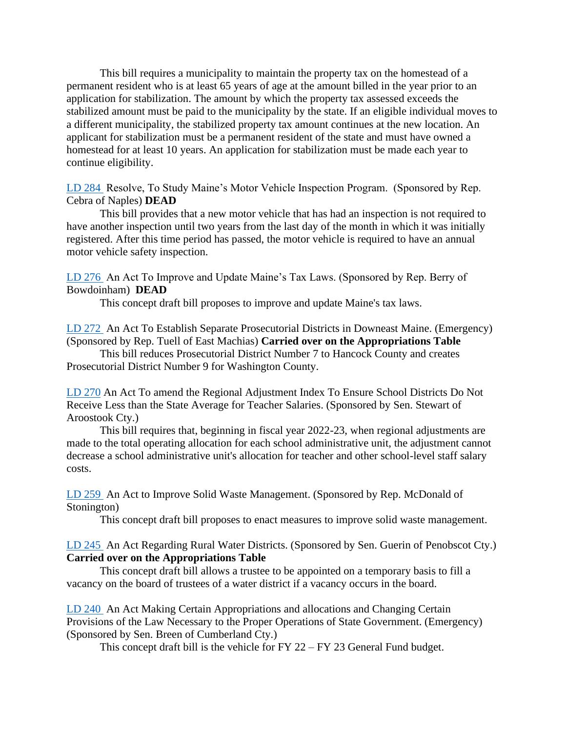This bill requires a municipality to maintain the property tax on the homestead of a permanent resident who is at least 65 years of age at the amount billed in the year prior to an application for stabilization. The amount by which the property tax assessed exceeds the stabilized amount must be paid to the municipality by the state. If an eligible individual moves to a different municipality, the stabilized property tax amount continues at the new location. An applicant for stabilization must be a permanent resident of the state and must have owned a homestead for at least 10 years. An application for stabilization must be made each year to continue eligibility.

LD 284 Resolve, To Study Maine's Motor Vehicle Inspection Program. (Sponsored by Rep. Cebra of Naples) **DEAD**

This bill provides that a new motor vehicle that has had an inspection is not required to have another inspection until two years from the last day of the month in which it was initially registered. After this time period has passed, the motor vehicle is required to have an annual motor vehicle safety inspection.

LD 276 An Act To Improve and Update Maine's Tax Laws. (Sponsored by Rep. Berry of Bowdoinham) **DEAD**

This concept draft bill proposes to improve and update Maine's tax laws.

LD 272 An Act To Establish Separate Prosecutorial Districts in Downeast Maine. (Emergency) (Sponsored by Rep. Tuell of East Machias) **Carried over on the Appropriations Table**

This bill reduces Prosecutorial District Number 7 to Hancock County and creates Prosecutorial District Number 9 for Washington County.

LD 270 An Act To amend the Regional Adjustment Index To Ensure School Districts Do Not Receive Less than the State Average for Teacher Salaries. (Sponsored by Sen. Stewart of Aroostook Cty.)

This bill requires that, beginning in fiscal year 2022-23, when regional adjustments are made to the total operating allocation for each school administrative unit, the adjustment cannot decrease a school administrative unit's allocation for teacher and other school-level staff salary costs.

LD 259 An Act to Improve Solid Waste Management. (Sponsored by Rep. McDonald of Stonington)

This concept draft bill proposes to enact measures to improve solid waste management.

LD 245 An Act Regarding Rural Water Districts. (Sponsored by Sen. Guerin of Penobscot Cty.) **Carried over on the Appropriations Table**

This concept draft bill allows a trustee to be appointed on a temporary basis to fill a vacancy on the board of trustees of a water district if a vacancy occurs in the board.

LD 240 An Act Making Certain Appropriations and allocations and Changing Certain Provisions of the Law Necessary to the Proper Operations of State Government. (Emergency) (Sponsored by Sen. Breen of Cumberland Cty.)

This concept draft bill is the vehicle for FY 22 – FY 23 General Fund budget.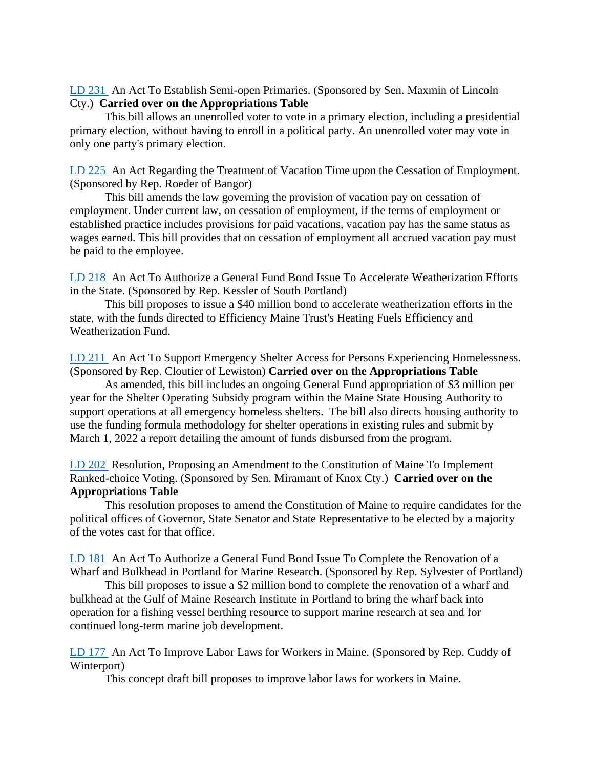LD 231 An Act To Establish Semi-open Primaries. (Sponsored by Sen. Maxmin of Lincoln Cty.) **Carried over on the Appropriations Table**

This bill allows an unenrolled voter to vote in a primary election, including a presidential primary election, without having to enroll in a political party. An unenrolled voter may vote in only one party's primary election.

LD 225 An Act Regarding the Treatment of Vacation Time upon the Cessation of Employment. (Sponsored by Rep. Roeder of Bangor)

This bill amends the law governing the provision of vacation pay on cessation of employment. Under current law, on cessation of employment, if the terms of employment or established practice includes provisions for paid vacations, vacation pay has the same status as wages earned. This bill provides that on cessation of employment all accrued vacation pay must be paid to the employee.

LD 218 An Act To Authorize a General Fund Bond Issue To Accelerate Weatherization Efforts in the State. (Sponsored by Rep. Kessler of South Portland)

This bill proposes to issue a $40 million bond to accelerate weatherization efforts in the state, with the funds directed to Efficiency Maine Trust's Heating Fuels Efficiency and Weatherization Fund.

LD 211 An Act To Support Emergency Shelter Access for Persons Experiencing Homelessness. (Sponsored by Rep. Cloutier of Lewiston) **Carried over on the Appropriations Table**

As amended, this bill includes an ongoing General Fund appropriation of $3 million per year for the Shelter Operating Subsidy program within the Maine State Housing Authority to support operations at all emergency homeless shelters. The bill also directs housing authority to use the funding formula methodology for shelter operations in existing rules and submit by March 1, 2022 a report detailing the amount of funds disbursed from the program.

LD 202 Resolution, Proposing an Amendment to the Constitution of Maine To Implement Ranked-choice Voting. (Sponsored by Sen. Miramant of Knox Cty.) **Carried over on the Appropriations Table**

This resolution proposes to amend the Constitution of Maine to require candidates for the political offices of Governor, State Senator and State Representative to be elected by a majority of the votes cast for that office.

LD 181 An Act To Authorize a General Fund Bond Issue To Complete the Renovation of a Wharf and Bulkhead in Portland for Marine Research. (Sponsored by Rep. Sylvester of Portland)

This bill proposes to issue a $2 million bond to complete the renovation of a wharf and bulkhead at the Gulf of Maine Research Institute in Portland to bring the wharf back into operation for a fishing vessel berthing resource to support marine research at sea and for continued long-term marine job development.

LD 177 An Act To Improve Labor Laws for Workers in Maine. (Sponsored by Rep. Cuddy of Winterport)

This concept draft bill proposes to improve labor laws for workers in Maine.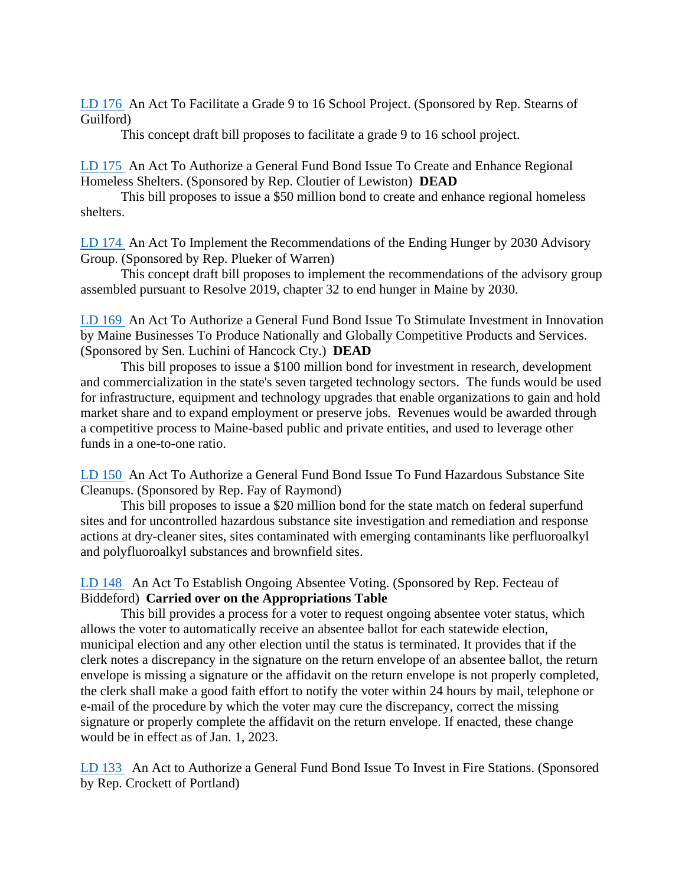LD 176 An Act To Facilitate a Grade 9 to 16 School Project. (Sponsored by Rep. Stearns of Guilford)

This concept draft bill proposes to facilitate a grade 9 to 16 school project.

LD 175 An Act To Authorize a General Fund Bond Issue To Create and Enhance Regional Homeless Shelters. (Sponsored by Rep. Cloutier of Lewiston) **DEAD**

This bill proposes to issue a $50 million bond to create and enhance regional homeless shelters.

LD 174 An Act To Implement the Recommendations of the Ending Hunger by 2030 Advisory Group. (Sponsored by Rep. Plueker of Warren)

This concept draft bill proposes to implement the recommendations of the advisory group assembled pursuant to Resolve 2019, chapter 32 to end hunger in Maine by 2030.

LD 169 An Act To Authorize a General Fund Bond Issue To Stimulate Investment in Innovation by Maine Businesses To Produce Nationally and Globally Competitive Products and Services. (Sponsored by Sen. Luchini of Hancock Cty.) **DEAD**

This bill proposes to issue a $100 million bond for investment in research, development and commercialization in the state's seven targeted technology sectors. The funds would be used for infrastructure, equipment and technology upgrades that enable organizations to gain and hold market share and to expand employment or preserve jobs. Revenues would be awarded through a competitive process to Maine-based public and private entities, and used to leverage other funds in a one-to-one ratio.

LD 150 An Act To Authorize a General Fund Bond Issue To Fund Hazardous Substance Site Cleanups. (Sponsored by Rep. Fay of Raymond)

This bill proposes to issue a $20 million bond for the state match on federal superfund sites and for uncontrolled hazardous substance site investigation and remediation and response actions at dry-cleaner sites, sites contaminated with emerging contaminants like perfluoroalkyl and polyfluoroalkyl substances and brownfield sites.

LD 148 An Act To Establish Ongoing Absentee Voting. (Sponsored by Rep. Fecteau of Biddeford) **Carried over on the Appropriations Table**

This bill provides a process for a voter to request ongoing absentee voter status, which allows the voter to automatically receive an absentee ballot for each statewide election, municipal election and any other election until the status is terminated. It provides that if the clerk notes a discrepancy in the signature on the return envelope of an absentee ballot, the return envelope is missing a signature or the affidavit on the return envelope is not properly completed, the clerk shall make a good faith effort to notify the voter within 24 hours by mail, telephone or e-mail of the procedure by which the voter may cure the discrepancy, correct the missing signature or properly complete the affidavit on the return envelope. If enacted, these change would be in effect as of Jan. 1, 2023.

LD 133 An Act to Authorize a General Fund Bond Issue To Invest in Fire Stations. (Sponsored by Rep. Crockett of Portland)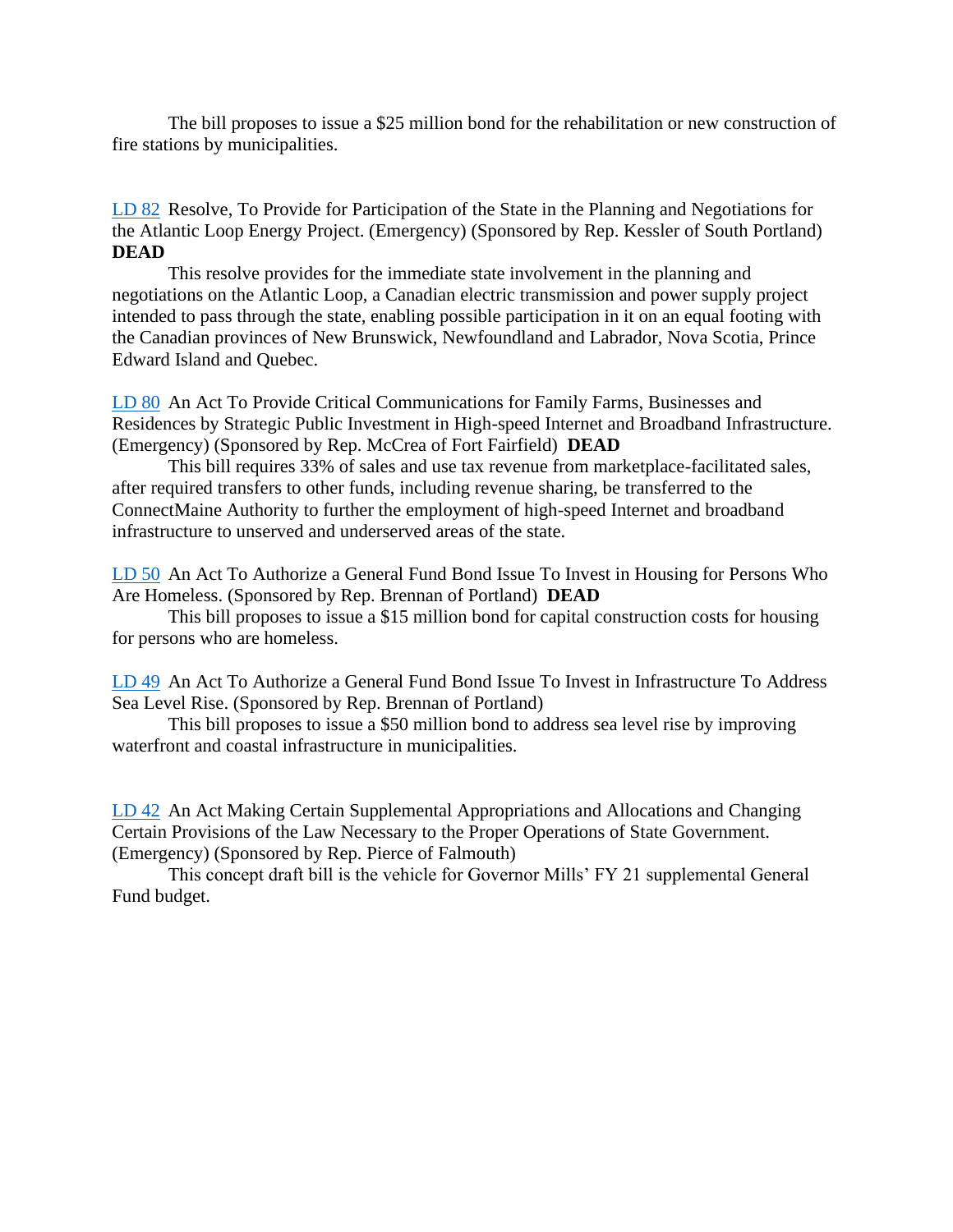The bill proposes to issue a $25 million bond for the rehabilitation or new construction of fire stations by municipalities.

LD 82 Resolve, To Provide for Participation of the State in the Planning and Negotiations for the Atlantic Loop Energy Project. (Emergency) (Sponsored by Rep. Kessler of South Portland) **DEAD**

This resolve provides for the immediate state involvement in the planning and negotiations on the Atlantic Loop, a Canadian electric transmission and power supply project intended to pass through the state, enabling possible participation in it on an equal footing with the Canadian provinces of New Brunswick, Newfoundland and Labrador, Nova Scotia, Prince Edward Island and Quebec.

LD 80 An Act To Provide Critical Communications for Family Farms, Businesses and Residences by Strategic Public Investment in High-speed Internet and Broadband Infrastructure. (Emergency) (Sponsored by Rep. McCrea of Fort Fairfield) **DEAD**

This bill requires 33% of sales and use tax revenue from marketplace-facilitated sales, after required transfers to other funds, including revenue sharing, be transferred to the ConnectMaine Authority to further the employment of high-speed Internet and broadband infrastructure to unserved and underserved areas of the state.

LD 50 An Act To Authorize a General Fund Bond Issue To Invest in Housing for Persons Who Are Homeless. (Sponsored by Rep. Brennan of Portland) **DEAD**

This bill proposes to issue a $15 million bond for capital construction costs for housing for persons who are homeless.

LD 49 An Act To Authorize a General Fund Bond Issue To Invest in Infrastructure To Address Sea Level Rise. (Sponsored by Rep. Brennan of Portland)

This bill proposes to issue a $50 million bond to address sea level rise by improving waterfront and coastal infrastructure in municipalities.

LD 42 An Act Making Certain Supplemental Appropriations and Allocations and Changing Certain Provisions of the Law Necessary to the Proper Operations of State Government. (Emergency) (Sponsored by Rep. Pierce of Falmouth)

This concept draft bill is the vehicle for Governor Mills' FY 21 supplemental General Fund budget.